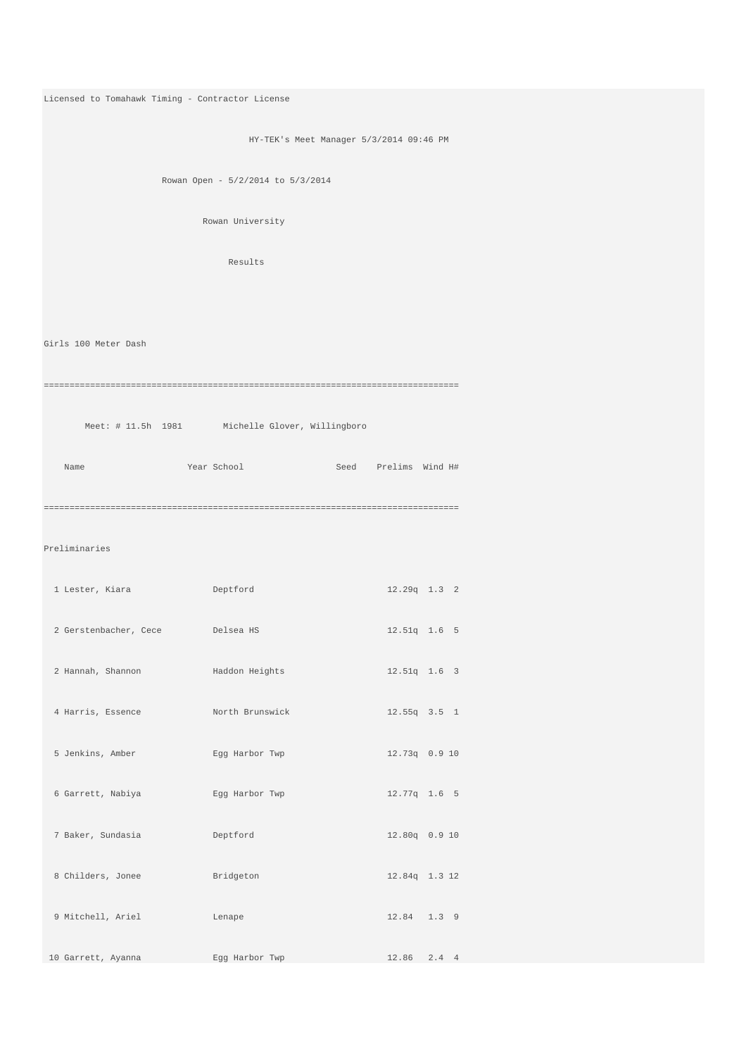Licensed to Tomahawk Timing - Contractor License

HY-TEK's Meet Manager 5/3/2014 09:46 PM

Rowan Open - 5/2/2014 to 5/3/2014

Rowan University

Results

## Girls 100 Meter Dash

```
================================================================================
       Meet: # 11.5h  1981        Michelle Glover, Willingboro
    Name                    Year School                 Seed    Prelims  Wind H#
================================================================================
Preliminaries
  1 Lester, Kiara               Deptford                         12.29q  1.3  2
  2 Gerstenbacher, Cece         Delsea HS                        12.51q  1.6  5
  2 Hannah, Shannon             Haddon Heights                   12.51q  1.6  3
  4 Harris, Essence             North Brunswick                  12.55q  3.5  1
  5 Jenkins, Amber              Egg Harbor Twp                   12.73q  0.9 10
  6 Garrett, Nabiya             Egg Harbor Twp                   12.77q  1.6  5
  7 Baker, Sundasia             Deptford                         12.80q  0.9 10
  8 Childers, Jonee             Bridgeton                        12.84q  1.3 12
  9 Mitchell, Ariel             Lenape                           12.84   1.3  9
 10 Garrett, Ayanna             Egg Harbor Twp                   12.86   2.4  4
```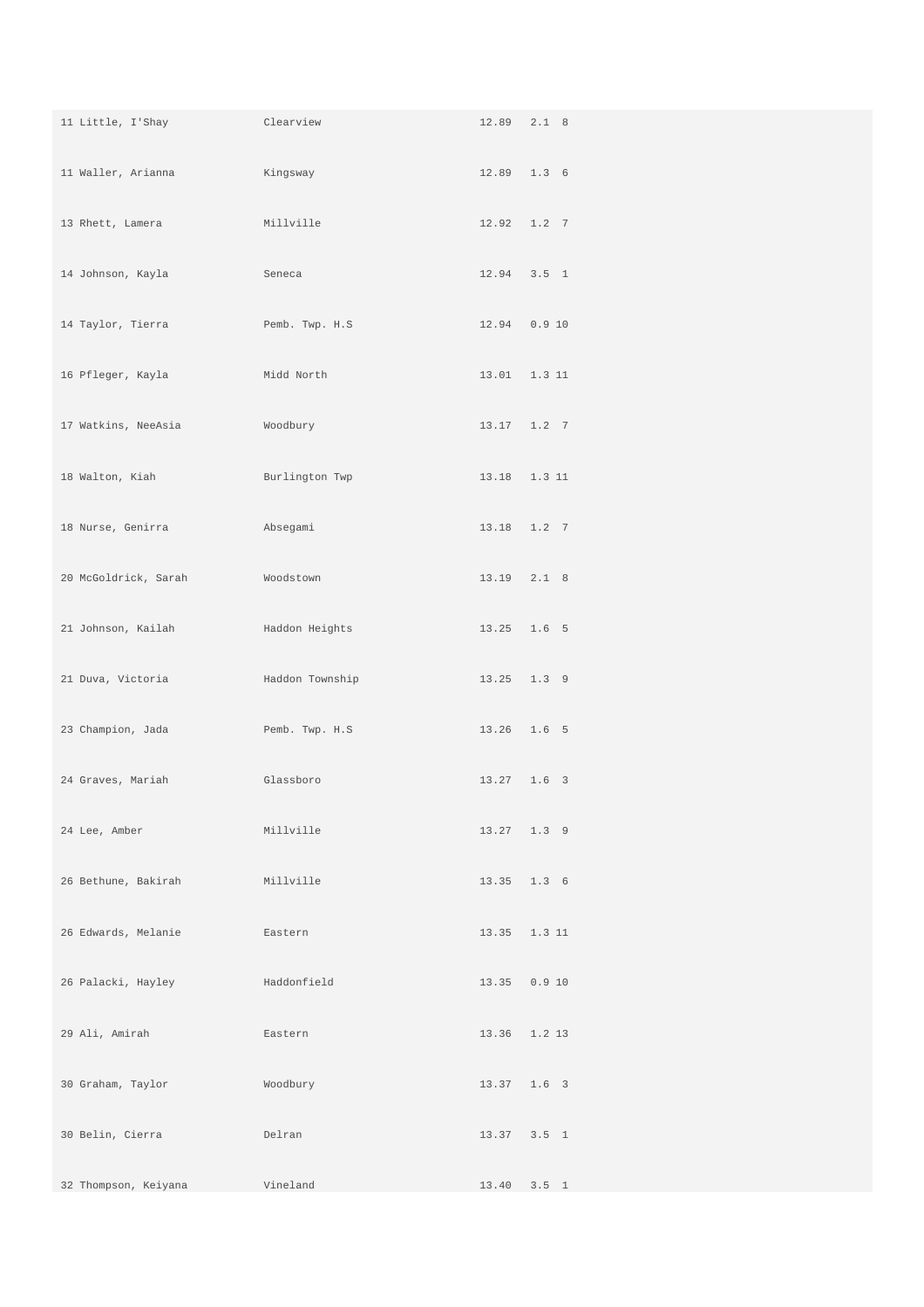| | | | | |
|---|---|---|---|---|
| 11 Little, I'Shay | Clearview | 12.89 | 2.1 | 8 |
| 11 Waller, Arianna | Kingsway | 12.89 | 1.3 | 6 |
| 13 Rhett, Lamera | Millville | 12.92 | 1.2 | 7 |
| 14 Johnson, Kayla | Seneca | 12.94 | 3.5 | 1 |
| 14 Taylor, Tierra | Pemb. Twp. H.S | 12.94 | 0.9 | 10 |
| 16 Pfleger, Kayla | Midd North | 13.01 | 1.3 | 11 |
| 17 Watkins, NeeAsia | Woodbury | 13.17 | 1.2 | 7 |
| 18 Walton, Kiah | Burlington Twp | 13.18 | 1.3 | 11 |
| 18 Nurse, Genirra | Absegami | 13.18 | 1.2 | 7 |
| 20 McGoldrick, Sarah | Woodstown | 13.19 | 2.1 | 8 |
| 21 Johnson, Kailah | Haddon Heights | 13.25 | 1.6 | 5 |
| 21 Duva, Victoria | Haddon Township | 13.25 | 1.3 | 9 |
| 23 Champion, Jada | Pemb. Twp. H.S | 13.26 | 1.6 | 5 |
| 24 Graves, Mariah | Glassboro | 13.27 | 1.6 | 3 |
| 24 Lee, Amber | Millville | 13.27 | 1.3 | 9 |
| 26 Bethune, Bakirah | Millville | 13.35 | 1.3 | 6 |
| 26 Edwards, Melanie | Eastern | 13.35 | 1.3 | 11 |
| 26 Palacki, Hayley | Haddonfield | 13.35 | 0.9 | 10 |
| 29 Ali, Amirah | Eastern | 13.36 | 1.2 | 13 |
| 30 Graham, Taylor | Woodbury | 13.37 | 1.6 | 3 |
| 30 Belin, Cierra | Delran | 13.37 | 3.5 | 1 |
| 32 Thompson, Keiyana | Vineland | 13.40 | 3.5 | 1 |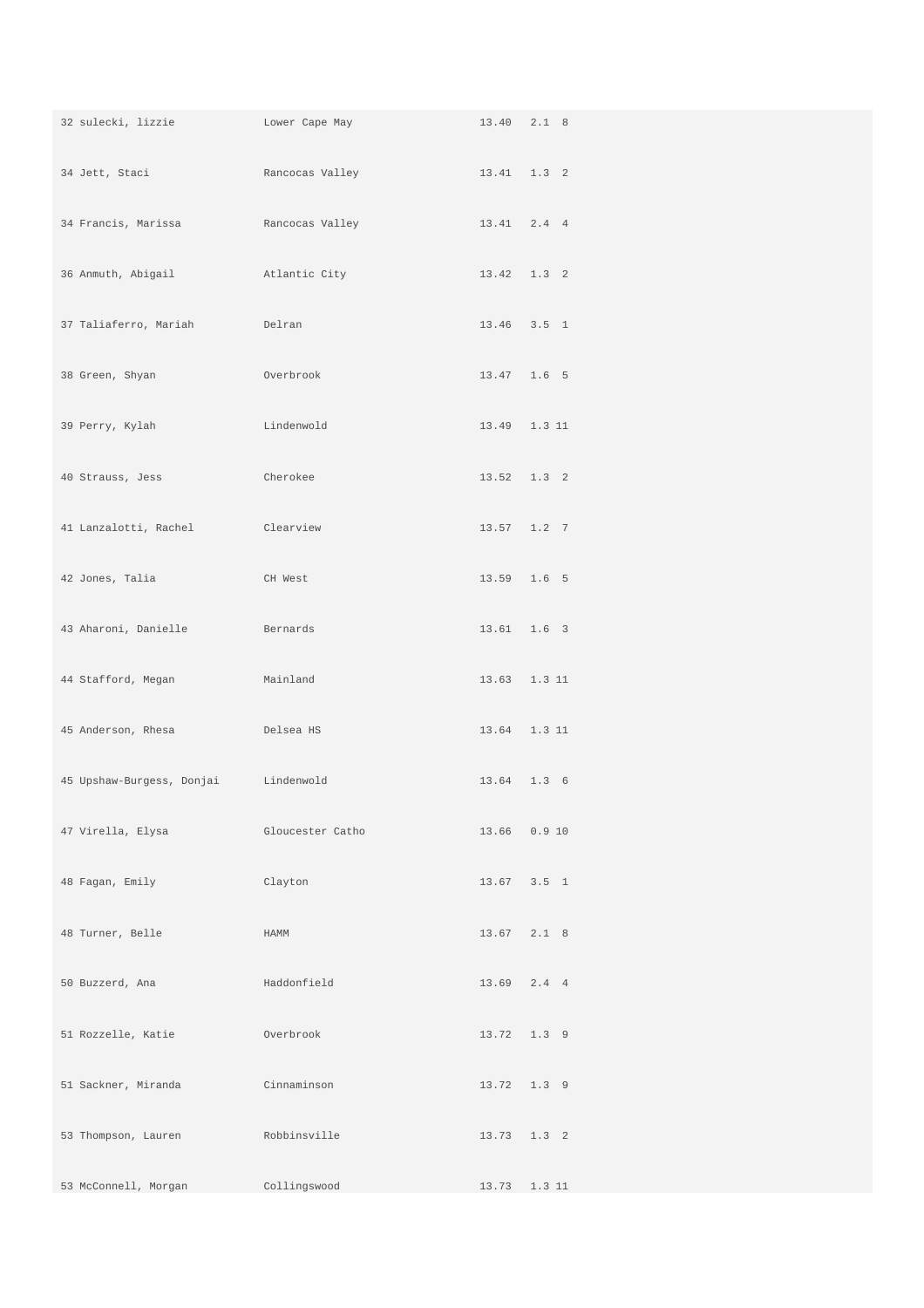| | | | | |
|---|---|---|---|---|
| 32 sulecki, lizzie | Lower Cape May | 13.40 | 2.1 | 8 |
| 34 Jett, Staci | Rancocas Valley | 13.41 | 1.3 | 2 |
| 34 Francis, Marissa | Rancocas Valley | 13.41 | 2.4 | 4 |
| 36 Anmuth, Abigail | Atlantic City | 13.42 | 1.3 | 2 |
| 37 Taliaferro, Mariah | Delran | 13.46 | 3.5 | 1 |
| 38 Green, Shyan | Overbrook | 13.47 | 1.6 | 5 |
| 39 Perry, Kylah | Lindenwold | 13.49 | 1.3 | 11 |
| 40 Strauss, Jess | Cherokee | 13.52 | 1.3 | 2 |
| 41 Lanzalotti, Rachel | Clearview | 13.57 | 1.2 | 7 |
| 42 Jones, Talia | CH West | 13.59 | 1.6 | 5 |
| 43 Aharoni, Danielle | Bernards | 13.61 | 1.6 | 3 |
| 44 Stafford, Megan | Mainland | 13.63 | 1.3 | 11 |
| 45 Anderson, Rhesa | Delsea HS | 13.64 | 1.3 | 11 |
| 45 Upshaw-Burgess, Donjai | Lindenwold | 13.64 | 1.3 | 6 |
| 47 Virella, Elysa | Gloucester Catho | 13.66 | 0.9 | 10 |
| 48 Fagan, Emily | Clayton | 13.67 | 3.5 | 1 |
| 48 Turner, Belle | HAMM | 13.67 | 2.1 | 8 |
| 50 Buzzerd, Ana | Haddonfield | 13.69 | 2.4 | 4 |
| 51 Rozzelle, Katie | Overbrook | 13.72 | 1.3 | 9 |
| 51 Sackner, Miranda | Cinnaminson | 13.72 | 1.3 | 9 |
| 53 Thompson, Lauren | Robbinsville | 13.73 | 1.3 | 2 |
| 53 McConnell, Morgan | Collingswood | 13.73 | 1.3 | 11 |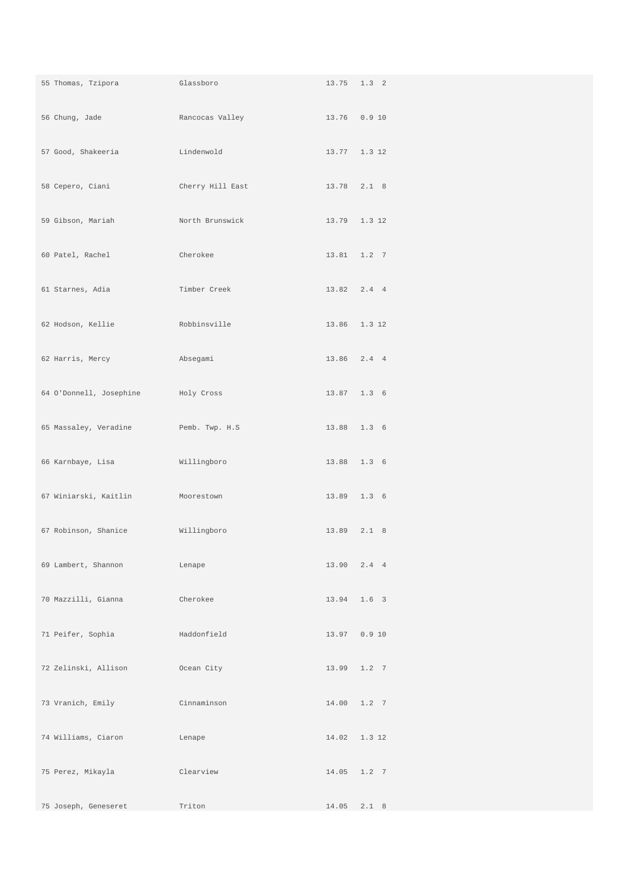| | | | | |
|---|---|---|---|---|
| 55 Thomas, Tzipora | Glassboro | 13.75 | 1.3 | 2 |
| 56 Chung, Jade | Rancocas Valley | 13.76 | 0.9 | 10 |
| 57 Good, Shakeeria | Lindenwold | 13.77 | 1.3 | 12 |
| 58 Cepero, Ciani | Cherry Hill East | 13.78 | 2.1 | 8 |
| 59 Gibson, Mariah | North Brunswick | 13.79 | 1.3 | 12 |
| 60 Patel, Rachel | Cherokee | 13.81 | 1.2 | 7 |
| 61 Starnes, Adia | Timber Creek | 13.82 | 2.4 | 4 |
| 62 Hodson, Kellie | Robbinsville | 13.86 | 1.3 | 12 |
| 62 Harris, Mercy | Absegami | 13.86 | 2.4 | 4 |
| 64 O'Donnell, Josephine | Holy Cross | 13.87 | 1.3 | 6 |
| 65 Massaley, Veradine | Pemb. Twp. H.S | 13.88 | 1.3 | 6 |
| 66 Karnbaye, Lisa | Willingboro | 13.88 | 1.3 | 6 |
| 67 Winiarski, Kaitlin | Moorestown | 13.89 | 1.3 | 6 |
| 67 Robinson, Shanice | Willingboro | 13.89 | 2.1 | 8 |
| 69 Lambert, Shannon | Lenape | 13.90 | 2.4 | 4 |
| 70 Mazzilli, Gianna | Cherokee | 13.94 | 1.6 | 3 |
| 71 Peifer, Sophia | Haddonfield | 13.97 | 0.9 | 10 |
| 72 Zelinski, Allison | Ocean City | 13.99 | 1.2 | 7 |
| 73 Vranich, Emily | Cinnaminson | 14.00 | 1.2 | 7 |
| 74 Williams, Ciaron | Lenape | 14.02 | 1.3 | 12 |
| 75 Perez, Mikayla | Clearview | 14.05 | 1.2 | 7 |
| 75 Joseph, Geneseret | Triton | 14.05 | 2.1 | 8 |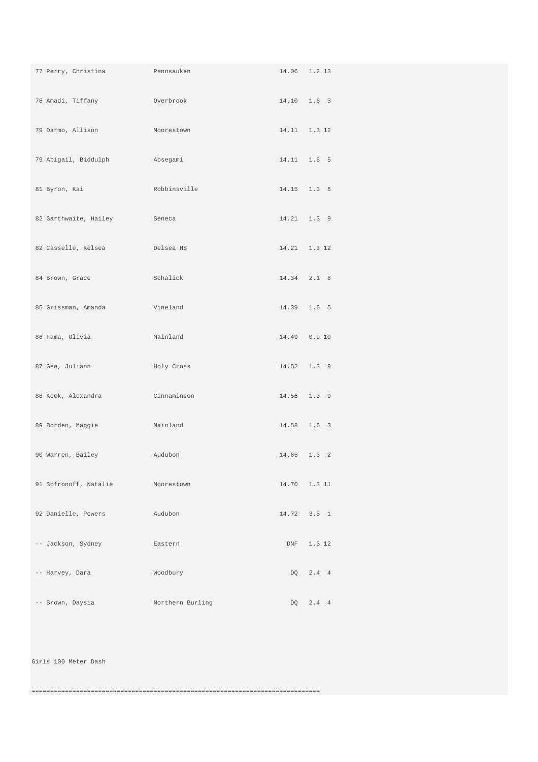```
 77 Perry, Christina          Pennsauken                       14.06   1.2 13
 78 Amadi, Tiffany            Overbrook                        14.10   1.6  3
 79 Darmo, Allison            Moorestown                       14.11   1.3 12
 79 Abigail, Biddulph         Absegami                         14.11   1.6  5
 81 Byron, Kai                Robbinsville                     14.15   1.3  6
 82 Garthwaite, Hailey        Seneca                           14.21   1.3  9
 82 Casselle, Kelsea          Delsea HS                        14.21   1.3 12
 84 Brown, Grace              Schalick                         14.34   2.1  8
 85 Grissman, Amanda          Vineland                         14.39   1.6  5
 86 Fama, Olivia              Mainland                         14.49   0.9 10
 87 Gee, Juliann              Holy Cross                       14.52   1.3  9
 88 Keck, Alexandra           Cinnaminson                      14.56   1.3  9
 89 Borden, Maggie            Mainland                         14.58   1.6  3
 90 Warren, Bailey            Audubon                          14.65   1.3  2
 91 Sofronoff, Natalie        Moorestown                       14.70   1.3 11
 92 Danielle, Powers          Audubon                          14.72   3.5  1
 -- Jackson, Sydney           Eastern                            DNF   1.3 12
 -- Harvey, Dara              Woodbury                            DQ   2.4  4
 -- Brown, Daysia             Northern Burling                    DQ   2.4  4
```

Girls 100 Meter Dash

```
===============================================================================
```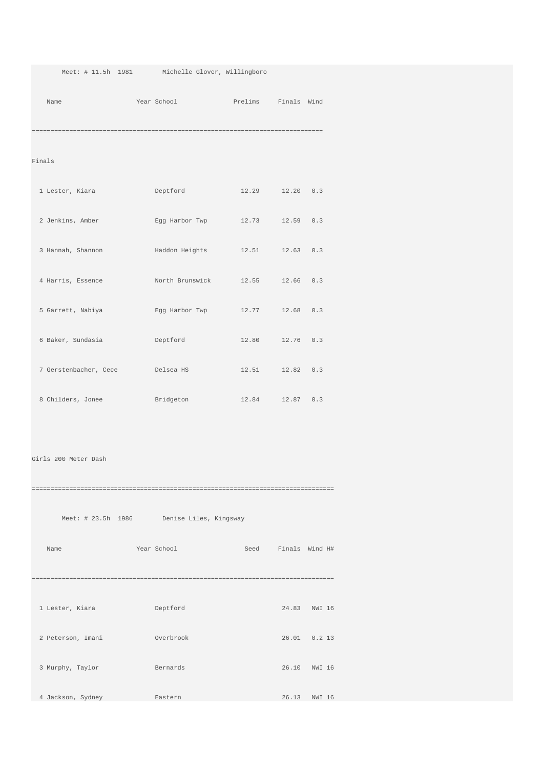Meet: # 11.5h 1981 Michelle Glover, Willingboro

| Name | Year | School | Prelims | Finals | Wind |
|---|---|---|---|---|---|
| **Finals** | | | | | |
| 1 Lester, Kiara | | Deptford | 12.29 | 12.20 | 0.3 |
| 2 Jenkins, Amber | | Egg Harbor Twp | 12.73 | 12.59 | 0.3 |
| 3 Hannah, Shannon | | Haddon Heights | 12.51 | 12.63 | 0.3 |
| 4 Harris, Essence | | North Brunswick | 12.55 | 12.66 | 0.3 |
| 5 Garrett, Nabiya | | Egg Harbor Twp | 12.77 | 12.68 | 0.3 |
| 6 Baker, Sundasia | | Deptford | 12.80 | 12.76 | 0.3 |
| 7 Gerstenbacher, Cece | | Delsea HS | 12.51 | 12.82 | 0.3 |
| 8 Childers, Jonee | | Bridgeton | 12.84 | 12.87 | 0.3 |

## Girls 200 Meter Dash

Meet: # 23.5h 1986 Denise Liles, Kingsway

| Name | Year | School | Seed | Finals | Wind | H# |
|---|---|---|---|---|---|---|
| 1 Lester, Kiara | | Deptford | | 24.83 | NWI | 16 |
| 2 Peterson, Imani | | Overbrook | | 26.01 | 0.2 | 13 |
| 3 Murphy, Taylor | | Bernards | | 26.10 | NWI | 16 |
| 4 Jackson, Sydney | | Eastern | | 26.13 | NWI | 16 |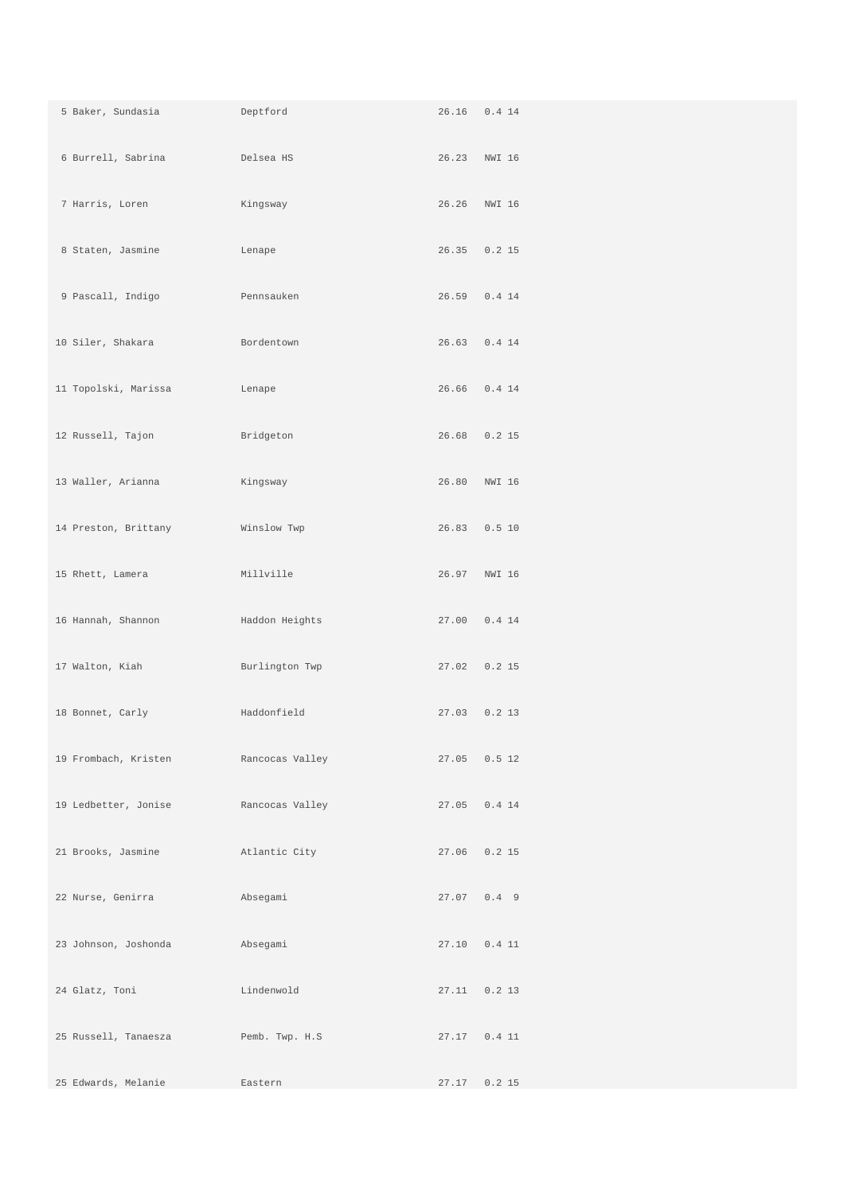| Place | Name | School | Time | Wind | Heat |
|---|---|---|---|---|---|
| 5 | Baker, Sundasia | Deptford | 26.16 | 0.4 | 14 |
| 6 | Burrell, Sabrina | Delsea HS | 26.23 | NWI | 16 |
| 7 | Harris, Loren | Kingsway | 26.26 | NWI | 16 |
| 8 | Staten, Jasmine | Lenape | 26.35 | 0.2 | 15 |
| 9 | Pascall, Indigo | Pennsauken | 26.59 | 0.4 | 14 |
| 10 | Siler, Shakara | Bordentown | 26.63 | 0.4 | 14 |
| 11 | Topolski, Marissa | Lenape | 26.66 | 0.4 | 14 |
| 12 | Russell, Tajon | Bridgeton | 26.68 | 0.2 | 15 |
| 13 | Waller, Arianna | Kingsway | 26.80 | NWI | 16 |
| 14 | Preston, Brittany | Winslow Twp | 26.83 | 0.5 | 10 |
| 15 | Rhett, Lamera | Millville | 26.97 | NWI | 16 |
| 16 | Hannah, Shannon | Haddon Heights | 27.00 | 0.4 | 14 |
| 17 | Walton, Kiah | Burlington Twp | 27.02 | 0.2 | 15 |
| 18 | Bonnet, Carly | Haddonfield | 27.03 | 0.2 | 13 |
| 19 | Frombach, Kristen | Rancocas Valley | 27.05 | 0.5 | 12 |
| 19 | Ledbetter, Jonise | Rancocas Valley | 27.05 | 0.4 | 14 |
| 21 | Brooks, Jasmine | Atlantic City | 27.06 | 0.2 | 15 |
| 22 | Nurse, Genirra | Absegami | 27.07 | 0.4 | 9 |
| 23 | Johnson, Joshonda | Absegami | 27.10 | 0.4 | 11 |
| 24 | Glatz, Toni | Lindenwold | 27.11 | 0.2 | 13 |
| 25 | Russell, Tanaesza | Pemb. Twp. H.S | 27.17 | 0.4 | 11 |
| 25 | Edwards, Melanie | Eastern | 27.17 | 0.2 | 15 |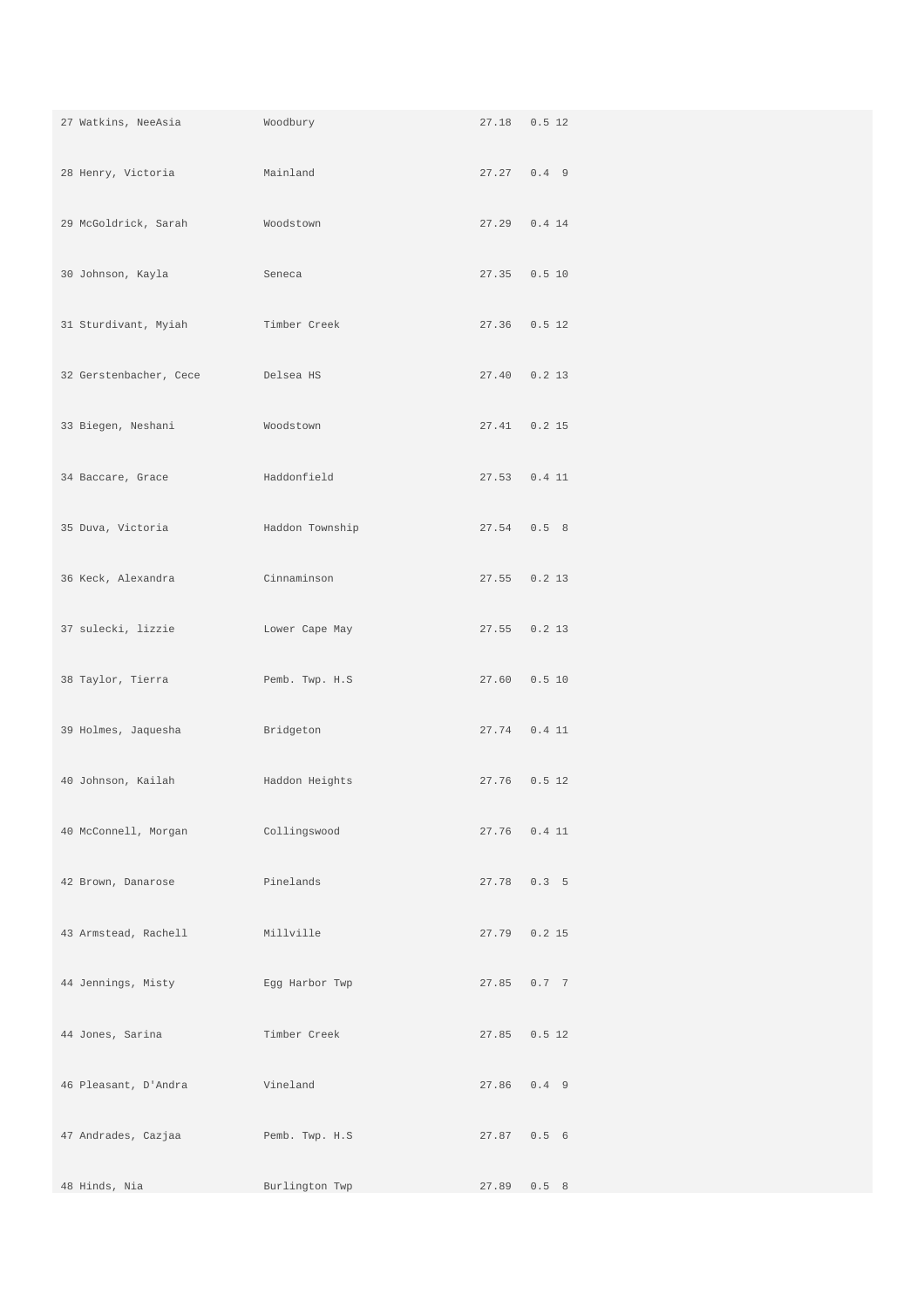| | | | | |
|---|---|---|---|---|
| 27 | Watkins, NeeAsia | Woodbury | 27.18 | 0.5 12 |
| 28 | Henry, Victoria | Mainland | 27.27 | 0.4 9 |
| 29 | McGoldrick, Sarah | Woodstown | 27.29 | 0.4 14 |
| 30 | Johnson, Kayla | Seneca | 27.35 | 0.5 10 |
| 31 | Sturdivant, Myiah | Timber Creek | 27.36 | 0.5 12 |
| 32 | Gerstenbacher, Cece | Delsea HS | 27.40 | 0.2 13 |
| 33 | Biegen, Neshani | Woodstown | 27.41 | 0.2 15 |
| 34 | Baccare, Grace | Haddonfield | 27.53 | 0.4 11 |
| 35 | Duva, Victoria | Haddon Township | 27.54 | 0.5 8 |
| 36 | Keck, Alexandra | Cinnaminson | 27.55 | 0.2 13 |
| 37 | sulecki, lizzie | Lower Cape May | 27.55 | 0.2 13 |
| 38 | Taylor, Tierra | Pemb. Twp. H.S | 27.60 | 0.5 10 |
| 39 | Holmes, Jaquesha | Bridgeton | 27.74 | 0.4 11 |
| 40 | Johnson, Kailah | Haddon Heights | 27.76 | 0.5 12 |
| 40 | McConnell, Morgan | Collingswood | 27.76 | 0.4 11 |
| 42 | Brown, Danarose | Pinelands | 27.78 | 0.3 5 |
| 43 | Armstead, Rachell | Millville | 27.79 | 0.2 15 |
| 44 | Jennings, Misty | Egg Harbor Twp | 27.85 | 0.7 7 |
| 44 | Jones, Sarina | Timber Creek | 27.85 | 0.5 12 |
| 46 | Pleasant, D'Andra | Vineland | 27.86 | 0.4 9 |
| 47 | Andrades, Cazjaa | Pemb. Twp. H.S | 27.87 | 0.5 6 |
| 48 | Hinds, Nia | Burlington Twp | 27.89 | 0.5 8 |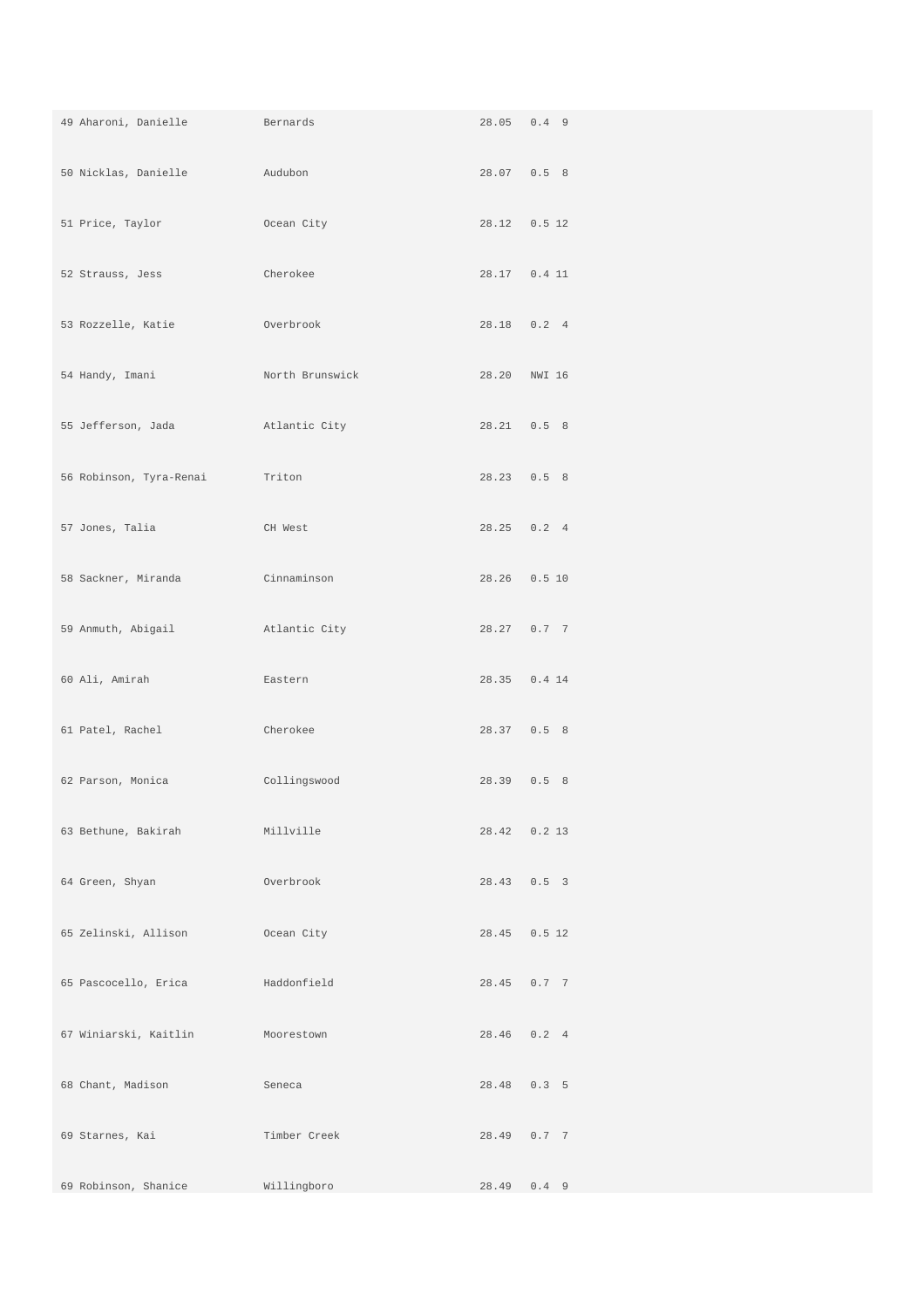| | | | | |
|---|---|---|---|---|
| 49 Aharoni, Danielle | Bernards | 28.05 | 0.4 | 9 |
| 50 Nicklas, Danielle | Audubon | 28.07 | 0.5 | 8 |
| 51 Price, Taylor | Ocean City | 28.12 | 0.5 | 12 |
| 52 Strauss, Jess | Cherokee | 28.17 | 0.4 | 11 |
| 53 Rozzelle, Katie | Overbrook | 28.18 | 0.2 | 4 |
| 54 Handy, Imani | North Brunswick | 28.20 | NWI | 16 |
| 55 Jefferson, Jada | Atlantic City | 28.21 | 0.5 | 8 |
| 56 Robinson, Tyra-Renai | Triton | 28.23 | 0.5 | 8 |
| 57 Jones, Talia | CH West | 28.25 | 0.2 | 4 |
| 58 Sackner, Miranda | Cinnaminson | 28.26 | 0.5 | 10 |
| 59 Anmuth, Abigail | Atlantic City | 28.27 | 0.7 | 7 |
| 60 Ali, Amirah | Eastern | 28.35 | 0.4 | 14 |
| 61 Patel, Rachel | Cherokee | 28.37 | 0.5 | 8 |
| 62 Parson, Monica | Collingswood | 28.39 | 0.5 | 8 |
| 63 Bethune, Bakirah | Millville | 28.42 | 0.2 | 13 |
| 64 Green, Shyan | Overbrook | 28.43 | 0.5 | 3 |
| 65 Zelinski, Allison | Ocean City | 28.45 | 0.5 | 12 |
| 65 Pascocello, Erica | Haddonfield | 28.45 | 0.7 | 7 |
| 67 Winiarski, Kaitlin | Moorestown | 28.46 | 0.2 | 4 |
| 68 Chant, Madison | Seneca | 28.48 | 0.3 | 5 |
| 69 Starnes, Kai | Timber Creek | 28.49 | 0.7 | 7 |
| 69 Robinson, Shanice | Willingboro | 28.49 | 0.4 | 9 |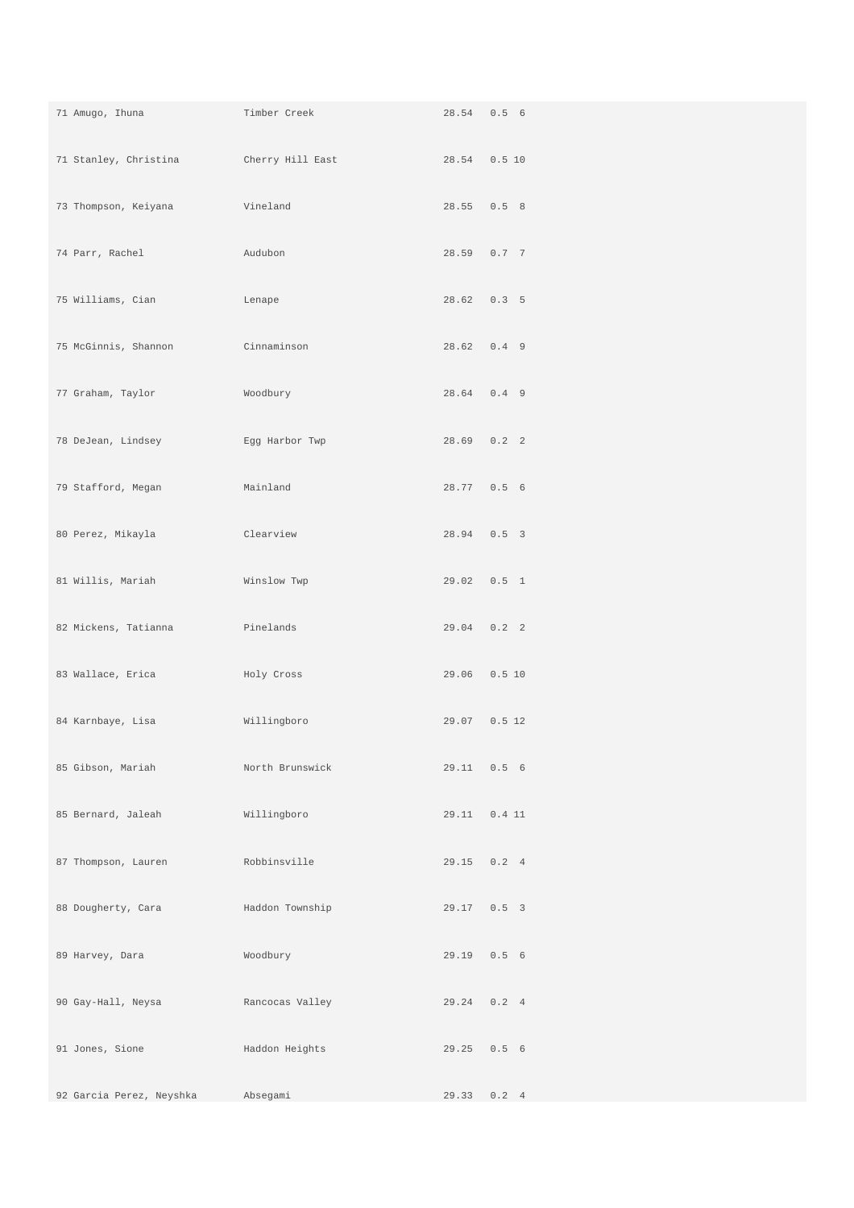| | | | | |
|---|---|---|---|---|
| 71 | Amugo, Ihuna | Timber Creek | 28.54 | 0.5 | 6 |
| 71 | Stanley, Christina | Cherry Hill East | 28.54 | 0.5 | 10 |
| 73 | Thompson, Keiyana | Vineland | 28.55 | 0.5 | 8 |
| 74 | Parr, Rachel | Audubon | 28.59 | 0.7 | 7 |
| 75 | Williams, Cian | Lenape | 28.62 | 0.3 | 5 |
| 75 | McGinnis, Shannon | Cinnaminson | 28.62 | 0.4 | 9 |
| 77 | Graham, Taylor | Woodbury | 28.64 | 0.4 | 9 |
| 78 | DeJean, Lindsey | Egg Harbor Twp | 28.69 | 0.2 | 2 |
| 79 | Stafford, Megan | Mainland | 28.77 | 0.5 | 6 |
| 80 | Perez, Mikayla | Clearview | 28.94 | 0.5 | 3 |
| 81 | Willis, Mariah | Winslow Twp | 29.02 | 0.5 | 1 |
| 82 | Mickens, Tatianna | Pinelands | 29.04 | 0.2 | 2 |
| 83 | Wallace, Erica | Holy Cross | 29.06 | 0.5 | 10 |
| 84 | Karnbaye, Lisa | Willingboro | 29.07 | 0.5 | 12 |
| 85 | Gibson, Mariah | North Brunswick | 29.11 | 0.5 | 6 |
| 85 | Bernard, Jaleah | Willingboro | 29.11 | 0.4 | 11 |
| 87 | Thompson, Lauren | Robbinsville | 29.15 | 0.2 | 4 |
| 88 | Dougherty, Cara | Haddon Township | 29.17 | 0.5 | 3 |
| 89 | Harvey, Dara | Woodbury | 29.19 | 0.5 | 6 |
| 90 | Gay-Hall, Neysa | Rancocas Valley | 29.24 | 0.2 | 4 |
| 91 | Jones, Sione | Haddon Heights | 29.25 | 0.5 | 6 |
| 92 | Garcia Perez, Neyshka | Absegami | 29.33 | 0.2 | 4 |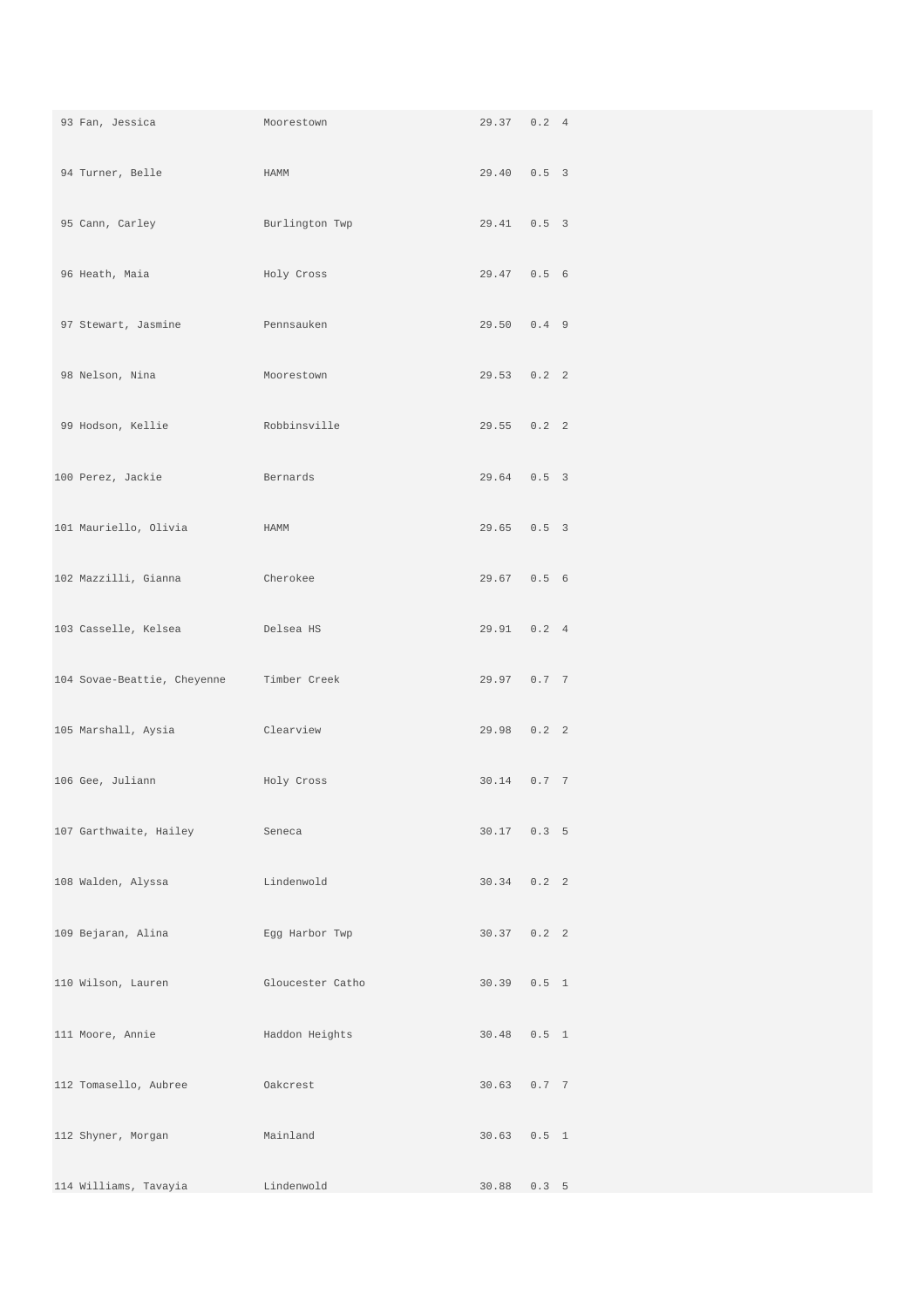| | | | | |
|---|---|---|---|---|
| 93 | Fan, Jessica | Moorestown | 29.37 | 0.2 4 |
| 94 | Turner, Belle | HAMM | 29.40 | 0.5 3 |
| 95 | Cann, Carley | Burlington Twp | 29.41 | 0.5 3 |
| 96 | Heath, Maia | Holy Cross | 29.47 | 0.5 6 |
| 97 | Stewart, Jasmine | Pennsauken | 29.50 | 0.4 9 |
| 98 | Nelson, Nina | Moorestown | 29.53 | 0.2 2 |
| 99 | Hodson, Kellie | Robbinsville | 29.55 | 0.2 2 |
| 100 | Perez, Jackie | Bernards | 29.64 | 0.5 3 |
| 101 | Mauriello, Olivia | HAMM | 29.65 | 0.5 3 |
| 102 | Mazzilli, Gianna | Cherokee | 29.67 | 0.5 6 |
| 103 | Casselle, Kelsea | Delsea HS | 29.91 | 0.2 4 |
| 104 | Sovae-Beattie, Cheyenne | Timber Creek | 29.97 | 0.7 7 |
| 105 | Marshall, Aysia | Clearview | 29.98 | 0.2 2 |
| 106 | Gee, Juliann | Holy Cross | 30.14 | 0.7 7 |
| 107 | Garthwaite, Hailey | Seneca | 30.17 | 0.3 5 |
| 108 | Walden, Alyssa | Lindenwold | 30.34 | 0.2 2 |
| 109 | Bejaran, Alina | Egg Harbor Twp | 30.37 | 0.2 2 |
| 110 | Wilson, Lauren | Gloucester Catho | 30.39 | 0.5 1 |
| 111 | Moore, Annie | Haddon Heights | 30.48 | 0.5 1 |
| 112 | Tomasello, Aubree | Oakcrest | 30.63 | 0.7 7 |
| 112 | Shyner, Morgan | Mainland | 30.63 | 0.5 1 |
| 114 | Williams, Tavayia | Lindenwold | 30.88 | 0.3 5 |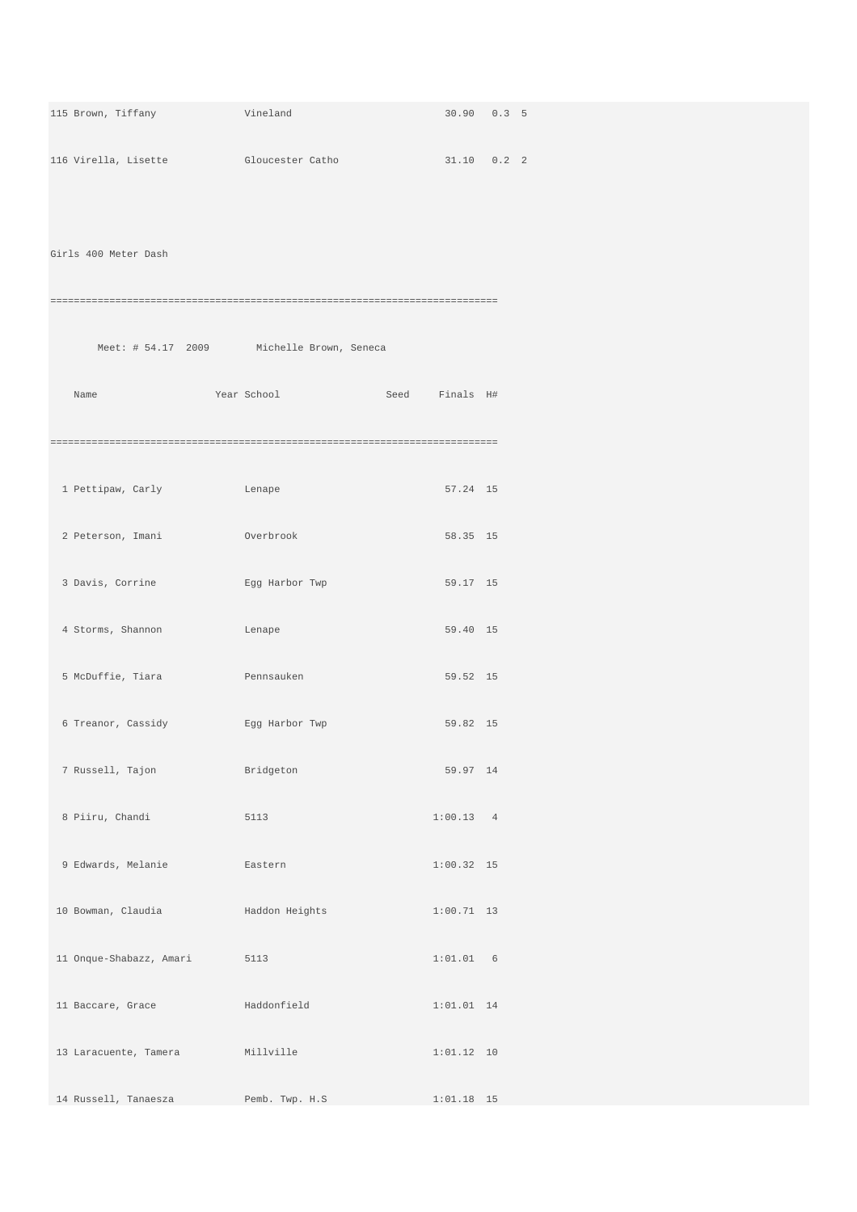| | | | | | |
|---|---|---|---|---|---|
| 115 | Brown, Tiffany | Vineland | 30.90 | 0.3 | 5 |
| 116 | Virella, Lisette | Gloucester Catho | 31.10 | 0.2 | 2 |

## Girls 400 Meter Dash

Meet: # 54.17  2009  Michelle Brown, Seneca

| | Name | Year | School | Seed | Finals | H# |
|---|---|---|---|---|---|---|
| 1 | Pettipaw, Carly | | Lenape | | 57.24 | 15 |
| 2 | Peterson, Imani | | Overbrook | | 58.35 | 15 |
| 3 | Davis, Corrine | | Egg Harbor Twp | | 59.17 | 15 |
| 4 | Storms, Shannon | | Lenape | | 59.40 | 15 |
| 5 | McDuffie, Tiara | | Pennsauken | | 59.52 | 15 |
| 6 | Treanor, Cassidy | | Egg Harbor Twp | | 59.82 | 15 |
| 7 | Russell, Tajon | | Bridgeton | | 59.97 | 14 |
| 8 | Piiru, Chandi | | 5113 | | 1:00.13 | 4 |
| 9 | Edwards, Melanie | | Eastern | | 1:00.32 | 15 |
| 10 | Bowman, Claudia | | Haddon Heights | | 1:00.71 | 13 |
| 11 | Onque-Shabazz, Amari | | 5113 | | 1:01.01 | 6 |
| 11 | Baccare, Grace | | Haddonfield | | 1:01.01 | 14 |
| 13 | Laracuente, Tamera | | Millville | | 1:01.12 | 10 |
| 14 | Russell, Tanaesza | | Pemb. Twp. H.S | | 1:01.18 | 15 |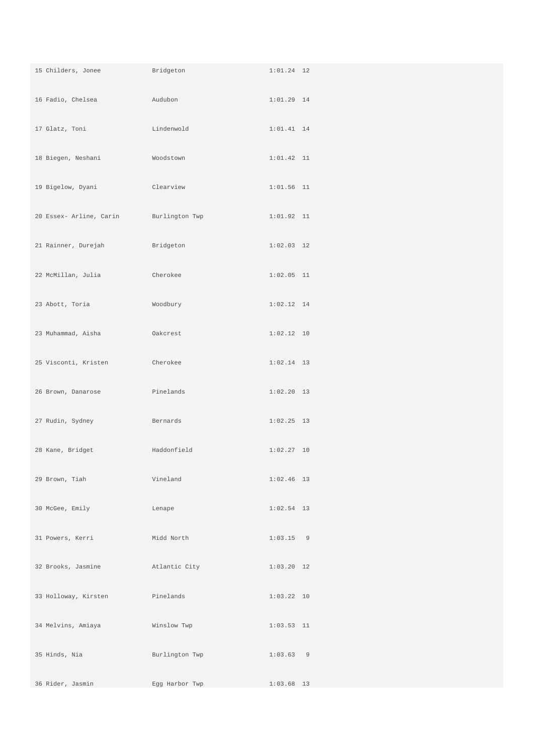| | | | |
|---|---|---|---|
| 15 Childers, Jonee | Bridgeton | 1:01.24 | 12 |
| 16 Fadio, Chelsea | Audubon | 1:01.29 | 14 |
| 17 Glatz, Toni | Lindenwold | 1:01.41 | 14 |
| 18 Biegen, Neshani | Woodstown | 1:01.42 | 11 |
| 19 Bigelow, Dyani | Clearview | 1:01.56 | 11 |
| 20 Essex- Arline, Carin | Burlington Twp | 1:01.92 | 11 |
| 21 Rainner, Durejah | Bridgeton | 1:02.03 | 12 |
| 22 McMillan, Julia | Cherokee | 1:02.05 | 11 |
| 23 Abott, Toria | Woodbury | 1:02.12 | 14 |
| 23 Muhammad, Aisha | Oakcrest | 1:02.12 | 10 |
| 25 Visconti, Kristen | Cherokee | 1:02.14 | 13 |
| 26 Brown, Danarose | Pinelands | 1:02.20 | 13 |
| 27 Rudin, Sydney | Bernards | 1:02.25 | 13 |
| 28 Kane, Bridget | Haddonfield | 1:02.27 | 10 |
| 29 Brown, Tiah | Vineland | 1:02.46 | 13 |
| 30 McGee, Emily | Lenape | 1:02.54 | 13 |
| 31 Powers, Kerri | Midd North | 1:03.15 | 9 |
| 32 Brooks, Jasmine | Atlantic City | 1:03.20 | 12 |
| 33 Holloway, Kirsten | Pinelands | 1:03.22 | 10 |
| 34 Melvins, Amiaya | Winslow Twp | 1:03.53 | 11 |
| 35 Hinds, Nia | Burlington Twp | 1:03.63 | 9 |
| 36 Rider, Jasmin | Egg Harbor Twp | 1:03.68 | 13 |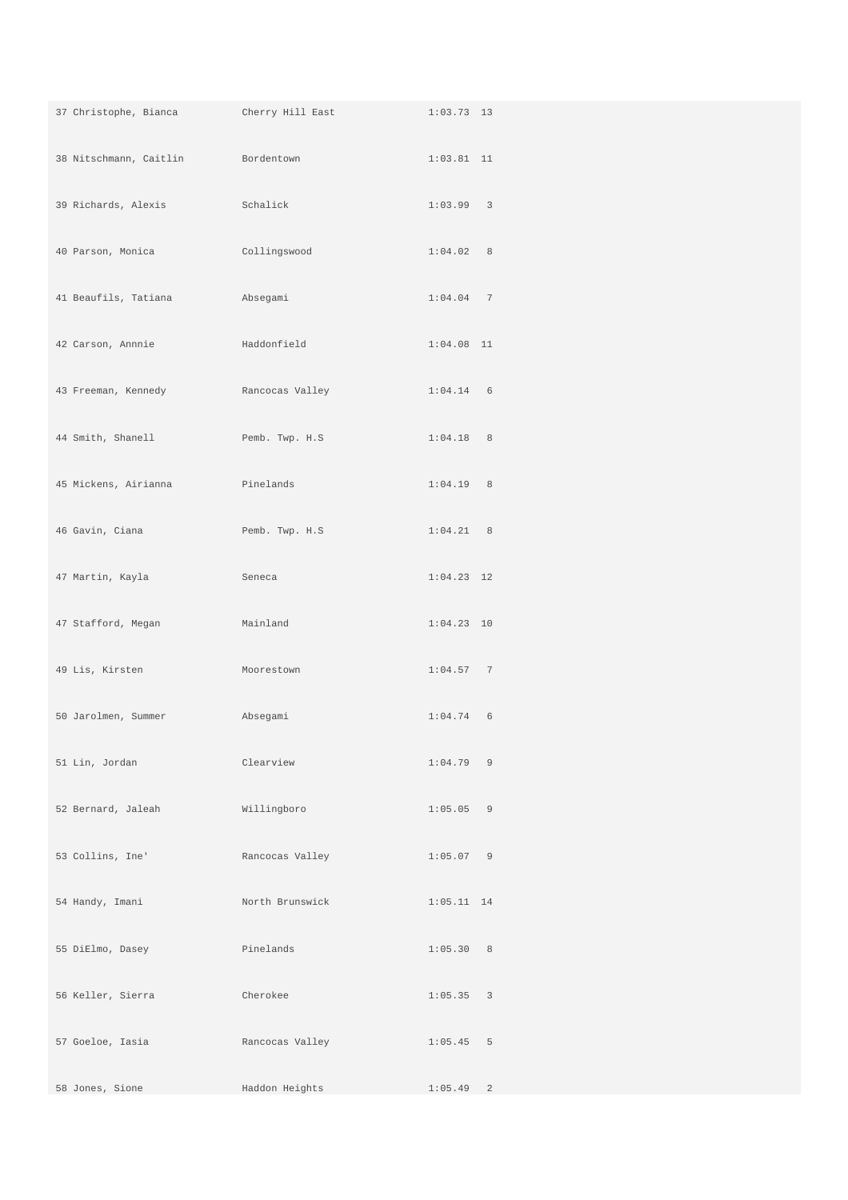```
37 Christophe, Bianca       Cherry Hill East        1:03.73  13
38 Nitschmann, Caitlin      Bordentown              1:03.81  11
39 Richards, Alexis         Schalick                1:03.99   3
40 Parson, Monica           Collingswood            1:04.02   8
41 Beaufils, Tatiana        Absegami                1:04.04   7
42 Carson, Annnie           Haddonfield             1:04.08  11
43 Freeman, Kennedy         Rancocas Valley         1:04.14   6
44 Smith, Shanell           Pemb. Twp. H.S          1:04.18   8
45 Mickens, Airianna        Pinelands               1:04.19   8
46 Gavin, Ciana             Pemb. Twp. H.S          1:04.21   8
47 Martin, Kayla            Seneca                  1:04.23  12
47 Stafford, Megan          Mainland                1:04.23  10
49 Lis, Kirsten             Moorestown              1:04.57   7
50 Jarolmen, Summer         Absegami                1:04.74   6
51 Lin, Jordan              Clearview               1:04.79   9
52 Bernard, Jaleah          Willingboro             1:05.05   9
53 Collins, Ine'            Rancocas Valley         1:05.07   9
54 Handy, Imani             North Brunswick         1:05.11  14
55 DiElmo, Dasey            Pinelands               1:05.30   8
56 Keller, Sierra           Cherokee                1:05.35   3
57 Goeloe, Iasia            Rancocas Valley         1:05.45   5
58 Jones, Sione             Haddon Heights          1:05.49   2
```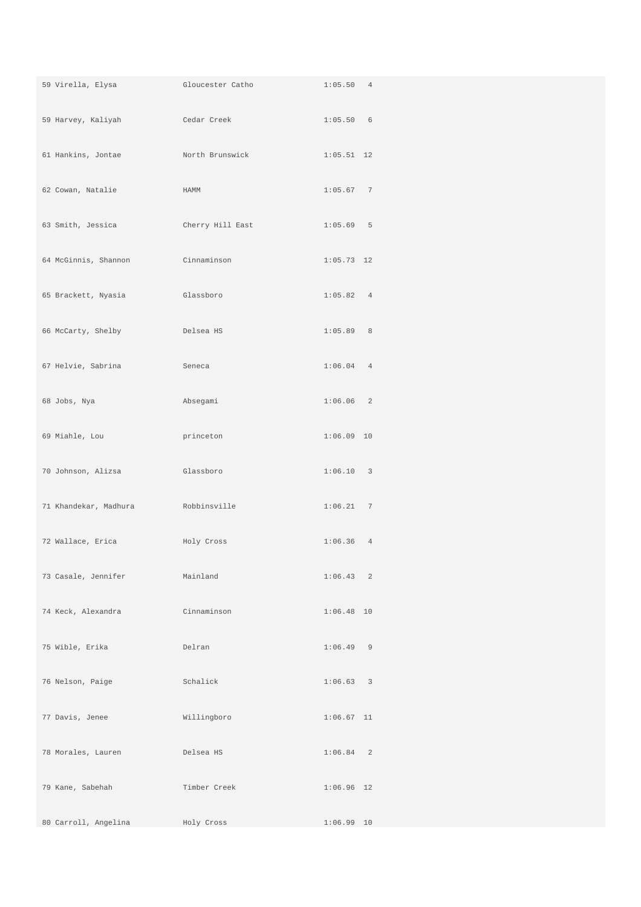| | | | |
|---|---|---|---|
| 59 Virella, Elysa | Gloucester Catho | 1:05.50 | 4 |
| 59 Harvey, Kaliyah | Cedar Creek | 1:05.50 | 6 |
| 61 Hankins, Jontae | North Brunswick | 1:05.51 | 12 |
| 62 Cowan, Natalie | HAMM | 1:05.67 | 7 |
| 63 Smith, Jessica | Cherry Hill East | 1:05.69 | 5 |
| 64 McGinnis, Shannon | Cinnaminson | 1:05.73 | 12 |
| 65 Brackett, Nyasia | Glassboro | 1:05.82 | 4 |
| 66 McCarty, Shelby | Delsea HS | 1:05.89 | 8 |
| 67 Helvie, Sabrina | Seneca | 1:06.04 | 4 |
| 68 Jobs, Nya | Absegami | 1:06.06 | 2 |
| 69 Miahle, Lou | princeton | 1:06.09 | 10 |
| 70 Johnson, Alizsa | Glassboro | 1:06.10 | 3 |
| 71 Khandekar, Madhura | Robbinsville | 1:06.21 | 7 |
| 72 Wallace, Erica | Holy Cross | 1:06.36 | 4 |
| 73 Casale, Jennifer | Mainland | 1:06.43 | 2 |
| 74 Keck, Alexandra | Cinnaminson | 1:06.48 | 10 |
| 75 Wible, Erika | Delran | 1:06.49 | 9 |
| 76 Nelson, Paige | Schalick | 1:06.63 | 3 |
| 77 Davis, Jenee | Willingboro | 1:06.67 | 11 |
| 78 Morales, Lauren | Delsea HS | 1:06.84 | 2 |
| 79 Kane, Sabehah | Timber Creek | 1:06.96 | 12 |
| 80 Carroll, Angelina | Holy Cross | 1:06.99 | 10 |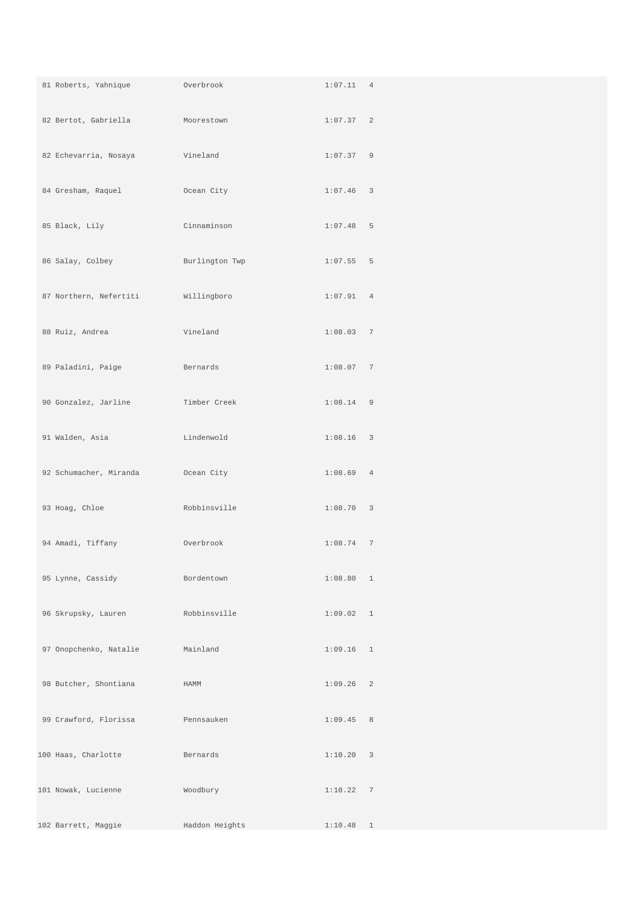| | | | |
|---|---|---|---|
| 81 Roberts, Yahnique | Overbrook | 1:07.11 | 4 |
| 82 Bertot, Gabriella | Moorestown | 1:07.37 | 2 |
| 82 Echevarria, Nosaya | Vineland | 1:07.37 | 9 |
| 84 Gresham, Raquel | Ocean City | 1:07.46 | 3 |
| 85 Black, Lily | Cinnaminson | 1:07.48 | 5 |
| 86 Salay, Colbey | Burlington Twp | 1:07.55 | 5 |
| 87 Northern, Nefertiti | Willingboro | 1:07.91 | 4 |
| 88 Ruiz, Andrea | Vineland | 1:08.03 | 7 |
| 89 Paladini, Paige | Bernards | 1:08.07 | 7 |
| 90 Gonzalez, Jarline | Timber Creek | 1:08.14 | 9 |
| 91 Walden, Asia | Lindenwold | 1:08.16 | 3 |
| 92 Schumacher, Miranda | Ocean City | 1:08.69 | 4 |
| 93 Hoag, Chloe | Robbinsville | 1:08.70 | 3 |
| 94 Amadi, Tiffany | Overbrook | 1:08.74 | 7 |
| 95 Lynne, Cassidy | Bordentown | 1:08.80 | 1 |
| 96 Skrupsky, Lauren | Robbinsville | 1:09.02 | 1 |
| 97 Onopchenko, Natalie | Mainland | 1:09.16 | 1 |
| 98 Butcher, Shontiana | HAMM | 1:09.26 | 2 |
| 99 Crawford, Florissa | Pennsauken | 1:09.45 | 8 |
| 100 Haas, Charlotte | Bernards | 1:10.20 | 3 |
| 101 Nowak, Lucienne | Woodbury | 1:10.22 | 7 |
| 102 Barrett, Maggie | Haddon Heights | 1:10.48 | 1 |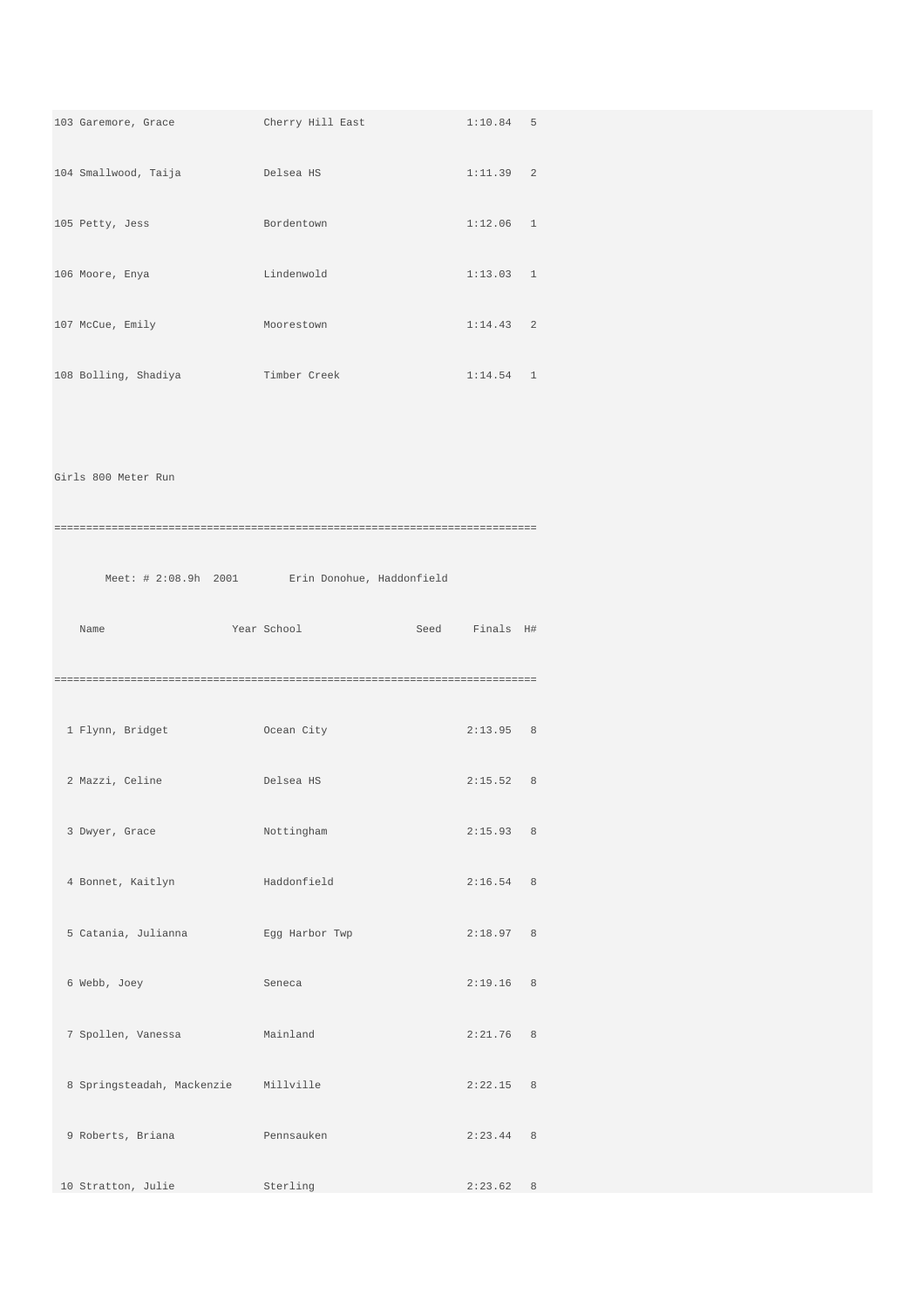```
103 Garemore, Grace            Cherry Hill East             1:10.84   5
104 Smallwood, Taija           Delsea HS                    1:11.39   2
105 Petty, Jess                Bordentown                   1:12.06   1
106 Moore, Enya                Lindenwold                   1:13.03   1
107 McCue, Emily               Moorestown                   1:14.43   2
108 Bolling, Shadiya           Timber Creek                 1:14.54   1
```

Girls 800 Meter Run

```
============================================================================
        Meet: # 2:08.9h  2001        Erin Donohue, Haddonfield
    Name                    Year School                 Seed     Finals  H#
============================================================================
  1 Flynn, Bridget             Ocean City                   2:13.95   8
  2 Mazzi, Celine              Delsea HS                    2:15.52   8
  3 Dwyer, Grace               Nottingham                   2:15.93   8
  4 Bonnet, Kaitlyn            Haddonfield                  2:16.54   8
  5 Catania, Julianna          Egg Harbor Twp               2:18.97   8
  6 Webb, Joey                 Seneca                       2:19.16   8
  7 Spollen, Vanessa           Mainland                     2:21.76   8
  8 Springsteadah, Mackenzie   Millville                    2:22.15   8
  9 Roberts, Briana            Pennsauken                   2:23.44   8
 10 Stratton, Julie            Sterling                     2:23.62   8
```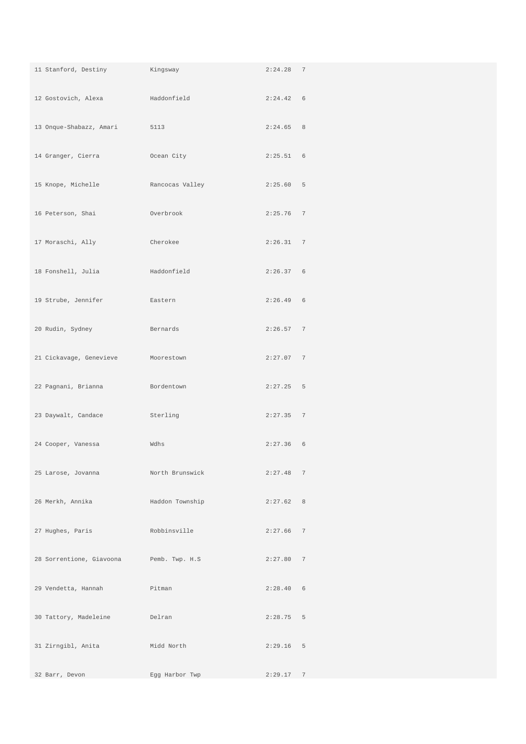| | | | |
|---|---|---|---|
| 11 Stanford, Destiny | Kingsway | 2:24.28 | 7 |
| 12 Gostovich, Alexa | Haddonfield | 2:24.42 | 6 |
| 13 Onque-Shabazz, Amari | 5113 | 2:24.65 | 8 |
| 14 Granger, Cierra | Ocean City | 2:25.51 | 6 |
| 15 Knope, Michelle | Rancocas Valley | 2:25.60 | 5 |
| 16 Peterson, Shai | Overbrook | 2:25.76 | 7 |
| 17 Moraschi, Ally | Cherokee | 2:26.31 | 7 |
| 18 Fonshell, Julia | Haddonfield | 2:26.37 | 6 |
| 19 Strube, Jennifer | Eastern | 2:26.49 | 6 |
| 20 Rudin, Sydney | Bernards | 2:26.57 | 7 |
| 21 Cickavage, Genevieve | Moorestown | 2:27.07 | 7 |
| 22 Pagnani, Brianna | Bordentown | 2:27.25 | 5 |
| 23 Daywalt, Candace | Sterling | 2:27.35 | 7 |
| 24 Cooper, Vanessa | Wdhs | 2:27.36 | 6 |
| 25 Larose, Jovanna | North Brunswick | 2:27.48 | 7 |
| 26 Merkh, Annika | Haddon Township | 2:27.62 | 8 |
| 27 Hughes, Paris | Robbinsville | 2:27.66 | 7 |
| 28 Sorrentione, Giavoona | Pemb. Twp. H.S | 2:27.80 | 7 |
| 29 Vendetta, Hannah | Pitman | 2:28.40 | 6 |
| 30 Tattory, Madeleine | Delran | 2:28.75 | 5 |
| 31 Zirngibl, Anita | Midd North | 2:29.16 | 5 |
| 32 Barr, Devon | Egg Harbor Twp | 2:29.17 | 7 |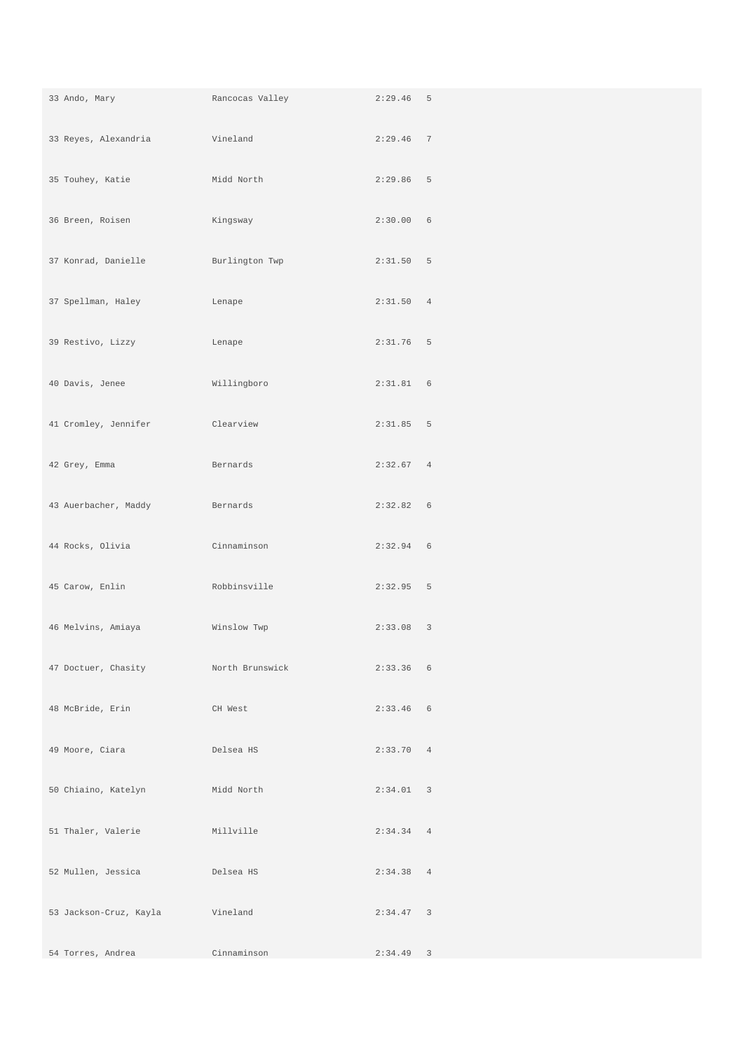| | | | |
|---|---|---|---|
| 33 Ando, Mary | Rancocas Valley | 2:29.46 | 5 |
| 33 Reyes, Alexandria | Vineland | 2:29.46 | 7 |
| 35 Touhey, Katie | Midd North | 2:29.86 | 5 |
| 36 Breen, Roisen | Kingsway | 2:30.00 | 6 |
| 37 Konrad, Danielle | Burlington Twp | 2:31.50 | 5 |
| 37 Spellman, Haley | Lenape | 2:31.50 | 4 |
| 39 Restivo, Lizzy | Lenape | 2:31.76 | 5 |
| 40 Davis, Jenee | Willingboro | 2:31.81 | 6 |
| 41 Cromley, Jennifer | Clearview | 2:31.85 | 5 |
| 42 Grey, Emma | Bernards | 2:32.67 | 4 |
| 43 Auerbacher, Maddy | Bernards | 2:32.82 | 6 |
| 44 Rocks, Olivia | Cinnaminson | 2:32.94 | 6 |
| 45 Carow, Enlin | Robbinsville | 2:32.95 | 5 |
| 46 Melvins, Amiaya | Winslow Twp | 2:33.08 | 3 |
| 47 Doctuer, Chasity | North Brunswick | 2:33.36 | 6 |
| 48 McBride, Erin | CH West | 2:33.46 | 6 |
| 49 Moore, Ciara | Delsea HS | 2:33.70 | 4 |
| 50 Chiaino, Katelyn | Midd North | 2:34.01 | 3 |
| 51 Thaler, Valerie | Millville | 2:34.34 | 4 |
| 52 Mullen, Jessica | Delsea HS | 2:34.38 | 4 |
| 53 Jackson-Cruz, Kayla | Vineland | 2:34.47 | 3 |
| 54 Torres, Andrea | Cinnaminson | 2:34.49 | 3 |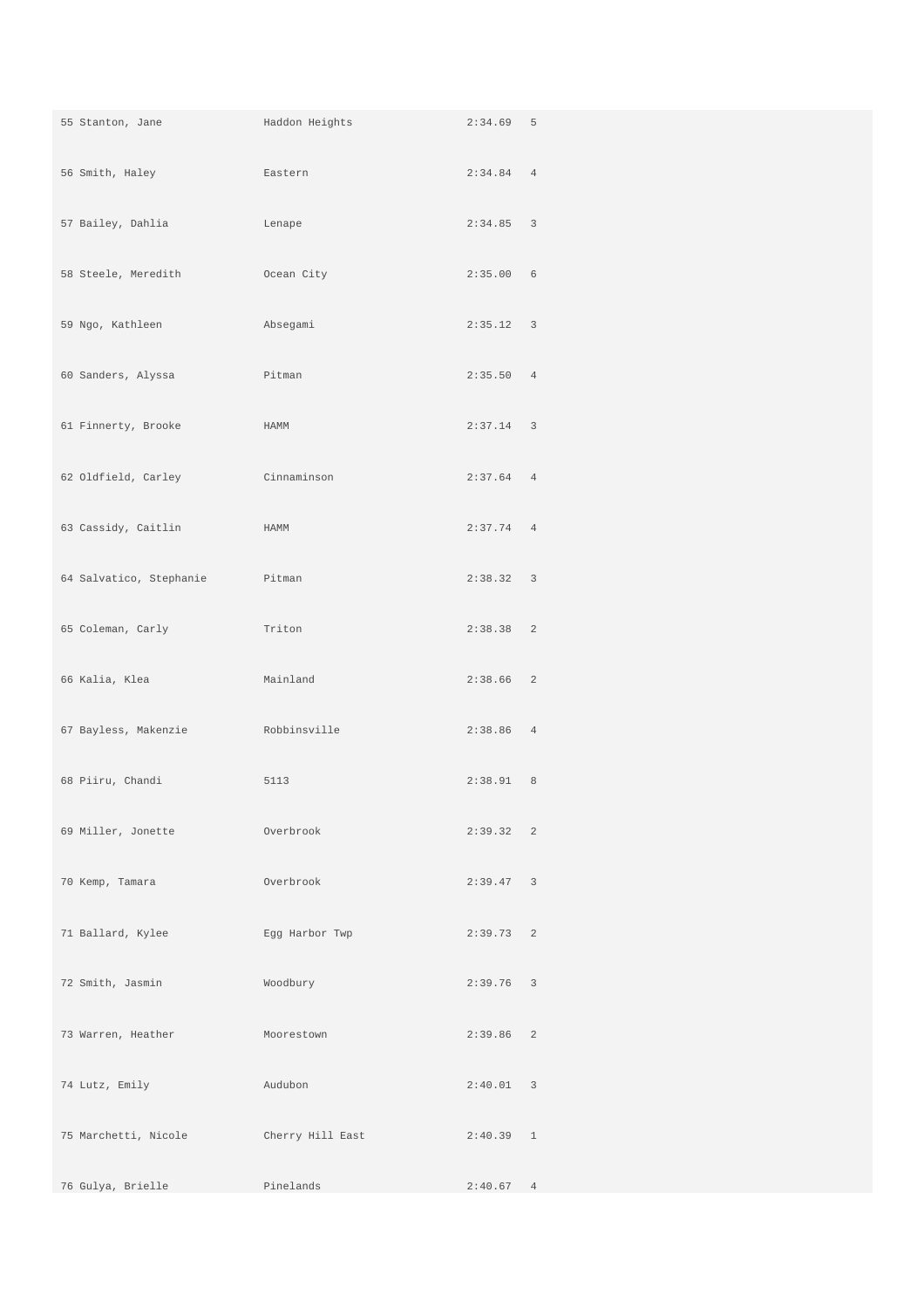| | | | |
|---|---|---|---|
| 55 Stanton, Jane | Haddon Heights | 2:34.69 | 5 |
| 56 Smith, Haley | Eastern | 2:34.84 | 4 |
| 57 Bailey, Dahlia | Lenape | 2:34.85 | 3 |
| 58 Steele, Meredith | Ocean City | 2:35.00 | 6 |
| 59 Ngo, Kathleen | Absegami | 2:35.12 | 3 |
| 60 Sanders, Alyssa | Pitman | 2:35.50 | 4 |
| 61 Finnerty, Brooke | HAMM | 2:37.14 | 3 |
| 62 Oldfield, Carley | Cinnaminson | 2:37.64 | 4 |
| 63 Cassidy, Caitlin | HAMM | 2:37.74 | 4 |
| 64 Salvatico, Stephanie | Pitman | 2:38.32 | 3 |
| 65 Coleman, Carly | Triton | 2:38.38 | 2 |
| 66 Kalia, Klea | Mainland | 2:38.66 | 2 |
| 67 Bayless, Makenzie | Robbinsville | 2:38.86 | 4 |
| 68 Piiru, Chandi | 5113 | 2:38.91 | 8 |
| 69 Miller, Jonette | Overbrook | 2:39.32 | 2 |
| 70 Kemp, Tamara | Overbrook | 2:39.47 | 3 |
| 71 Ballard, Kylee | Egg Harbor Twp | 2:39.73 | 2 |
| 72 Smith, Jasmin | Woodbury | 2:39.76 | 3 |
| 73 Warren, Heather | Moorestown | 2:39.86 | 2 |
| 74 Lutz, Emily | Audubon | 2:40.01 | 3 |
| 75 Marchetti, Nicole | Cherry Hill East | 2:40.39 | 1 |
| 76 Gulya, Brielle | Pinelands | 2:40.67 | 4 |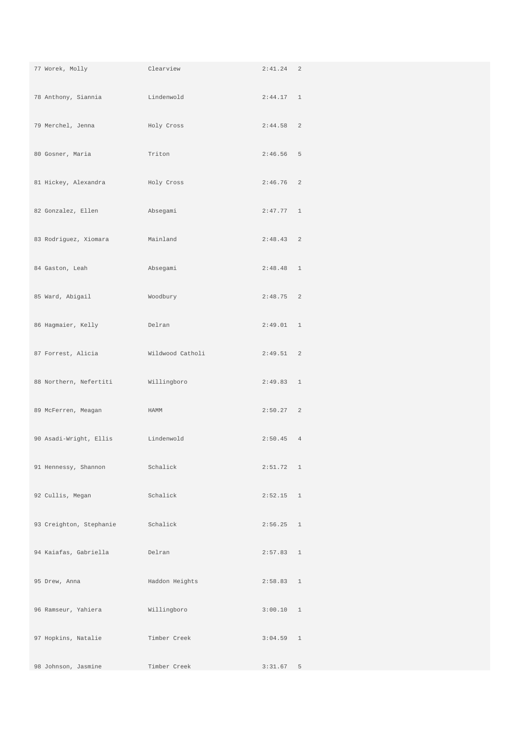| | | | |
|---|---|---|---|
| 77 Worek, Molly | Clearview | 2:41.24 | 2 |
| 78 Anthony, Siannia | Lindenwold | 2:44.17 | 1 |
| 79 Merchel, Jenna | Holy Cross | 2:44.58 | 2 |
| 80 Gosner, Maria | Triton | 2:46.56 | 5 |
| 81 Hickey, Alexandra | Holy Cross | 2:46.76 | 2 |
| 82 Gonzalez, Ellen | Absegami | 2:47.77 | 1 |
| 83 Rodriguez, Xiomara | Mainland | 2:48.43 | 2 |
| 84 Gaston, Leah | Absegami | 2:48.48 | 1 |
| 85 Ward, Abigail | Woodbury | 2:48.75 | 2 |
| 86 Hagmaier, Kelly | Delran | 2:49.01 | 1 |
| 87 Forrest, Alicia | Wildwood Catholi | 2:49.51 | 2 |
| 88 Northern, Nefertiti | Willingboro | 2:49.83 | 1 |
| 89 McFerren, Meagan | HAMM | 2:50.27 | 2 |
| 90 Asadi-Wright, Ellis | Lindenwold | 2:50.45 | 4 |
| 91 Hennessy, Shannon | Schalick | 2:51.72 | 1 |
| 92 Cullis, Megan | Schalick | 2:52.15 | 1 |
| 93 Creighton, Stephanie | Schalick | 2:56.25 | 1 |
| 94 Kaiafas, Gabriella | Delran | 2:57.83 | 1 |
| 95 Drew, Anna | Haddon Heights | 2:58.83 | 1 |
| 96 Ramseur, Yahiera | Willingboro | 3:00.10 | 1 |
| 97 Hopkins, Natalie | Timber Creek | 3:04.59 | 1 |
| 98 Johnson, Jasmine | Timber Creek | 3:31.67 | 5 |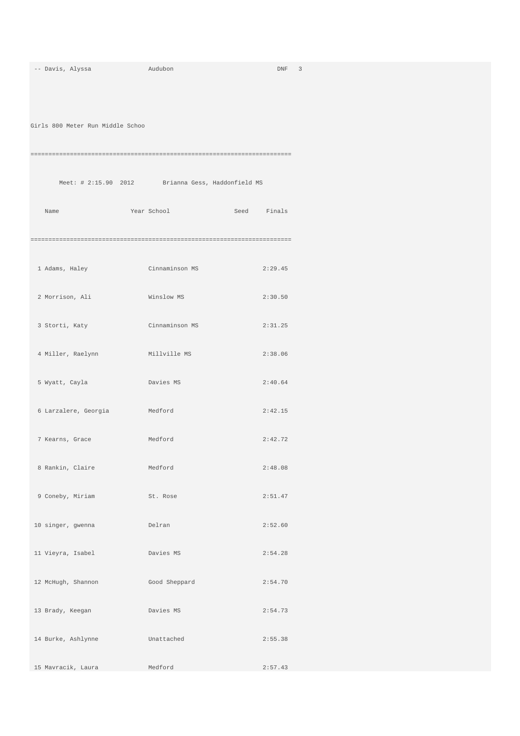```
-- Davis, Alyssa              Audubon                          DNF   3
```

Girls 800 Meter Run Middle Schoo

```
========================================================================
       Meet: # 2:15.90  2012        Brianna Gess, Haddonfield MS
    Name                    Year School                 Seed     Finals
========================================================================
  1 Adams, Haley               Cinnaminson MS                 2:29.45
  2 Morrison, Ali              Winslow MS                     2:30.50
  3 Storti, Katy               Cinnaminson MS                 2:31.25
  4 Miller, Raelynn            Millville MS                   2:38.06
  5 Wyatt, Cayla               Davies MS                      2:40.64
  6 Larzalere, Georgia         Medford                        2:42.15
  7 Kearns, Grace              Medford                        2:42.72
  8 Rankin, Claire             Medford                        2:48.08
  9 Coneby, Miriam             St. Rose                       2:51.47
 10 singer, gwenna             Delran                         2:52.60
 11 Vieyra, Isabel             Davies MS                      2:54.28
 12 McHugh, Shannon            Good Sheppard                  2:54.70
 13 Brady, Keegan              Davies MS                      2:54.73
 14 Burke, Ashlynne            Unattached                     2:55.38
 15 Mavracik, Laura            Medford                        2:57.43
```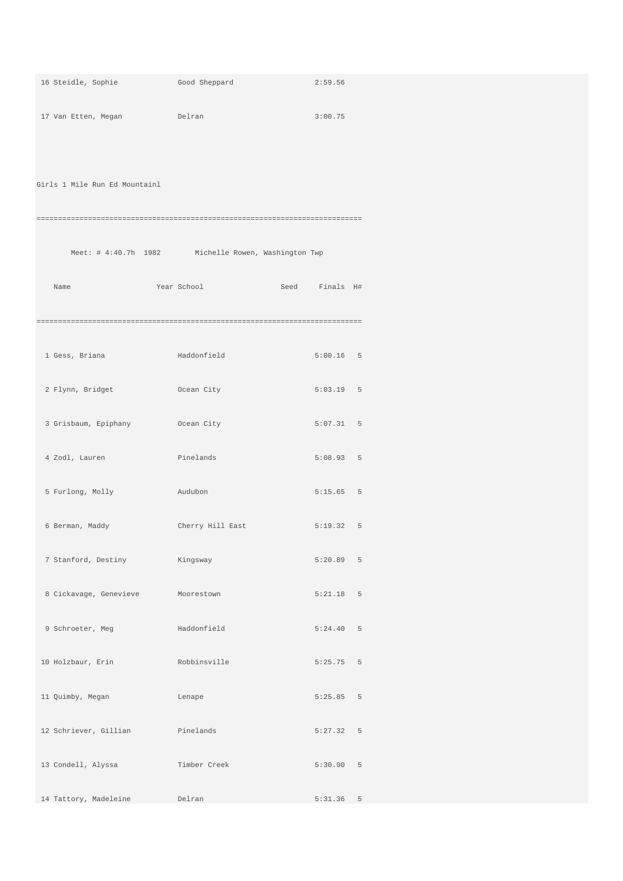```
 16 Steidle, Sophie             Good Sheppard                  2:59.56
 17 Van Etten, Megan            Delran                         3:00.75
```

Girls 1 Mile Run Ed Mountainl

```
===========================================================================
        Meet: # 4:40.7h  1982        Michelle Rowen, Washington Twp
    Name                    Year School                 Seed     Finals  H#
===========================================================================
  1 Gess, Briana                Haddonfield                    5:00.16   5
  2 Flynn, Bridget              Ocean City                     5:03.19   5
  3 Grisbaum, Epiphany          Ocean City                     5:07.31   5
  4 Zodl, Lauren                Pinelands                      5:08.93   5
  5 Furlong, Molly              Audubon                        5:15.65   5
  6 Berman, Maddy               Cherry Hill East               5:19.32   5
  7 Stanford, Destiny           Kingsway                       5:20.89   5
  8 Cickavage, Genevieve        Moorestown                     5:21.18   5
  9 Schroeter, Meg              Haddonfield                    5:24.40   5
 10 Holzbaur, Erin              Robbinsville                   5:25.75   5
 11 Quimby, Megan               Lenape                         5:25.85   5
 12 Schriever, Gillian          Pinelands                      5:27.32   5
 13 Condell, Alyssa             Timber Creek                   5:30.90   5
 14 Tattory, Madeleine          Delran                         5:31.36   5
```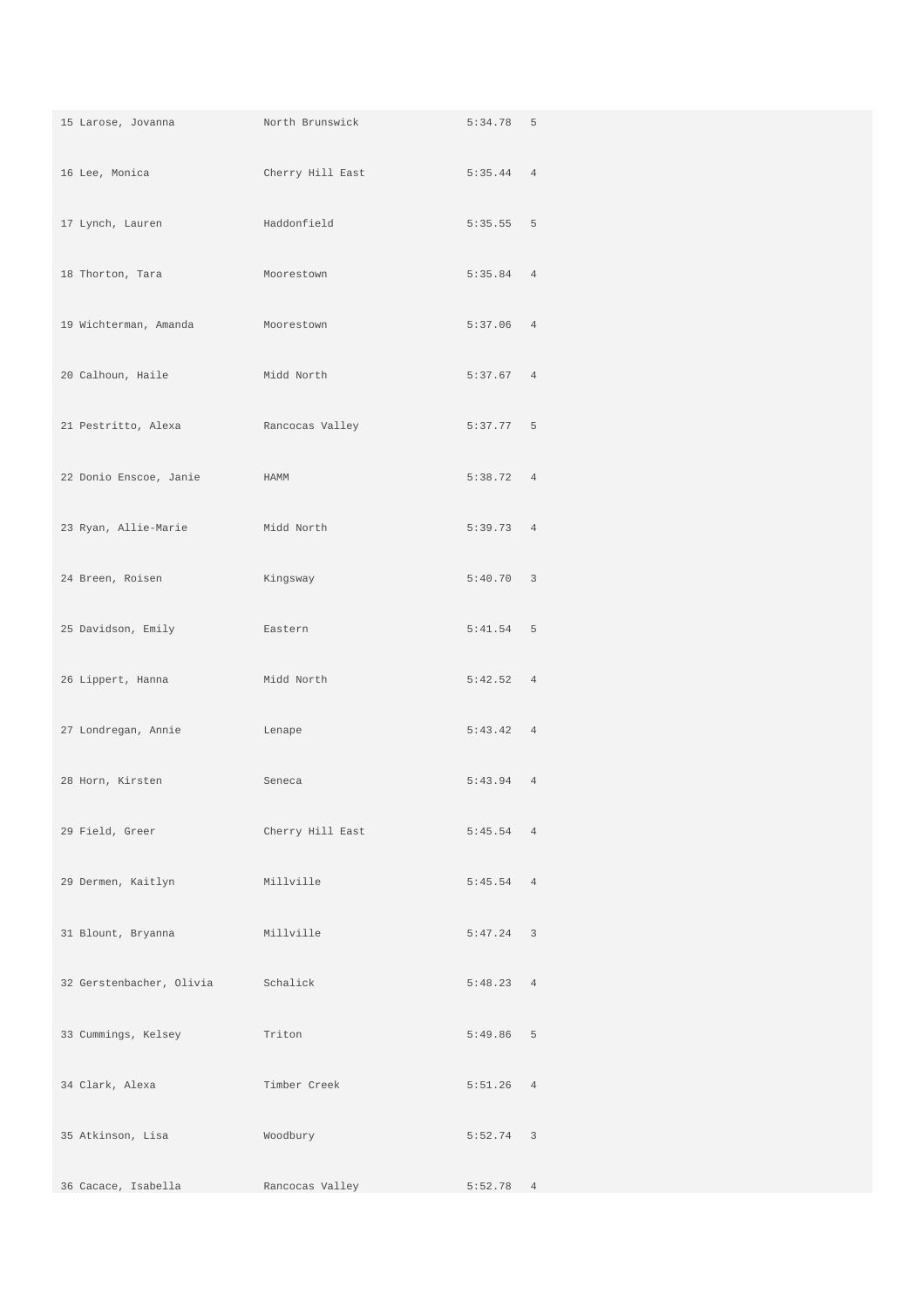| | | | |
|---|---|---|---|
| 15 Larose, Jovanna | North Brunswick | 5:34.78 | 5 |
| 16 Lee, Monica | Cherry Hill East | 5:35.44 | 4 |
| 17 Lynch, Lauren | Haddonfield | 5:35.55 | 5 |
| 18 Thorton, Tara | Moorestown | 5:35.84 | 4 |
| 19 Wichterman, Amanda | Moorestown | 5:37.06 | 4 |
| 20 Calhoun, Haile | Midd North | 5:37.67 | 4 |
| 21 Pestritto, Alexa | Rancocas Valley | 5:37.77 | 5 |
| 22 Donio Enscoe, Janie | HAMM | 5:38.72 | 4 |
| 23 Ryan, Allie-Marie | Midd North | 5:39.73 | 4 |
| 24 Breen, Roisen | Kingsway | 5:40.70 | 3 |
| 25 Davidson, Emily | Eastern | 5:41.54 | 5 |
| 26 Lippert, Hanna | Midd North | 5:42.52 | 4 |
| 27 Londregan, Annie | Lenape | 5:43.42 | 4 |
| 28 Horn, Kirsten | Seneca | 5:43.94 | 4 |
| 29 Field, Greer | Cherry Hill East | 5:45.54 | 4 |
| 29 Dermen, Kaitlyn | Millville | 5:45.54 | 4 |
| 31 Blount, Bryanna | Millville | 5:47.24 | 3 |
| 32 Gerstenbacher, Olivia | Schalick | 5:48.23 | 4 |
| 33 Cummings, Kelsey | Triton | 5:49.86 | 5 |
| 34 Clark, Alexa | Timber Creek | 5:51.26 | 4 |
| 35 Atkinson, Lisa | Woodbury | 5:52.74 | 3 |
| 36 Cacace, Isabella | Rancocas Valley | 5:52.78 | 4 |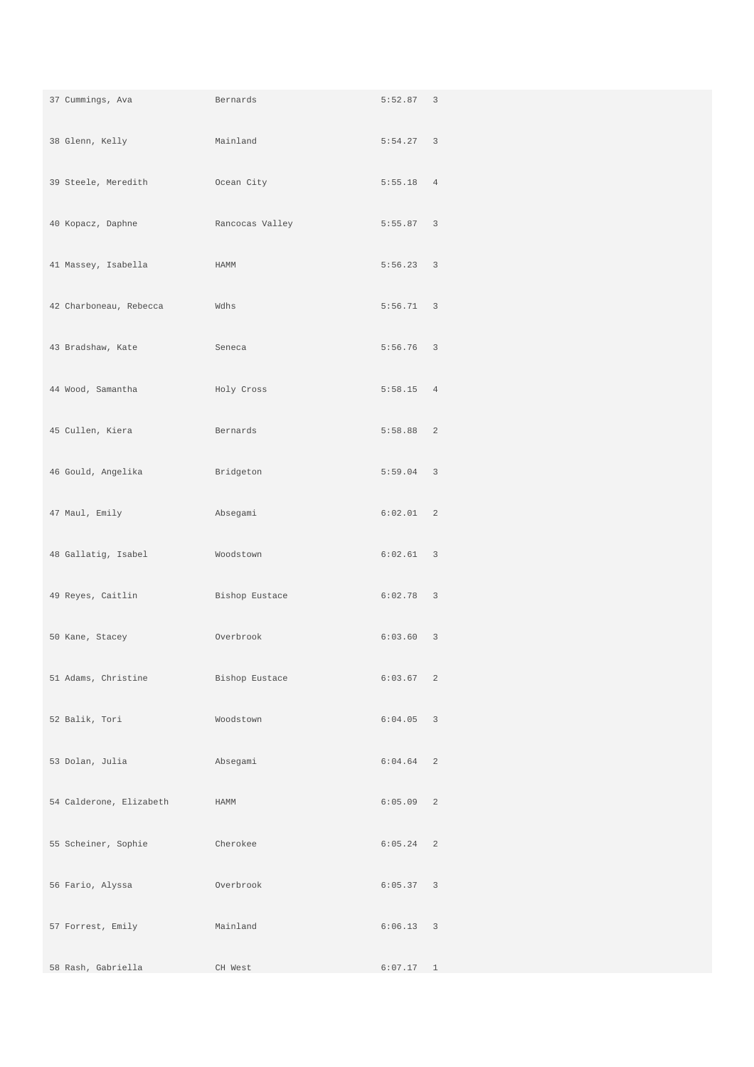| | | | |
|---|---|---|---|
| 37 Cummings, Ava | Bernards | 5:52.87 | 3 |
| 38 Glenn, Kelly | Mainland | 5:54.27 | 3 |
| 39 Steele, Meredith | Ocean City | 5:55.18 | 4 |
| 40 Kopacz, Daphne | Rancocas Valley | 5:55.87 | 3 |
| 41 Massey, Isabella | HAMM | 5:56.23 | 3 |
| 42 Charboneau, Rebecca | Wdhs | 5:56.71 | 3 |
| 43 Bradshaw, Kate | Seneca | 5:56.76 | 3 |
| 44 Wood, Samantha | Holy Cross | 5:58.15 | 4 |
| 45 Cullen, Kiera | Bernards | 5:58.88 | 2 |
| 46 Gould, Angelika | Bridgeton | 5:59.04 | 3 |
| 47 Maul, Emily | Absegami | 6:02.01 | 2 |
| 48 Gallatig, Isabel | Woodstown | 6:02.61 | 3 |
| 49 Reyes, Caitlin | Bishop Eustace | 6:02.78 | 3 |
| 50 Kane, Stacey | Overbrook | 6:03.60 | 3 |
| 51 Adams, Christine | Bishop Eustace | 6:03.67 | 2 |
| 52 Balik, Tori | Woodstown | 6:04.05 | 3 |
| 53 Dolan, Julia | Absegami | 6:04.64 | 2 |
| 54 Calderone, Elizabeth | HAMM | 6:05.09 | 2 |
| 55 Scheiner, Sophie | Cherokee | 6:05.24 | 2 |
| 56 Fario, Alyssa | Overbrook | 6:05.37 | 3 |
| 57 Forrest, Emily | Mainland | 6:06.13 | 3 |
| 58 Rash, Gabriella | CH West | 6:07.17 | 1 |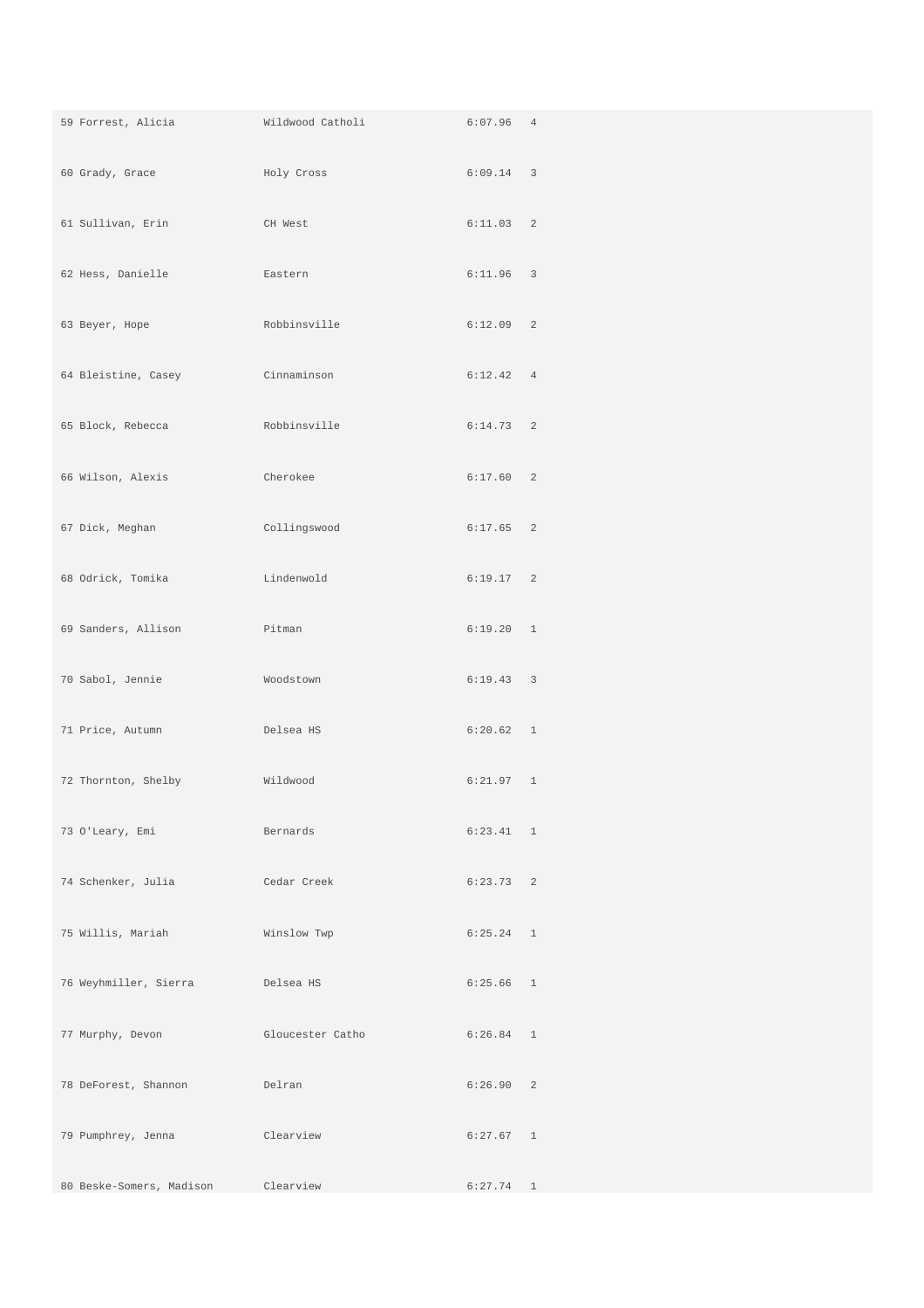| | | | |
|---|---|---|---|
| 59 Forrest, Alicia | Wildwood Catholi | 6:07.96 | 4 |
| 60 Grady, Grace | Holy Cross | 6:09.14 | 3 |
| 61 Sullivan, Erin | CH West | 6:11.03 | 2 |
| 62 Hess, Danielle | Eastern | 6:11.96 | 3 |
| 63 Beyer, Hope | Robbinsville | 6:12.09 | 2 |
| 64 Bleistine, Casey | Cinnaminson | 6:12.42 | 4 |
| 65 Block, Rebecca | Robbinsville | 6:14.73 | 2 |
| 66 Wilson, Alexis | Cherokee | 6:17.60 | 2 |
| 67 Dick, Meghan | Collingswood | 6:17.65 | 2 |
| 68 Odrick, Tomika | Lindenwold | 6:19.17 | 2 |
| 69 Sanders, Allison | Pitman | 6:19.20 | 1 |
| 70 Sabol, Jennie | Woodstown | 6:19.43 | 3 |
| 71 Price, Autumn | Delsea HS | 6:20.62 | 1 |
| 72 Thornton, Shelby | Wildwood | 6:21.97 | 1 |
| 73 O'Leary, Emi | Bernards | 6:23.41 | 1 |
| 74 Schenker, Julia | Cedar Creek | 6:23.73 | 2 |
| 75 Willis, Mariah | Winslow Twp | 6:25.24 | 1 |
| 76 Weyhmiller, Sierra | Delsea HS | 6:25.66 | 1 |
| 77 Murphy, Devon | Gloucester Catho | 6:26.84 | 1 |
| 78 DeForest, Shannon | Delran | 6:26.90 | 2 |
| 79 Pumphrey, Jenna | Clearview | 6:27.67 | 1 |
| 80 Beske-Somers, Madison | Clearview | 6:27.74 | 1 |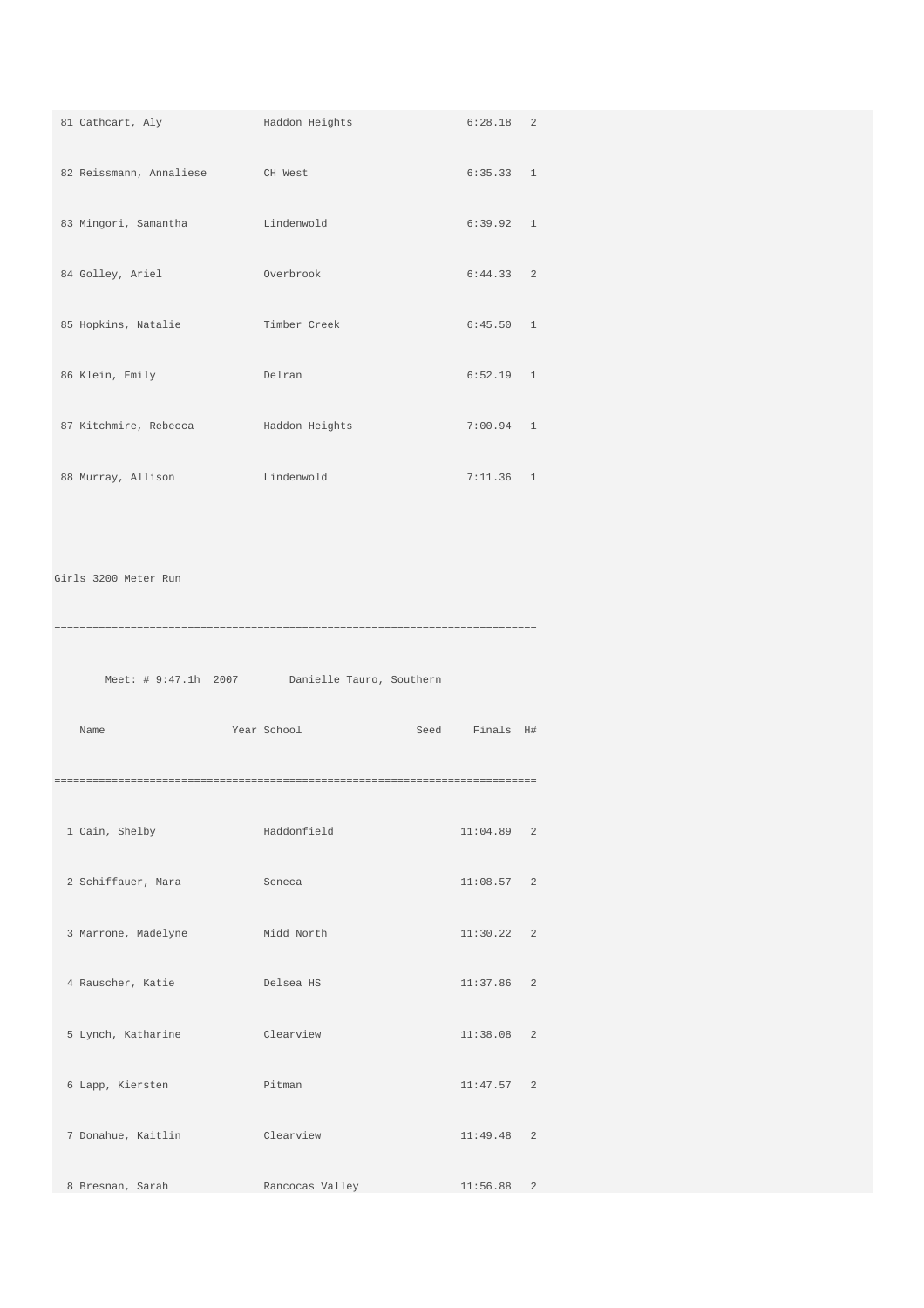| Place | Name | School | Finals | H# |
|---|---|---|---|---|
| 81 | Cathcart, Aly | Haddon Heights | 6:28.18 | 2 |
| 82 | Reissmann, Annaliese | CH West | 6:35.33 | 1 |
| 83 | Mingori, Samantha | Lindenwold | 6:39.92 | 1 |
| 84 | Golley, Ariel | Overbrook | 6:44.33 | 2 |
| 85 | Hopkins, Natalie | Timber Creek | 6:45.50 | 1 |
| 86 | Klein, Emily | Delran | 6:52.19 | 1 |
| 87 | Kitchmire, Rebecca | Haddon Heights | 7:00.94 | 1 |
| 88 | Murray, Allison | Lindenwold | 7:11.36 | 1 |

## Girls 3200 Meter Run

Meet: # 9:47.1h 2007 Danielle Tauro, Southern

| Place | Name | Year | School | Seed | Finals | H# |
|---|---|---|---|---|---|---|
| 1 | Cain, Shelby | | Haddonfield | | 11:04.89 | 2 |
| 2 | Schiffauer, Mara | | Seneca | | 11:08.57 | 2 |
| 3 | Marrone, Madelyne | | Midd North | | 11:30.22 | 2 |
| 4 | Rauscher, Katie | | Delsea HS | | 11:37.86 | 2 |
| 5 | Lynch, Katharine | | Clearview | | 11:38.08 | 2 |
| 6 | Lapp, Kiersten | | Pitman | | 11:47.57 | 2 |
| 7 | Donahue, Kaitlin | | Clearview | | 11:49.48 | 2 |
| 8 | Bresnan, Sarah | | Rancocas Valley | | 11:56.88 | 2 |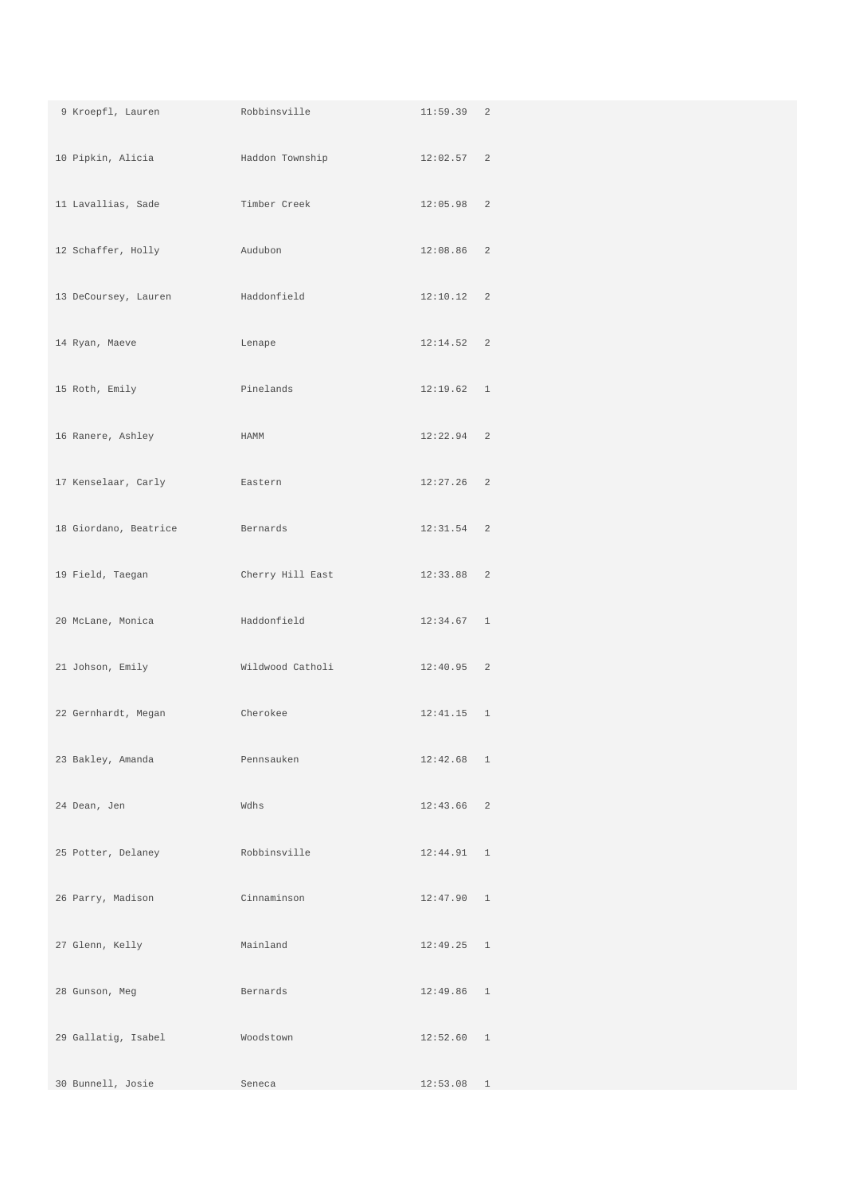| | | | |
|---|---|---|---|
| 9 Kroepfl, Lauren | Robbinsville | 11:59.39 | 2 |
| 10 Pipkin, Alicia | Haddon Township | 12:02.57 | 2 |
| 11 Lavallias, Sade | Timber Creek | 12:05.98 | 2 |
| 12 Schaffer, Holly | Audubon | 12:08.86 | 2 |
| 13 DeCoursey, Lauren | Haddonfield | 12:10.12 | 2 |
| 14 Ryan, Maeve | Lenape | 12:14.52 | 2 |
| 15 Roth, Emily | Pinelands | 12:19.62 | 1 |
| 16 Ranere, Ashley | HAMM | 12:22.94 | 2 |
| 17 Kenselaar, Carly | Eastern | 12:27.26 | 2 |
| 18 Giordano, Beatrice | Bernards | 12:31.54 | 2 |
| 19 Field, Taegan | Cherry Hill East | 12:33.88 | 2 |
| 20 McLane, Monica | Haddonfield | 12:34.67 | 1 |
| 21 Johson, Emily | Wildwood Catholi | 12:40.95 | 2 |
| 22 Gernhardt, Megan | Cherokee | 12:41.15 | 1 |
| 23 Bakley, Amanda | Pennsauken | 12:42.68 | 1 |
| 24 Dean, Jen | Wdhs | 12:43.66 | 2 |
| 25 Potter, Delaney | Robbinsville | 12:44.91 | 1 |
| 26 Parry, Madison | Cinnaminson | 12:47.90 | 1 |
| 27 Glenn, Kelly | Mainland | 12:49.25 | 1 |
| 28 Gunson, Meg | Bernards | 12:49.86 | 1 |
| 29 Gallatig, Isabel | Woodstown | 12:52.60 | 1 |
| 30 Bunnell, Josie | Seneca | 12:53.08 | 1 |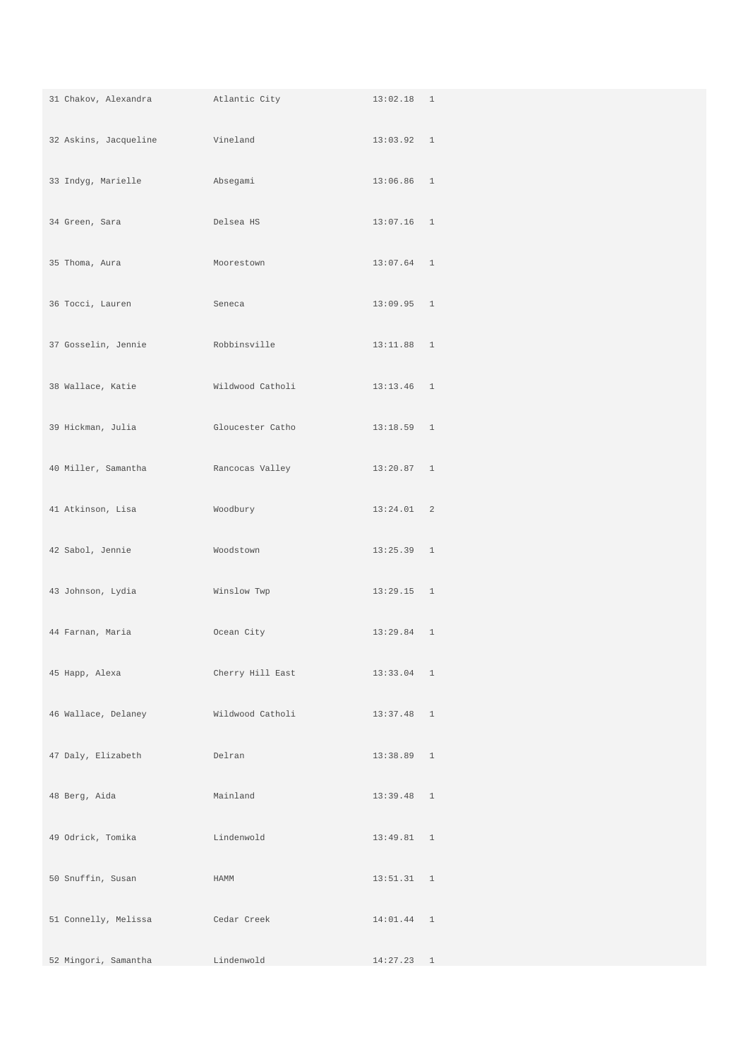| | | | |
|---|---|---|---|
| 31 Chakov, Alexandra | Atlantic City | 13:02.18 | 1 |
| 32 Askins, Jacqueline | Vineland | 13:03.92 | 1 |
| 33 Indyg, Marielle | Absegami | 13:06.86 | 1 |
| 34 Green, Sara | Delsea HS | 13:07.16 | 1 |
| 35 Thoma, Aura | Moorestown | 13:07.64 | 1 |
| 36 Tocci, Lauren | Seneca | 13:09.95 | 1 |
| 37 Gosselin, Jennie | Robbinsville | 13:11.88 | 1 |
| 38 Wallace, Katie | Wildwood Catholi | 13:13.46 | 1 |
| 39 Hickman, Julia | Gloucester Catho | 13:18.59 | 1 |
| 40 Miller, Samantha | Rancocas Valley | 13:20.87 | 1 |
| 41 Atkinson, Lisa | Woodbury | 13:24.01 | 2 |
| 42 Sabol, Jennie | Woodstown | 13:25.39 | 1 |
| 43 Johnson, Lydia | Winslow Twp | 13:29.15 | 1 |
| 44 Farnan, Maria | Ocean City | 13:29.84 | 1 |
| 45 Happ, Alexa | Cherry Hill East | 13:33.04 | 1 |
| 46 Wallace, Delaney | Wildwood Catholi | 13:37.48 | 1 |
| 47 Daly, Elizabeth | Delran | 13:38.89 | 1 |
| 48 Berg, Aida | Mainland | 13:39.48 | 1 |
| 49 Odrick, Tomika | Lindenwold | 13:49.81 | 1 |
| 50 Snuffin, Susan | HAMM | 13:51.31 | 1 |
| 51 Connelly, Melissa | Cedar Creek | 14:01.44 | 1 |
| 52 Mingori, Samantha | Lindenwold | 14:27.23 | 1 |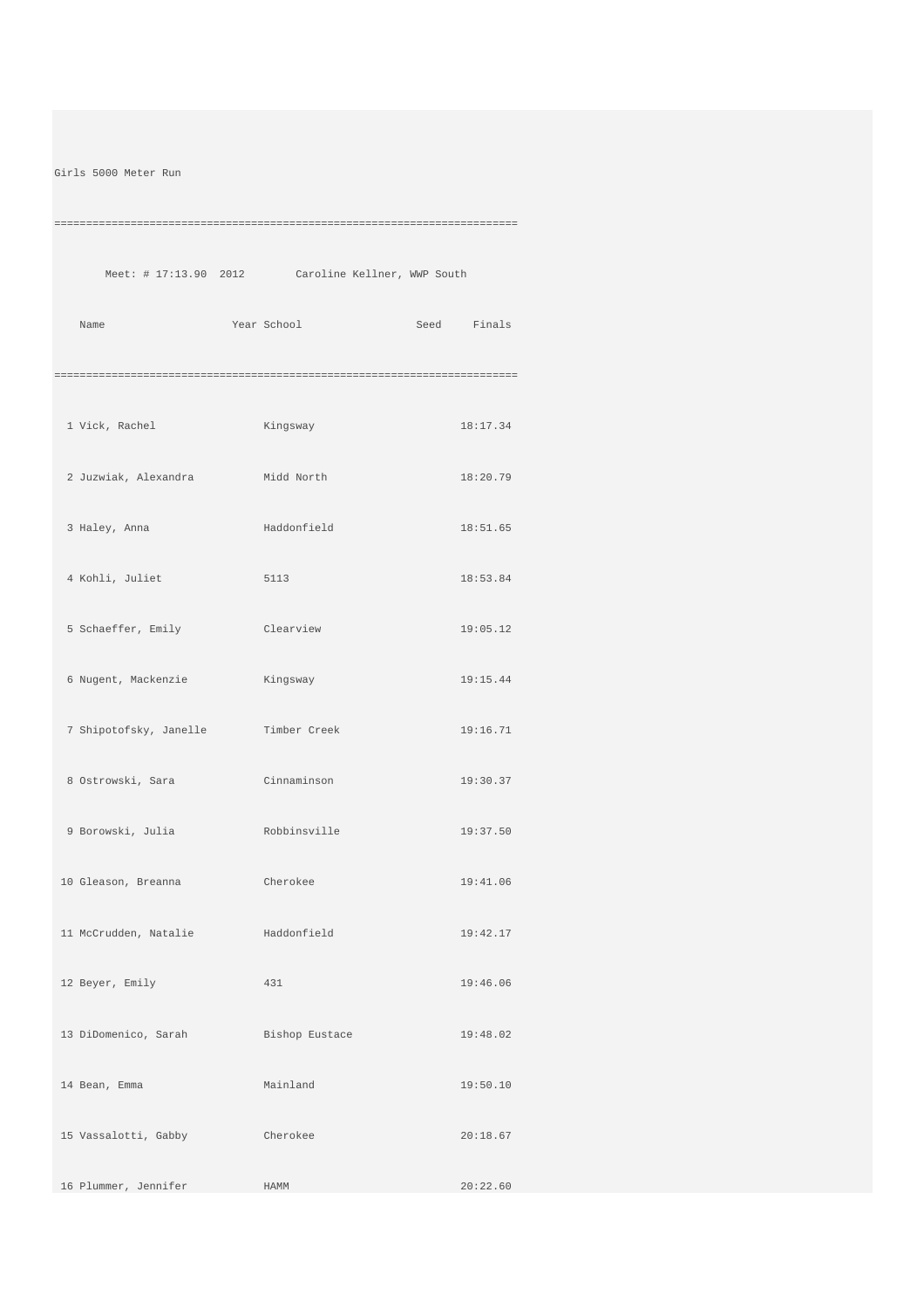Girls 5000 Meter Run

```
========================================================================
       Meet: # 17:13.90  2012        Caroline Kellner, WWP South
    Name                    Year School                 Seed     Finals
========================================================================
  1 Vick, Rachel                 Kingsway                      18:17.34
  2 Juzwiak, Alexandra           Midd North                    18:20.79
  3 Haley, Anna                  Haddonfield                   18:51.65
  4 Kohli, Juliet                5113                          18:53.84
  5 Schaeffer, Emily             Clearview                     19:05.12
  6 Nugent, Mackenzie            Kingsway                      19:15.44
  7 Shipotofsky, Janelle         Timber Creek                  19:16.71
  8 Ostrowski, Sara              Cinnaminson                   19:30.37
  9 Borowski, Julia              Robbinsville                  19:37.50
 10 Gleason, Breanna             Cherokee                      19:41.06
 11 McCrudden, Natalie           Haddonfield                   19:42.17
 12 Beyer, Emily                 431                           19:46.06
 13 DiDomenico, Sarah            Bishop Eustace                19:48.02
 14 Bean, Emma                   Mainland                      19:50.10
 15 Vassalotti, Gabby            Cherokee                      20:18.67
 16 Plummer, Jennifer            HAMM                          20:22.60
```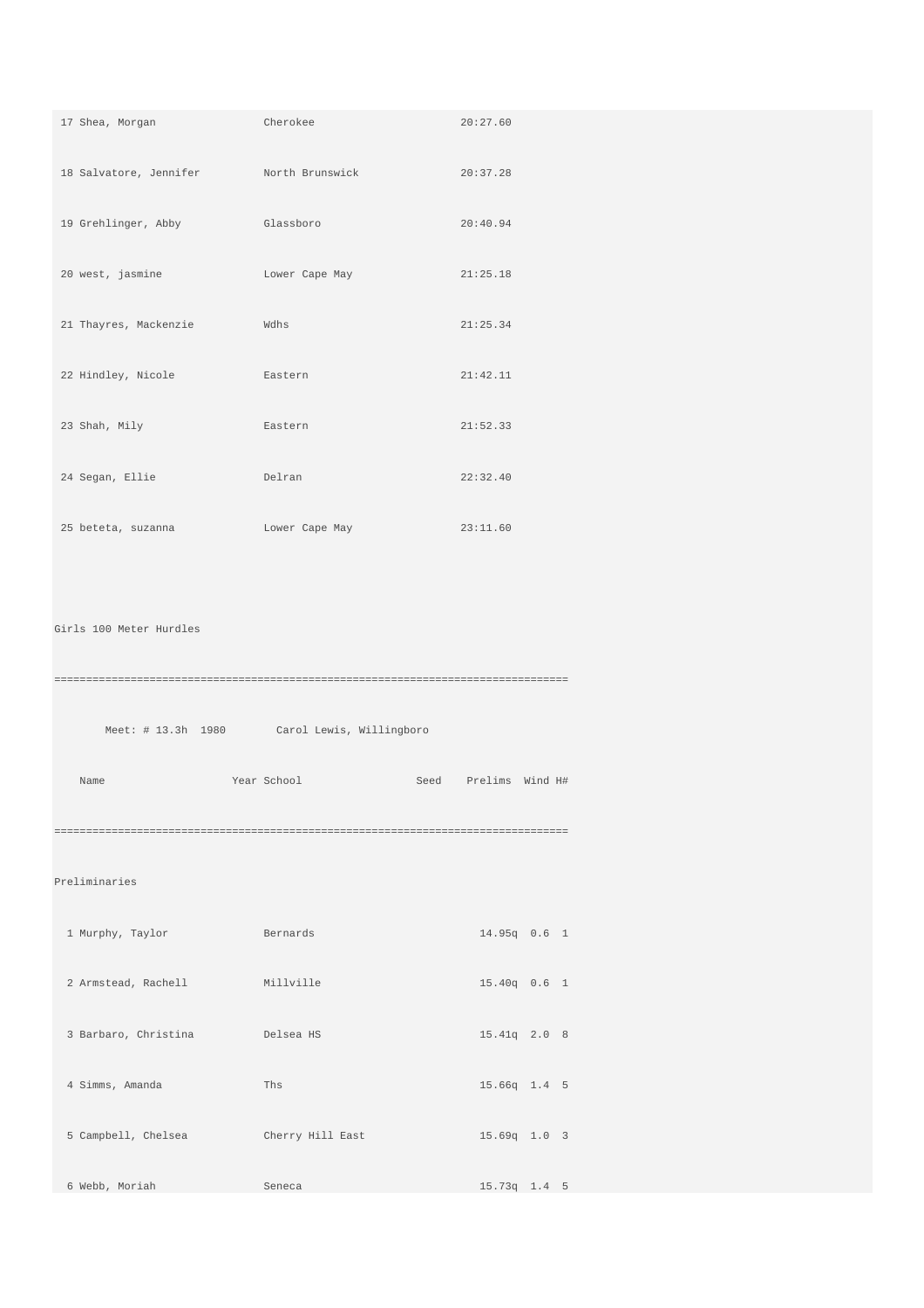| Place | Name | School | Time |
|---|---|---|---|
| 17 | Shea, Morgan | Cherokee | 20:27.60 |
| 18 | Salvatore, Jennifer | North Brunswick | 20:37.28 |
| 19 | Grehlinger, Abby | Glassboro | 20:40.94 |
| 20 | west, jasmine | Lower Cape May | 21:25.18 |
| 21 | Thayres, Mackenzie | Wdhs | 21:25.34 |
| 22 | Hindley, Nicole | Eastern | 21:42.11 |
| 23 | Shah, Mily | Eastern | 21:52.33 |
| 24 | Segan, Ellie | Delran | 22:32.40 |
| 25 | beteta, suzanna | Lower Cape May | 23:11.60 |

## Girls 100 Meter Hurdles

Meet: # 13.3h 1980 Carol Lewis, Willingboro

### Preliminaries

| Place | Name | Year | School | Seed | Prelims | Wind | H# |
|---|---|---|---|---|---|---|---|
| 1 | Murphy, Taylor | | Bernards | | 14.95q | 0.6 | 1 |
| 2 | Armstead, Rachell | | Millville | | 15.40q | 0.6 | 1 |
| 3 | Barbaro, Christina | | Delsea HS | | 15.41q | 2.0 | 8 |
| 4 | Simms, Amanda | | Ths | | 15.66q | 1.4 | 5 |
| 5 | Campbell, Chelsea | | Cherry Hill East | | 15.69q | 1.0 | 3 |
| 6 | Webb, Moriah | | Seneca | | 15.73q | 1.4 | 5 |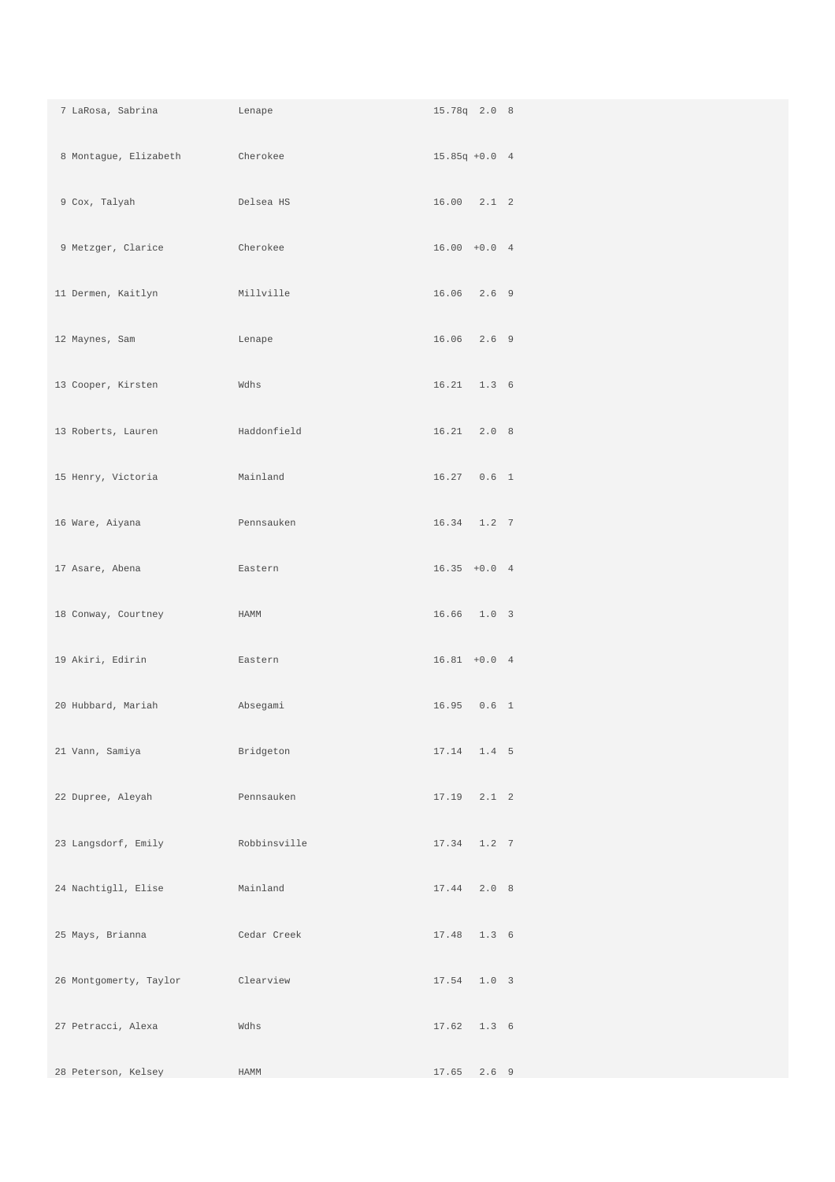| | | | | |
|---|---|---|---|---|
| 7 LaRosa, Sabrina | Lenape | 15.78q | 2.0 | 8 |
| 8 Montague, Elizabeth | Cherokee | 15.85q | +0.0 | 4 |
| 9 Cox, Talyah | Delsea HS | 16.00 | 2.1 | 2 |
| 9 Metzger, Clarice | Cherokee | 16.00 | +0.0 | 4 |
| 11 Dermen, Kaitlyn | Millville | 16.06 | 2.6 | 9 |
| 12 Maynes, Sam | Lenape | 16.06 | 2.6 | 9 |
| 13 Cooper, Kirsten | Wdhs | 16.21 | 1.3 | 6 |
| 13 Roberts, Lauren | Haddonfield | 16.21 | 2.0 | 8 |
| 15 Henry, Victoria | Mainland | 16.27 | 0.6 | 1 |
| 16 Ware, Aiyana | Pennsauken | 16.34 | 1.2 | 7 |
| 17 Asare, Abena | Eastern | 16.35 | +0.0 | 4 |
| 18 Conway, Courtney | HAMM | 16.66 | 1.0 | 3 |
| 19 Akiri, Edirin | Eastern | 16.81 | +0.0 | 4 |
| 20 Hubbard, Mariah | Absegami | 16.95 | 0.6 | 1 |
| 21 Vann, Samiya | Bridgeton | 17.14 | 1.4 | 5 |
| 22 Dupree, Aleyah | Pennsauken | 17.19 | 2.1 | 2 |
| 23 Langsdorf, Emily | Robbinsville | 17.34 | 1.2 | 7 |
| 24 Nachtigll, Elise | Mainland | 17.44 | 2.0 | 8 |
| 25 Mays, Brianna | Cedar Creek | 17.48 | 1.3 | 6 |
| 26 Montgomerty, Taylor | Clearview | 17.54 | 1.0 | 3 |
| 27 Petracci, Alexa | Wdhs | 17.62 | 1.3 | 6 |
| 28 Peterson, Kelsey | HAMM | 17.65 | 2.6 | 9 |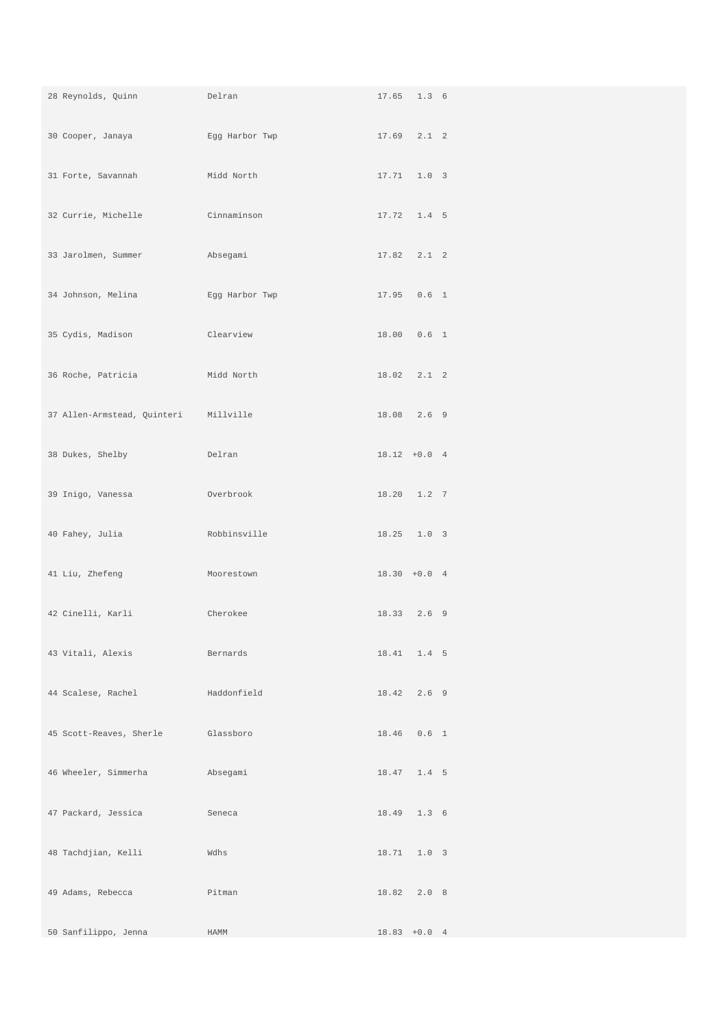| | | | | |
|---|---|---|---|---|
| 28 Reynolds, Quinn | Delran | 17.65 | 1.3 | 6 |
| 30 Cooper, Janaya | Egg Harbor Twp | 17.69 | 2.1 | 2 |
| 31 Forte, Savannah | Midd North | 17.71 | 1.0 | 3 |
| 32 Currie, Michelle | Cinnaminson | 17.72 | 1.4 | 5 |
| 33 Jarolmen, Summer | Absegami | 17.82 | 2.1 | 2 |
| 34 Johnson, Melina | Egg Harbor Twp | 17.95 | 0.6 | 1 |
| 35 Cydis, Madison | Clearview | 18.00 | 0.6 | 1 |
| 36 Roche, Patricia | Midd North | 18.02 | 2.1 | 2 |
| 37 Allen-Armstead, Quinteri | Millville | 18.08 | 2.6 | 9 |
| 38 Dukes, Shelby | Delran | 18.12 | +0.0 | 4 |
| 39 Inigo, Vanessa | Overbrook | 18.20 | 1.2 | 7 |
| 40 Fahey, Julia | Robbinsville | 18.25 | 1.0 | 3 |
| 41 Liu, Zhefeng | Moorestown | 18.30 | +0.0 | 4 |
| 42 Cinelli, Karli | Cherokee | 18.33 | 2.6 | 9 |
| 43 Vitali, Alexis | Bernards | 18.41 | 1.4 | 5 |
| 44 Scalese, Rachel | Haddonfield | 18.42 | 2.6 | 9 |
| 45 Scott-Reaves, Sherle | Glassboro | 18.46 | 0.6 | 1 |
| 46 Wheeler, Simmerha | Absegami | 18.47 | 1.4 | 5 |
| 47 Packard, Jessica | Seneca | 18.49 | 1.3 | 6 |
| 48 Tachdjian, Kelli | Wdhs | 18.71 | 1.0 | 3 |
| 49 Adams, Rebecca | Pitman | 18.82 | 2.0 | 8 |
| 50 Sanfilippo, Jenna | HAMM | 18.83 | +0.0 | 4 |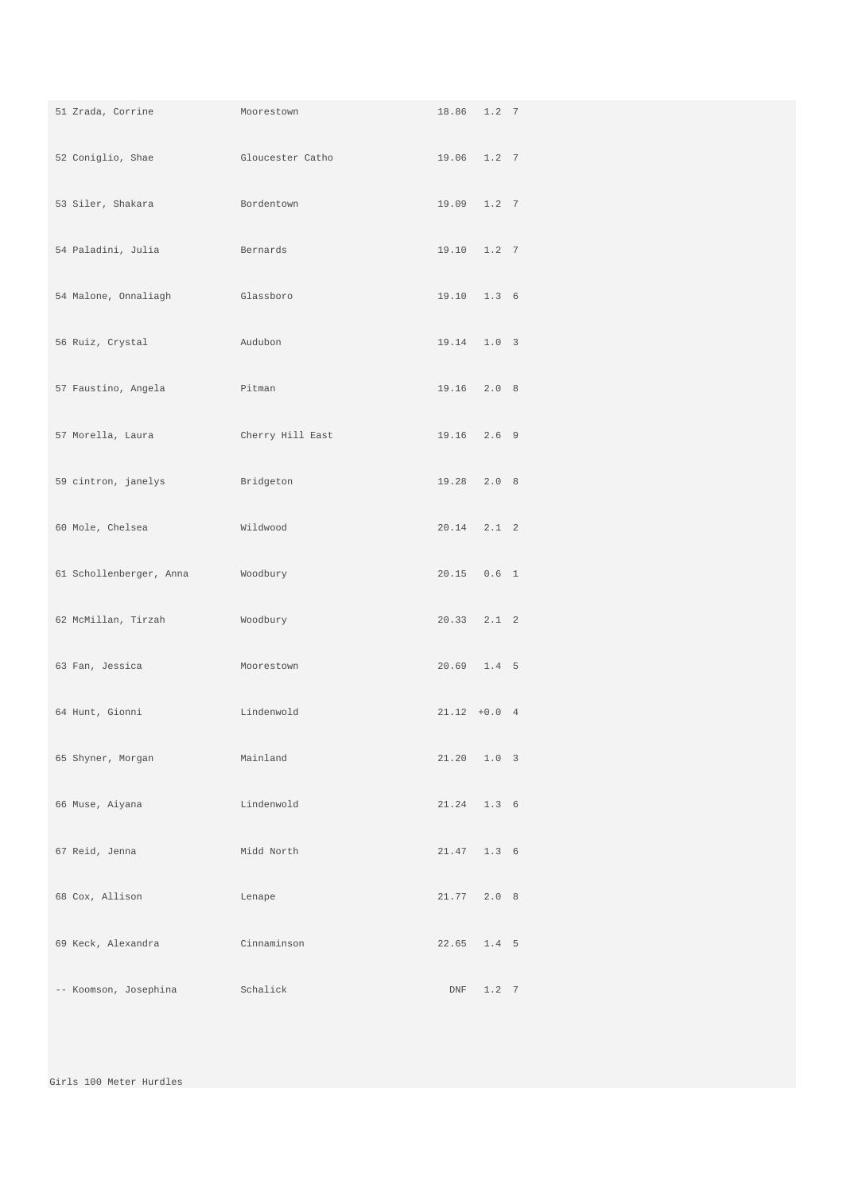| Place | Name | School | Time | Wind | Heat |
|---|---|---|---|---|---|
| 51 | Zrada, Corrine | Moorestown | 18.86 | 1.2 | 7 |
| 52 | Coniglio, Shae | Gloucester Catho | 19.06 | 1.2 | 7 |
| 53 | Siler, Shakara | Bordentown | 19.09 | 1.2 | 7 |
| 54 | Paladini, Julia | Bernards | 19.10 | 1.2 | 7 |
| 54 | Malone, Onnaliagh | Glassboro | 19.10 | 1.3 | 6 |
| 56 | Ruiz, Crystal | Audubon | 19.14 | 1.0 | 3 |
| 57 | Faustino, Angela | Pitman | 19.16 | 2.0 | 8 |
| 57 | Morella, Laura | Cherry Hill East | 19.16 | 2.6 | 9 |
| 59 | cintron, janelys | Bridgeton | 19.28 | 2.0 | 8 |
| 60 | Mole, Chelsea | Wildwood | 20.14 | 2.1 | 2 |
| 61 | Schollenberger, Anna | Woodbury | 20.15 | 0.6 | 1 |
| 62 | McMillan, Tirzah | Woodbury | 20.33 | 2.1 | 2 |
| 63 | Fan, Jessica | Moorestown | 20.69 | 1.4 | 5 |
| 64 | Hunt, Gionni | Lindenwold | 21.12 | +0.0 | 4 |
| 65 | Shyner, Morgan | Mainland | 21.20 | 1.0 | 3 |
| 66 | Muse, Aiyana | Lindenwold | 21.24 | 1.3 | 6 |
| 67 | Reid, Jenna | Midd North | 21.47 | 1.3 | 6 |
| 68 | Cox, Allison | Lenape | 21.77 | 2.0 | 8 |
| 69 | Keck, Alexandra | Cinnaminson | 22.65 | 1.4 | 5 |
| -- | Koomson, Josephina | Schalick | DNF | 1.2 | 7 |

Girls 100 Meter Hurdles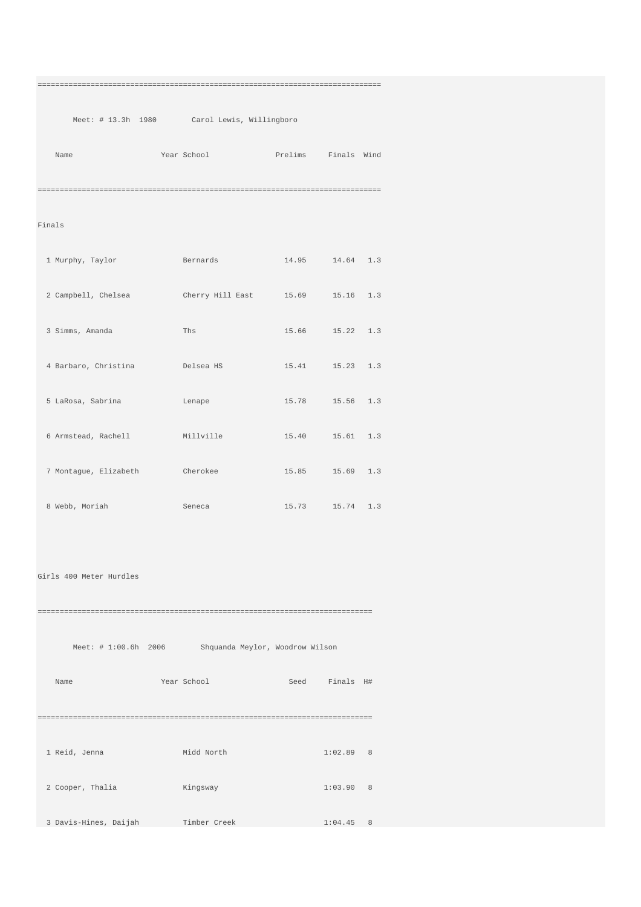```
================================================================================
       Meet: # 13.3h  1980        Carol Lewis, Willingboro
    Name                    Year School               Prelims     Finals  Wind
================================================================================
Finals
  1 Murphy, Taylor              Bernards              14.95      14.64   1.3
  2 Campbell, Chelsea           Cherry Hill East      15.69      15.16   1.3
  3 Simms, Amanda               Ths                   15.66      15.22   1.3
  4 Barbaro, Christina          Delsea HS             15.41      15.23   1.3
  5 LaRosa, Sabrina             Lenape                15.78      15.56   1.3
  6 Armstead, Rachell           Millville             15.40      15.61   1.3
  7 Montague, Elizabeth         Cherokee              15.85      15.69   1.3
  8 Webb, Moriah                Seneca                15.73      15.74   1.3
```

Girls 400 Meter Hurdles

```
==============================================================================
       Meet: # 1:00.6h  2006        Shquanda Meylor, Woodrow Wilson
    Name                    Year School                  Seed     Finals  H#
==============================================================================
  1 Reid, Jenna                 Midd North                      1:02.89   8
  2 Cooper, Thalia              Kingsway                        1:03.90   8
  3 Davis-Hines, Daijah         Timber Creek                    1:04.45   8
```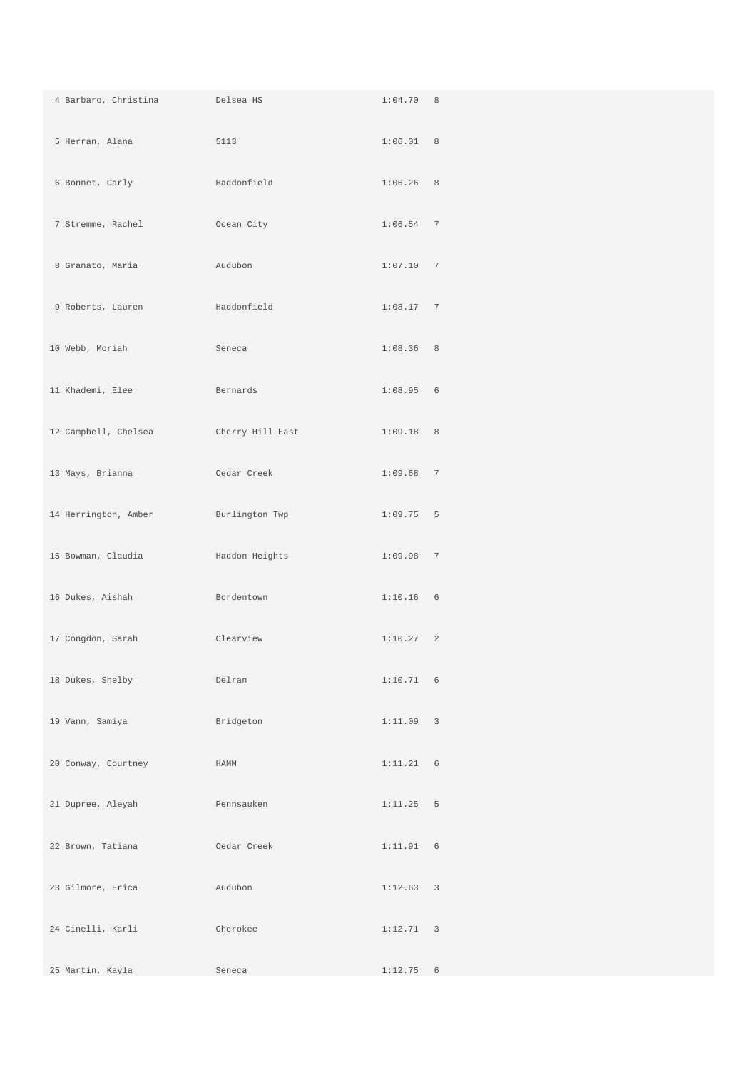| | | | |
|---|---|---|---|
| 4 Barbaro, Christina | Delsea HS | 1:04.70 | 8 |
| 5 Herran, Alana | 5113 | 1:06.01 | 8 |
| 6 Bonnet, Carly | Haddonfield | 1:06.26 | 8 |
| 7 Stremme, Rachel | Ocean City | 1:06.54 | 7 |
| 8 Granato, Maria | Audubon | 1:07.10 | 7 |
| 9 Roberts, Lauren | Haddonfield | 1:08.17 | 7 |
| 10 Webb, Moriah | Seneca | 1:08.36 | 8 |
| 11 Khademi, Elee | Bernards | 1:08.95 | 6 |
| 12 Campbell, Chelsea | Cherry Hill East | 1:09.18 | 8 |
| 13 Mays, Brianna | Cedar Creek | 1:09.68 | 7 |
| 14 Herrington, Amber | Burlington Twp | 1:09.75 | 5 |
| 15 Bowman, Claudia | Haddon Heights | 1:09.98 | 7 |
| 16 Dukes, Aishah | Bordentown | 1:10.16 | 6 |
| 17 Congdon, Sarah | Clearview | 1:10.27 | 2 |
| 18 Dukes, Shelby | Delran | 1:10.71 | 6 |
| 19 Vann, Samiya | Bridgeton | 1:11.09 | 3 |
| 20 Conway, Courtney | HAMM | 1:11.21 | 6 |
| 21 Dupree, Aleyah | Pennsauken | 1:11.25 | 5 |
| 22 Brown, Tatiana | Cedar Creek | 1:11.91 | 6 |
| 23 Gilmore, Erica | Audubon | 1:12.63 | 3 |
| 24 Cinelli, Karli | Cherokee | 1:12.71 | 3 |
| 25 Martin, Kayla | Seneca | 1:12.75 | 6 |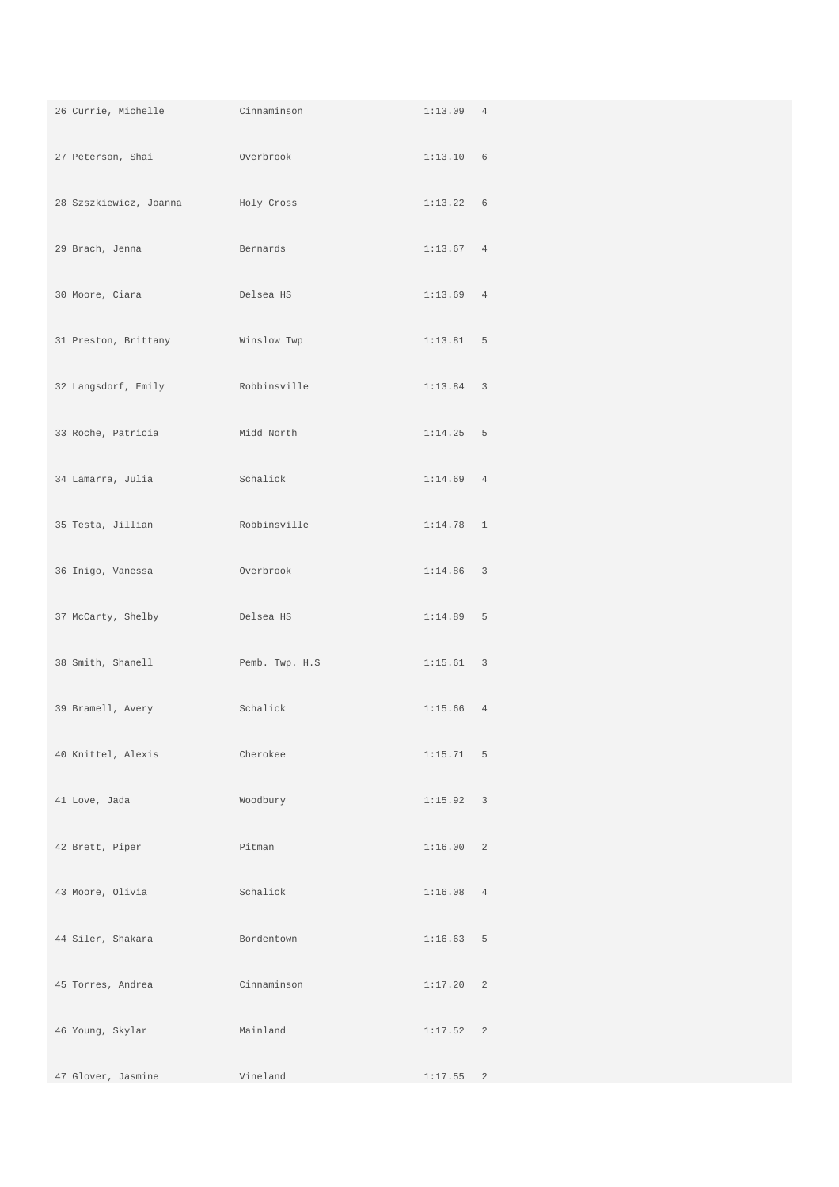| | | | |
|---|---|---|---|
| 26 Currie, Michelle | Cinnaminson | 1:13.09 | 4 |
| 27 Peterson, Shai | Overbrook | 1:13.10 | 6 |
| 28 Szszkiewicz, Joanna | Holy Cross | 1:13.22 | 6 |
| 29 Brach, Jenna | Bernards | 1:13.67 | 4 |
| 30 Moore, Ciara | Delsea HS | 1:13.69 | 4 |
| 31 Preston, Brittany | Winslow Twp | 1:13.81 | 5 |
| 32 Langsdorf, Emily | Robbinsville | 1:13.84 | 3 |
| 33 Roche, Patricia | Midd North | 1:14.25 | 5 |
| 34 Lamarra, Julia | Schalick | 1:14.69 | 4 |
| 35 Testa, Jillian | Robbinsville | 1:14.78 | 1 |
| 36 Inigo, Vanessa | Overbrook | 1:14.86 | 3 |
| 37 McCarty, Shelby | Delsea HS | 1:14.89 | 5 |
| 38 Smith, Shanell | Pemb. Twp. H.S | 1:15.61 | 3 |
| 39 Bramell, Avery | Schalick | 1:15.66 | 4 |
| 40 Knittel, Alexis | Cherokee | 1:15.71 | 5 |
| 41 Love, Jada | Woodbury | 1:15.92 | 3 |
| 42 Brett, Piper | Pitman | 1:16.00 | 2 |
| 43 Moore, Olivia | Schalick | 1:16.08 | 4 |
| 44 Siler, Shakara | Bordentown | 1:16.63 | 5 |
| 45 Torres, Andrea | Cinnaminson | 1:17.20 | 2 |
| 46 Young, Skylar | Mainland | 1:17.52 | 2 |
| 47 Glover, Jasmine | Vineland | 1:17.55 | 2 |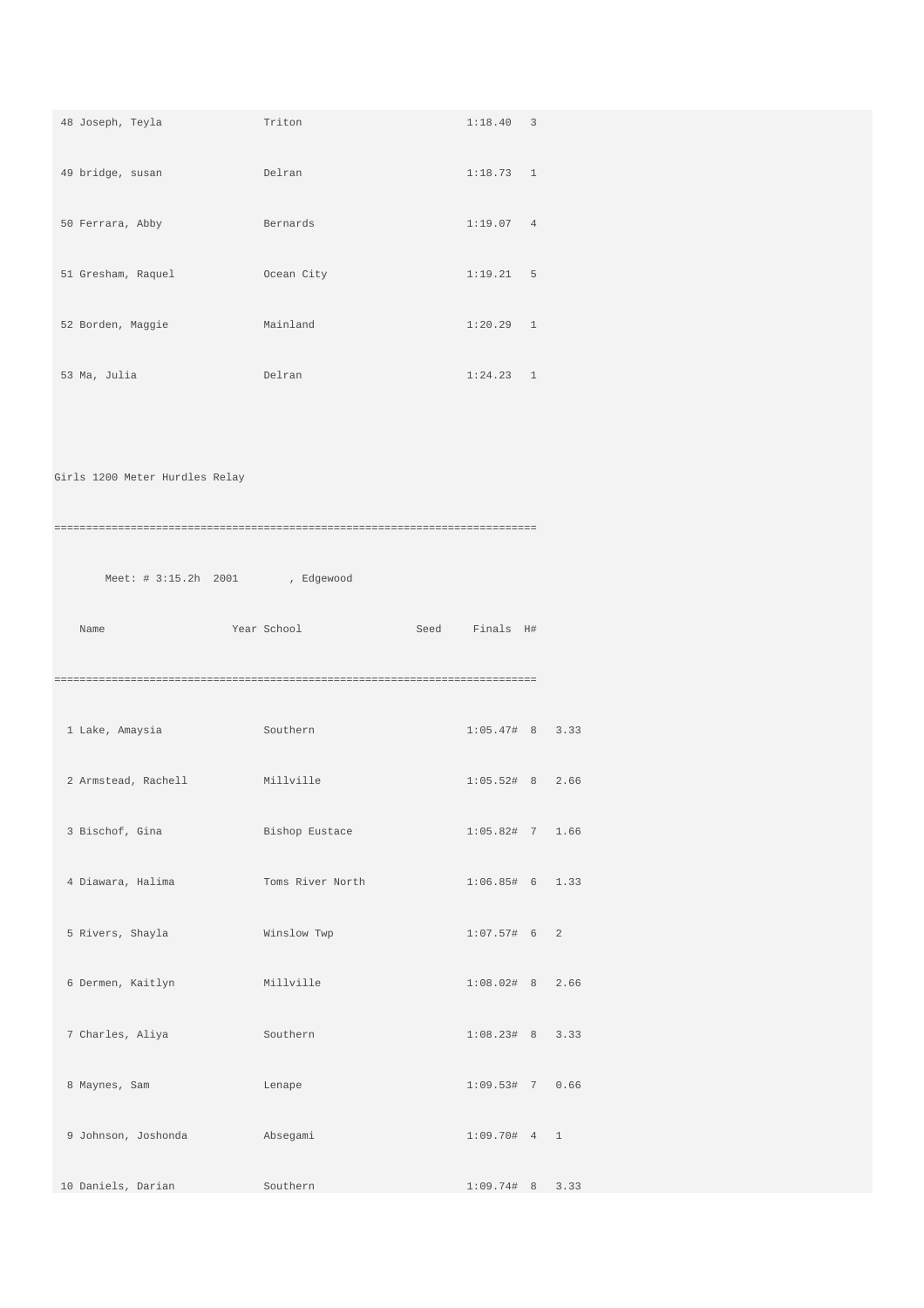```
 48 Joseph, Teyla              Triton                        1:18.40   3
 49 bridge, susan              Delran                        1:18.73   1
 50 Ferrara, Abby              Bernards                      1:19.07   4
 51 Gresham, Raquel            Ocean City                    1:19.21   5
 52 Borden, Maggie             Mainland                      1:20.29   1
 53 Ma, Julia                  Delran                        1:24.23   1
```

Girls 1200 Meter Hurdles Relay

```
=============================================================================
       Meet: # 3:15.2h  2001        , Edgewood
    Name                 Year School                 Seed     Finals  H#
=============================================================================
  1 Lake, Amaysia              Southern                      1:05.47#  8   3.33
  2 Armstead, Rachell          Millville                     1:05.52#  8   2.66
  3 Bischof, Gina              Bishop Eustace                1:05.82#  7   1.66
  4 Diawara, Halima            Toms River North              1:06.85#  6   1.33
  5 Rivers, Shayla             Winslow Twp                   1:07.57#  6   2
  6 Dermen, Kaitlyn            Millville                     1:08.02#  8   2.66
  7 Charles, Aliya             Southern                      1:08.23#  8   3.33
  8 Maynes, Sam                Lenape                        1:09.53#  7   0.66
  9 Johnson, Joshonda          Absegami                      1:09.70#  4   1
 10 Daniels, Darian            Southern                      1:09.74#  8   3.33
```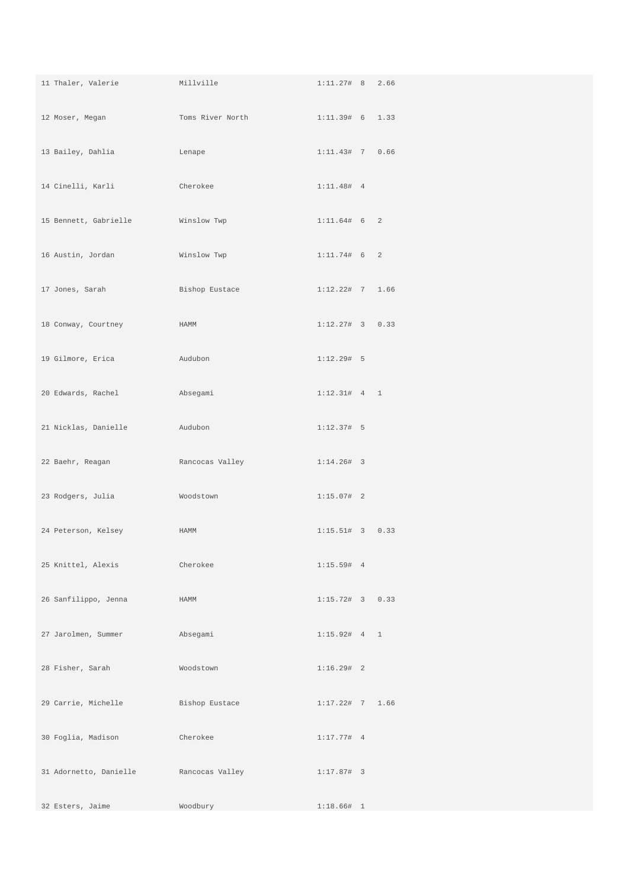| | | | | |
|---|---|---|---|---|
| 11 Thaler, Valerie | Millville | 1:11.27# | 8 | 2.66 |
| 12 Moser, Megan | Toms River North | 1:11.39# | 6 | 1.33 |
| 13 Bailey, Dahlia | Lenape | 1:11.43# | 7 | 0.66 |
| 14 Cinelli, Karli | Cherokee | 1:11.48# | 4 | |
| 15 Bennett, Gabrielle | Winslow Twp | 1:11.64# | 6 | 2 |
| 16 Austin, Jordan | Winslow Twp | 1:11.74# | 6 | 2 |
| 17 Jones, Sarah | Bishop Eustace | 1:12.22# | 7 | 1.66 |
| 18 Conway, Courtney | HAMM | 1:12.27# | 3 | 0.33 |
| 19 Gilmore, Erica | Audubon | 1:12.29# | 5 | |
| 20 Edwards, Rachel | Absegami | 1:12.31# | 4 | 1 |
| 21 Nicklas, Danielle | Audubon | 1:12.37# | 5 | |
| 22 Baehr, Reagan | Rancocas Valley | 1:14.26# | 3 | |
| 23 Rodgers, Julia | Woodstown | 1:15.07# | 2 | |
| 24 Peterson, Kelsey | HAMM | 1:15.51# | 3 | 0.33 |
| 25 Knittel, Alexis | Cherokee | 1:15.59# | 4 | |
| 26 Sanfilippo, Jenna | HAMM | 1:15.72# | 3 | 0.33 |
| 27 Jarolmen, Summer | Absegami | 1:15.92# | 4 | 1 |
| 28 Fisher, Sarah | Woodstown | 1:16.29# | 2 | |
| 29 Carrie, Michelle | Bishop Eustace | 1:17.22# | 7 | 1.66 |
| 30 Foglia, Madison | Cherokee | 1:17.77# | 4 | |
| 31 Adornetto, Danielle | Rancocas Valley | 1:17.87# | 3 | |
| 32 Esters, Jaime | Woodbury | 1:18.66# | 1 | |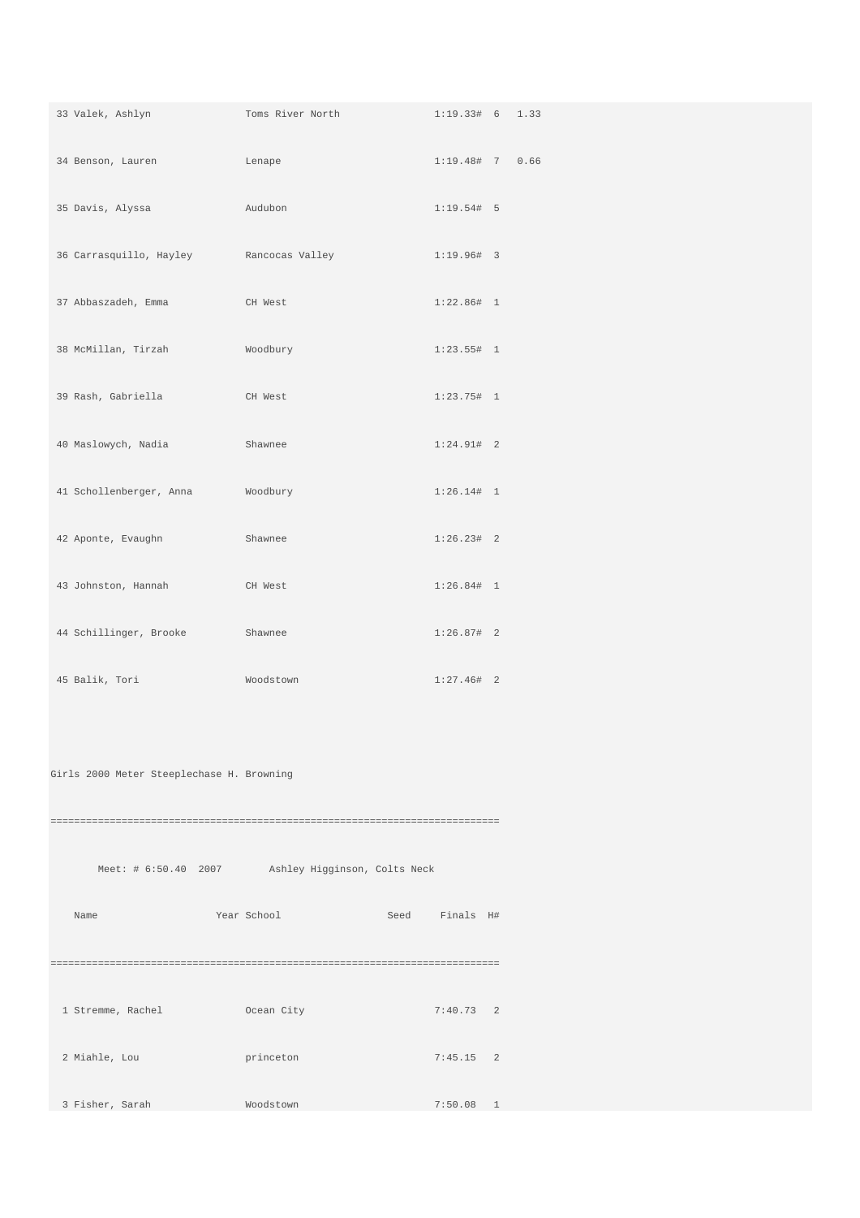| Place | Name | School | Finals | H# | Points |
|---|---|---|---|---|---|
| 33 | Valek, Ashlyn | Toms River North | 1:19.33# | 6 | 1.33 |
| 34 | Benson, Lauren | Lenape | 1:19.48# | 7 | 0.66 |
| 35 | Davis, Alyssa | Audubon | 1:19.54# | 5 | |
| 36 | Carrasquillo, Hayley | Rancocas Valley | 1:19.96# | 3 | |
| 37 | Abbaszadeh, Emma | CH West | 1:22.86# | 1 | |
| 38 | McMillan, Tirzah | Woodbury | 1:23.55# | 1 | |
| 39 | Rash, Gabriella | CH West | 1:23.75# | 1 | |
| 40 | Maslowych, Nadia | Shawnee | 1:24.91# | 2 | |
| 41 | Schollenberger, Anna | Woodbury | 1:26.14# | 1 | |
| 42 | Aponte, Evaughn | Shawnee | 1:26.23# | 2 | |
| 43 | Johnston, Hannah | CH West | 1:26.84# | 1 | |
| 44 | Schillinger, Brooke | Shawnee | 1:26.87# | 2 | |
| 45 | Balik, Tori | Woodstown | 1:27.46# | 2 | |

Girls 2000 Meter Steeplechase H. Browning

Meet: # 6:50.40 2007 Ashley Higginson, Colts Neck

| Place | Name | Year | School | Seed | Finals | H# |
|---|---|---|---|---|---|---|
| 1 | Stremme, Rachel | | Ocean City | | 7:40.73 | 2 |
| 2 | Miahle, Lou | | princeton | | 7:45.15 | 2 |
| 3 | Fisher, Sarah | | Woodstown | | 7:50.08 | 1 |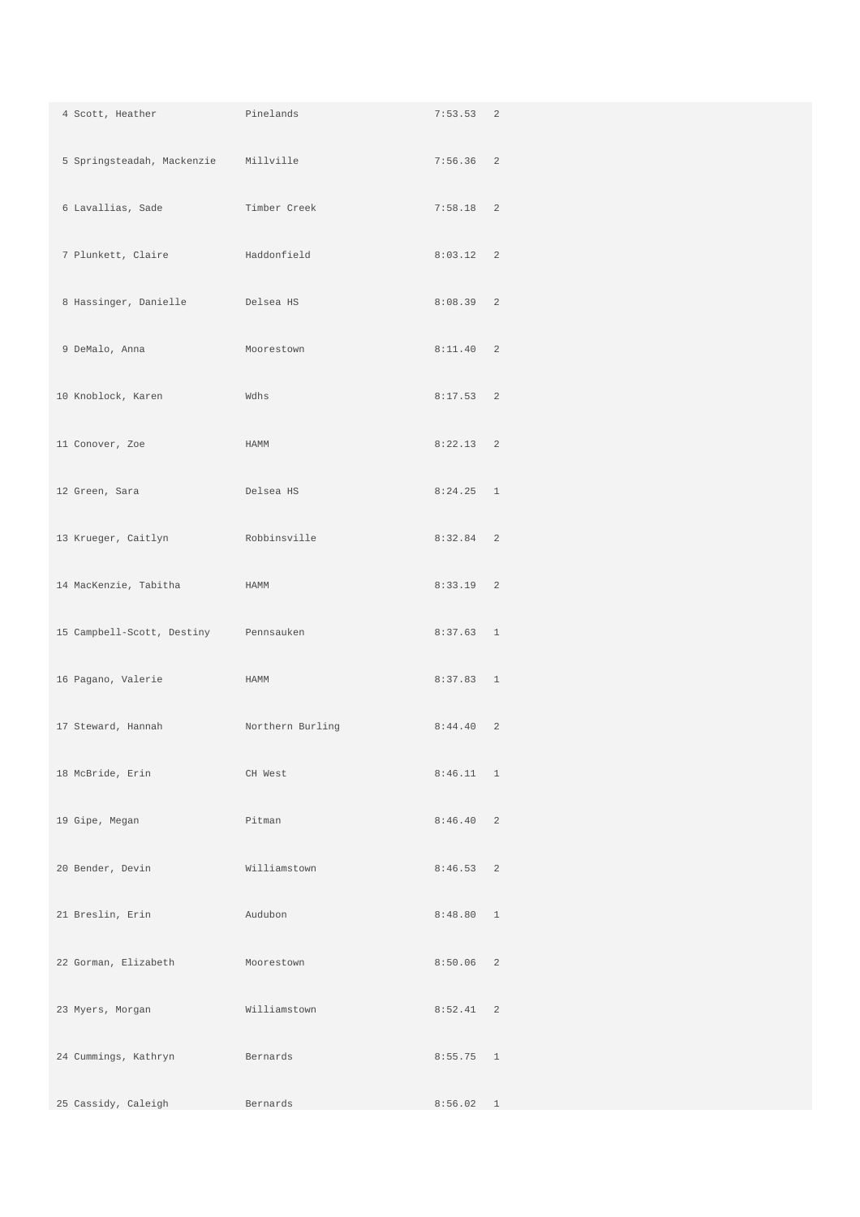| | | | |
|---|---|---|---|
| 4 Scott, Heather | Pinelands | 7:53.53 | 2 |
| 5 Springsteadah, Mackenzie | Millville | 7:56.36 | 2 |
| 6 Lavallias, Sade | Timber Creek | 7:58.18 | 2 |
| 7 Plunkett, Claire | Haddonfield | 8:03.12 | 2 |
| 8 Hassinger, Danielle | Delsea HS | 8:08.39 | 2 |
| 9 DeMalo, Anna | Moorestown | 8:11.40 | 2 |
| 10 Knoblock, Karen | Wdhs | 8:17.53 | 2 |
| 11 Conover, Zoe | HAMM | 8:22.13 | 2 |
| 12 Green, Sara | Delsea HS | 8:24.25 | 1 |
| 13 Krueger, Caitlyn | Robbinsville | 8:32.84 | 2 |
| 14 MacKenzie, Tabitha | HAMM | 8:33.19 | 2 |
| 15 Campbell-Scott, Destiny | Pennsauken | 8:37.63 | 1 |
| 16 Pagano, Valerie | HAMM | 8:37.83 | 1 |
| 17 Steward, Hannah | Northern Burling | 8:44.40 | 2 |
| 18 McBride, Erin | CH West | 8:46.11 | 1 |
| 19 Gipe, Megan | Pitman | 8:46.40 | 2 |
| 20 Bender, Devin | Williamstown | 8:46.53 | 2 |
| 21 Breslin, Erin | Audubon | 8:48.80 | 1 |
| 22 Gorman, Elizabeth | Moorestown | 8:50.06 | 2 |
| 23 Myers, Morgan | Williamstown | 8:52.41 | 2 |
| 24 Cummings, Kathryn | Bernards | 8:55.75 | 1 |
| 25 Cassidy, Caleigh | Bernards | 8:56.02 | 1 |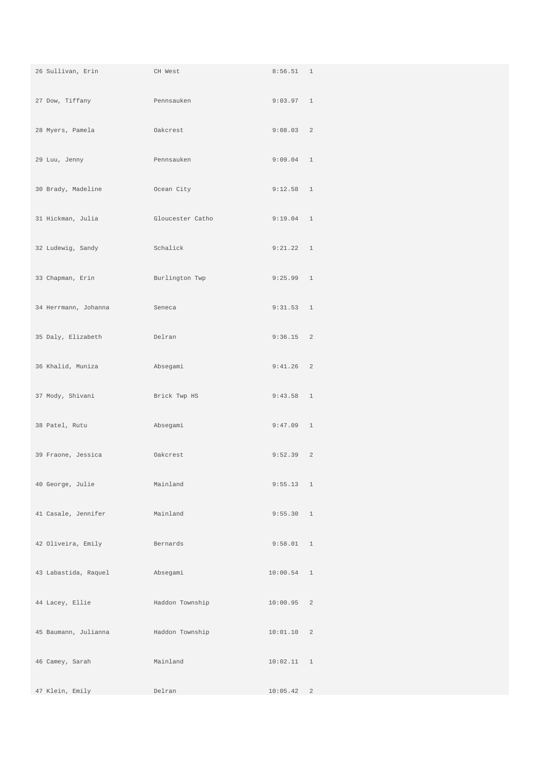| | | | |
|---|---|---|---|
| 26 Sullivan, Erin | CH West | 8:56.51 | 1 |
| 27 Dow, Tiffany | Pennsauken | 9:03.97 | 1 |
| 28 Myers, Pamela | Oakcrest | 9:08.03 | 2 |
| 29 Luu, Jenny | Pennsauken | 9:09.04 | 1 |
| 30 Brady, Madeline | Ocean City | 9:12.58 | 1 |
| 31 Hickman, Julia | Gloucester Catho | 9:19.04 | 1 |
| 32 Ludewig, Sandy | Schalick | 9:21.22 | 1 |
| 33 Chapman, Erin | Burlington Twp | 9:25.99 | 1 |
| 34 Herrmann, Johanna | Seneca | 9:31.53 | 1 |
| 35 Daly, Elizabeth | Delran | 9:36.15 | 2 |
| 36 Khalid, Muniza | Absegami | 9:41.26 | 2 |
| 37 Mody, Shivani | Brick Twp HS | 9:43.58 | 1 |
| 38 Patel, Rutu | Absegami | 9:47.09 | 1 |
| 39 Fraone, Jessica | Oakcrest | 9:52.39 | 2 |
| 40 George, Julie | Mainland | 9:55.13 | 1 |
| 41 Casale, Jennifer | Mainland | 9:55.30 | 1 |
| 42 Oliveira, Emily | Bernards | 9:58.01 | 1 |
| 43 Labastida, Raquel | Absegami | 10:00.54 | 1 |
| 44 Lacey, Ellie | Haddon Township | 10:00.95 | 2 |
| 45 Baumann, Julianna | Haddon Township | 10:01.10 | 2 |
| 46 Camey, Sarah | Mainland | 10:02.11 | 1 |
| 47 Klein, Emily | Delran | 10:05.42 | 2 |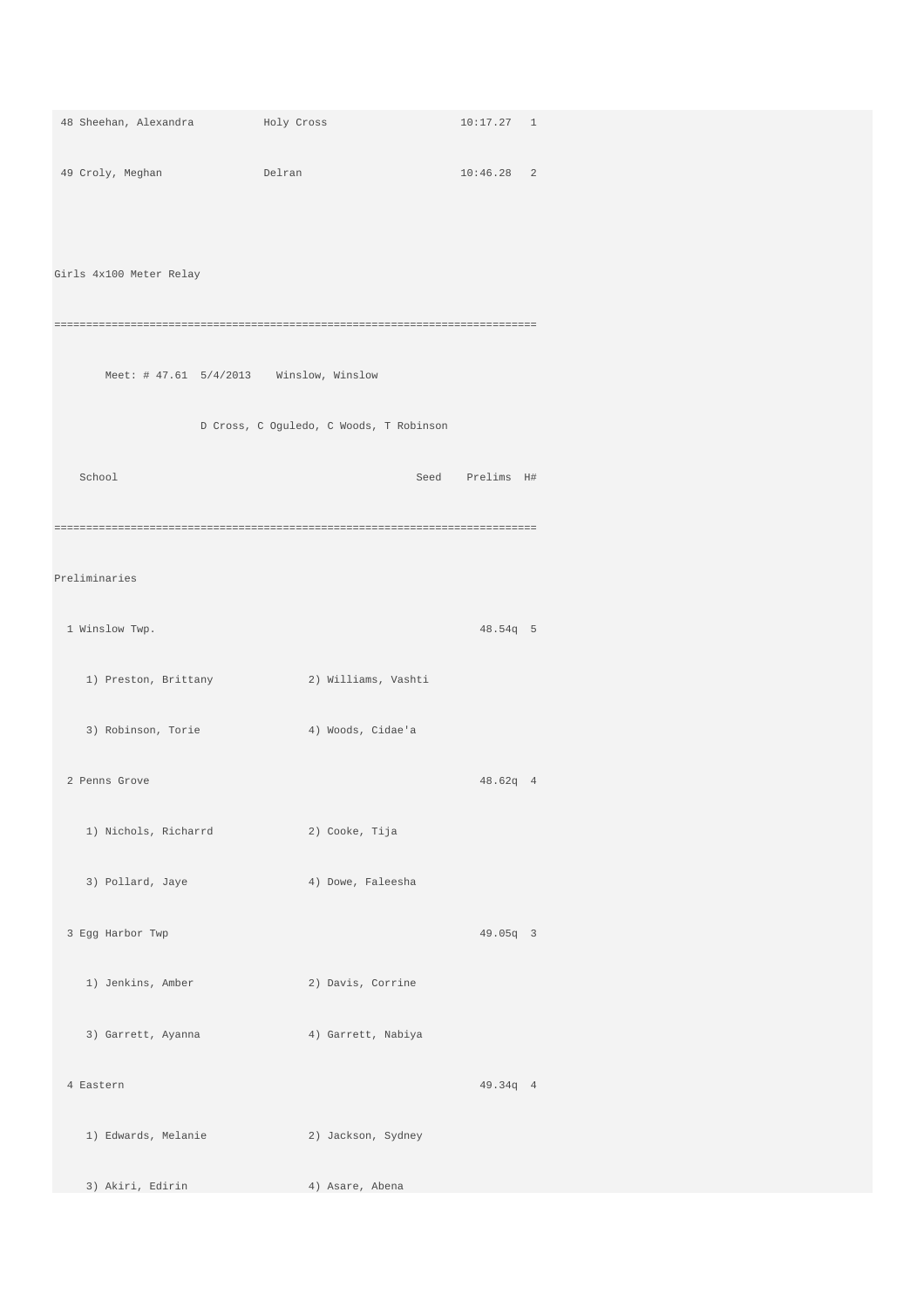```
 48 Sheehan, Alexandra          Holy Cross                   10:17.27   1
 49 Croly, Meghan               Delran                       10:46.28   2

Girls 4x100 Meter Relay
===========================================================================
        Meet: # 47.61  5/4/2013    Winslow, Winslow
                       D Cross, C Oguledo, C Woods, T Robinson
    School                                          Seed    Prelims  H#
===========================================================================
Preliminaries
  1 Winslow Twp.                                               48.54q  5
     1) Preston, Brittany              2) Williams, Vashti
     3) Robinson, Torie                4) Woods, Cidae'a
  2 Penns Grove                                                48.62q  4
     1) Nichols, Richarrd              2) Cooke, Tija
     3) Pollard, Jaye                  4) Dowe, Faleesha
  3 Egg Harbor Twp                                             49.05q  3
     1) Jenkins, Amber                 2) Davis, Corrine
     3) Garrett, Ayanna                4) Garrett, Nabiya
  4 Eastern                                                    49.34q  4
     1) Edwards, Melanie               2) Jackson, Sydney
     3) Akiri, Edirin                  4) Asare, Abena
```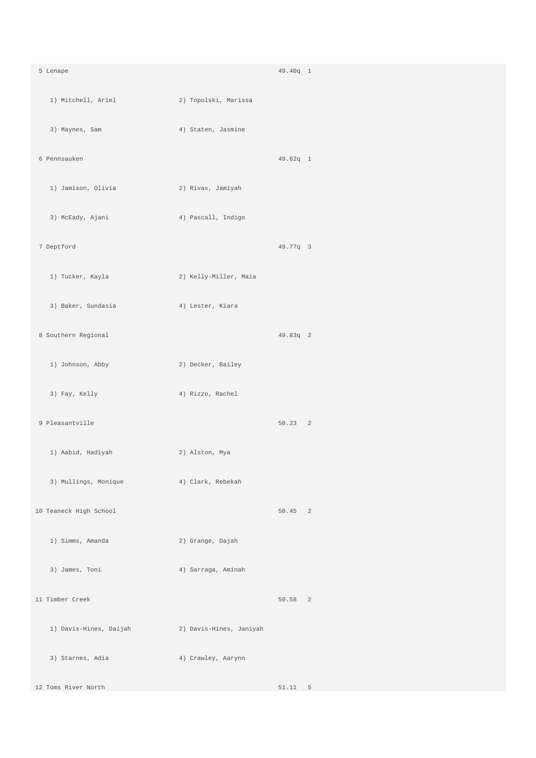```
 5 Lenape                                          49.40q  1
    1) Mitchell, Ariel            2) Topolski, Marissa
    3) Maynes, Sam                4) Staten, Jasmine
 6 Pennsauken                                      49.62q  1
    1) Jamison, Olivia            2) Rivas, Jamiyah
    3) McEady, Ajani              4) Pascall, Indigo
 7 Deptford                                        49.77q  3
    1) Tucker, Kayla              2) Kelly-Miller, Maia
    3) Baker, Sundasia            4) Lester, Kiara
 8 Southern Regional                               49.83q  2
    1) Johnson, Abby              2) Decker, Bailey
    3) Fay, Kelly                 4) Rizzo, Rachel
 9 Pleasantville                                   50.23   2
    1) Aabid, Hadiyah             2) Alston, Mya
    3) Mullings, Monique          4) Clark, Rebekah
10 Teaneck High School                             50.45   2
    1) Simms, Amanda              2) Grange, Dajah
    3) James, Toni                4) Sarraga, Aminah
11 Timber Creek                                    50.58   2
    1) Davis-Hines, Daijah        2) Davis-Hines, Janiyah
    3) Starnes, Adia              4) Crawley, Aarynn
12 Toms River North                                51.11   5
```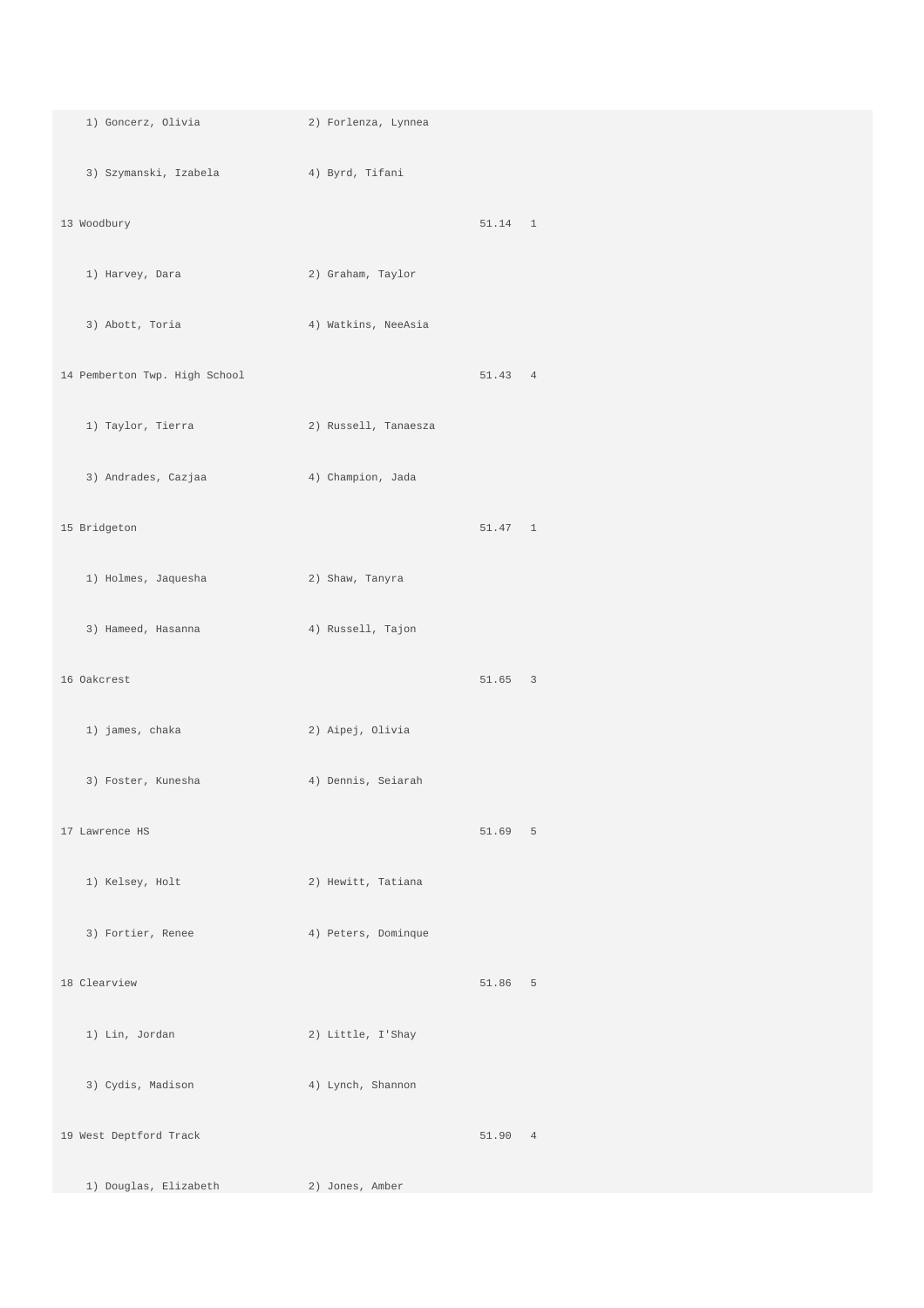```
   1) Goncerz, Olivia           2) Forlenza, Lynnea
   3) Szymanski, Izabela        4) Byrd, Tifani
13 Woodbury                                             51.14   1
   1) Harvey, Dara              2) Graham, Taylor
   3) Abott, Toria              4) Watkins, NeeAsia
14 Pemberton Twp. High School                           51.43   4
   1) Taylor, Tierra            2) Russell, Tanaesza
   3) Andrades, Cazjaa          4) Champion, Jada
15 Bridgeton                                            51.47   1
   1) Holmes, Jaquesha          2) Shaw, Tanyra
   3) Hameed, Hasanna           4) Russell, Tajon
16 Oakcrest                                             51.65   3
   1) james, chaka              2) Aipej, Olivia
   3) Foster, Kunesha           4) Dennis, Seiarah
17 Lawrence HS                                          51.69   5
   1) Kelsey, Holt              2) Hewitt, Tatiana
   3) Fortier, Renee            4) Peters, Dominque
18 Clearview                                            51.86   5
   1) Lin, Jordan               2) Little, I'Shay
   3) Cydis, Madison            4) Lynch, Shannon
19 West Deptford Track                                  51.90   4
   1) Douglas, Elizabeth        2) Jones, Amber
```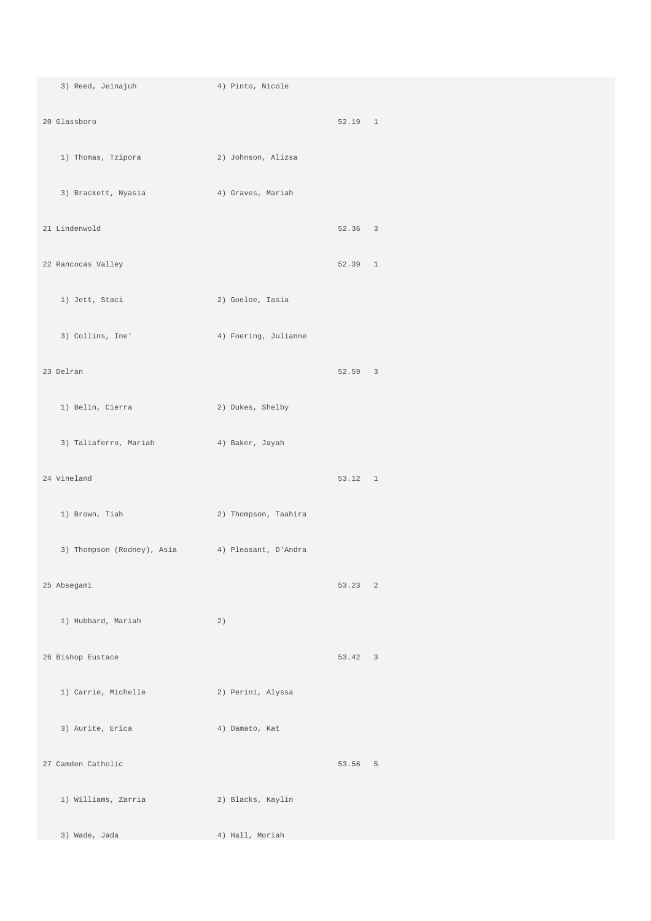```
   3) Reed, Jeinajuh                 4) Pinto, Nicole

20 Glassboro                                                  52.19   1

   1) Thomas, Tzipora                2) Johnson, Alizsa

   3) Brackett, Nyasia               4) Graves, Mariah

21 Lindenwold                                                 52.36   3

22 Rancocas Valley                                            52.39   1

   1) Jett, Staci                    2) Goeloe, Iasia

   3) Collins, Ine'                  4) Foering, Julianne

23 Delran                                                     52.59   3

   1) Belin, Cierra                  2) Dukes, Shelby

   3) Taliaferro, Mariah             4) Baker, Jayah

24 Vineland                                                   53.12   1

   1) Brown, Tiah                    2) Thompson, Taahira

   3) Thompson (Rodney), Asia        4) Pleasant, D'Andra

25 Absegami                                                   53.23   2

   1) Hubbard, Mariah                2)

26 Bishop Eustace                                             53.42   3

   1) Carrie, Michelle               2) Perini, Alyssa

   3) Aurite, Erica                  4) Damato, Kat

27 Camden Catholic                                            53.56   5

   1) Williams, Zarria               2) Blacks, Kaylin

   3) Wade, Jada                     4) Hall, Moriah
```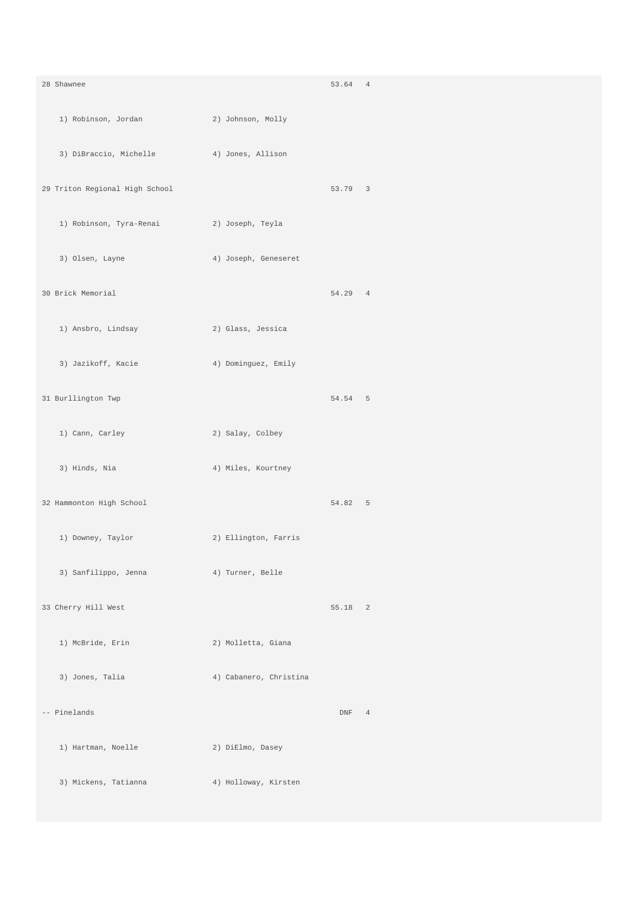```
28 Shawnee                                           53.64   4
   1) Robinson, Jordan              2) Johnson, Molly
   3) DiBraccio, Michelle           4) Jones, Allison
29 Triton Regional High School                       53.79   3
   1) Robinson, Tyra-Renai          2) Joseph, Teyla
   3) Olsen, Layne                  4) Joseph, Geneseret
30 Brick Memorial                                    54.29   4
   1) Ansbro, Lindsay               2) Glass, Jessica
   3) Jazikoff, Kacie               4) Dominguez, Emily
31 Burllington Twp                                   54.54   5
   1) Cann, Carley                  2) Salay, Colbey
   3) Hinds, Nia                    4) Miles, Kourtney
32 Hammonton High School                             54.82   5
   1) Downey, Taylor                2) Ellington, Farris
   3) Sanfilippo, Jenna             4) Turner, Belle
33 Cherry Hill West                                  55.18   2
   1) McBride, Erin                 2) Molletta, Giana
   3) Jones, Talia                  4) Cabanero, Christina
-- Pinelands                                           DNF   4
   1) Hartman, Noelle               2) DiElmo, Dasey
   3) Mickens, Tatianna             4) Holloway, Kirsten
```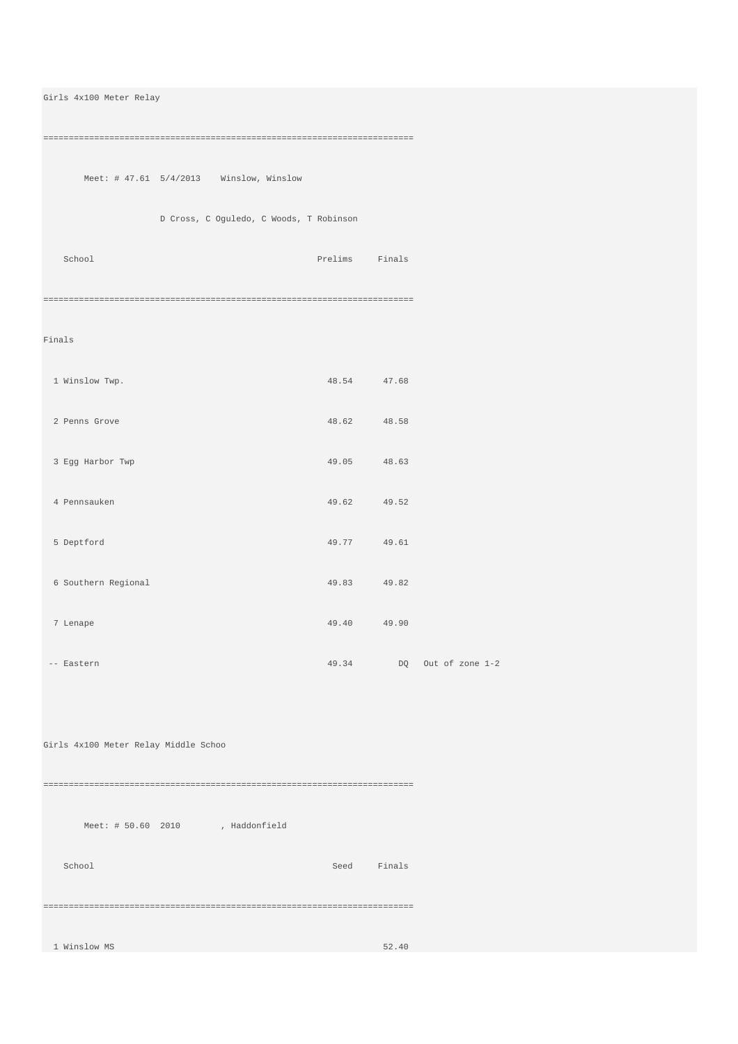Girls 4x100 Meter Relay

```
=========================================================================
        Meet: # 47.61  5/4/2013    Winslow, Winslow
                      D Cross, C Oguledo, C Woods, T Robinson
    School                                         Prelims     Finals
=========================================================================
Finals
  1 Winslow Twp.                                     48.54      47.68
  2 Penns Grove                                      48.62      48.58
  3 Egg Harbor Twp                                   49.05      48.63
  4 Pennsauken                                       49.62      49.52
  5 Deptford                                         49.77      49.61
  6 Southern Regional                                49.83      49.82
  7 Lenape                                           49.40      49.90
 -- Eastern                                          49.34         DQ   Out of zone 1-2
```

Girls 4x100 Meter Relay Middle Schoo

```
=========================================================================
        Meet: # 50.60  2010        , Haddonfield
    School                                            Seed     Finals
=========================================================================
  1 Winslow MS                                                  52.40
```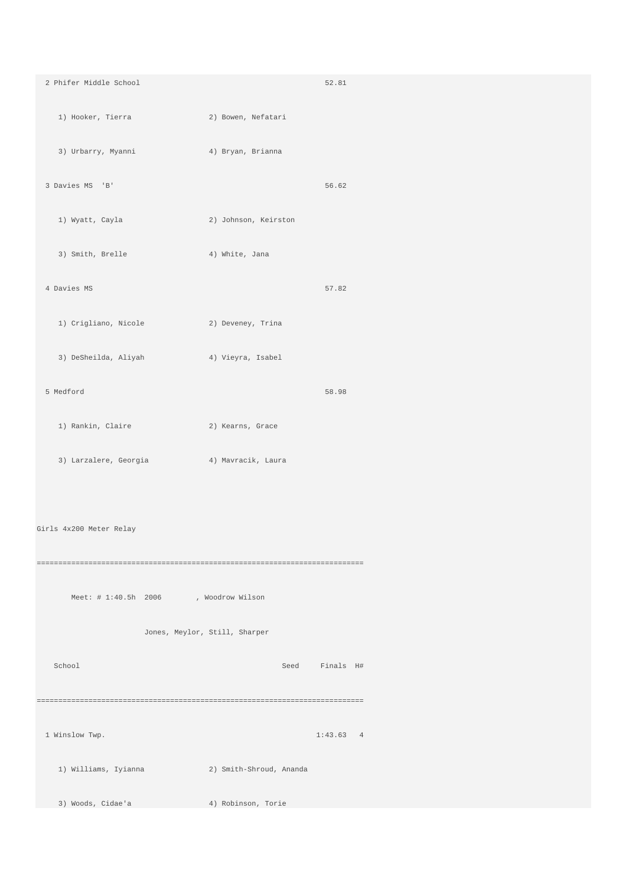```
  2 Phifer Middle School                                   52.81
     1) Hooker, Tierra                 2) Bowen, Nefatari
     3) Urbarry, Myanni                4) Bryan, Brianna
  3 Davies MS  'B'                                         56.62
     1) Wyatt, Cayla                   2) Johnson, Keirston
     3) Smith, Brelle                  4) White, Jana
  4 Davies MS                                              57.82
     1) Crigliano, Nicole              2) Deveney, Trina
     3) DeSheilda, Aliyah              4) Vieyra, Isabel
  5 Medford                                                58.98
     1) Rankin, Claire                 2) Kearns, Grace
     3) Larzalere, Georgia             4) Mavracik, Laura


Girls 4x200 Meter Relay
============================================================================
        Meet: # 1:40.5h  2006        , Woodrow Wilson
                         Jones, Meylor, Still, Sharper
    School                                          Seed     Finals  H#
============================================================================
  1 Winslow Twp.                                         1:43.63   4
     1) Williams, Iyianna              2) Smith-Shroud, Ananda
     3) Woods, Cidae'a                 4) Robinson, Torie
```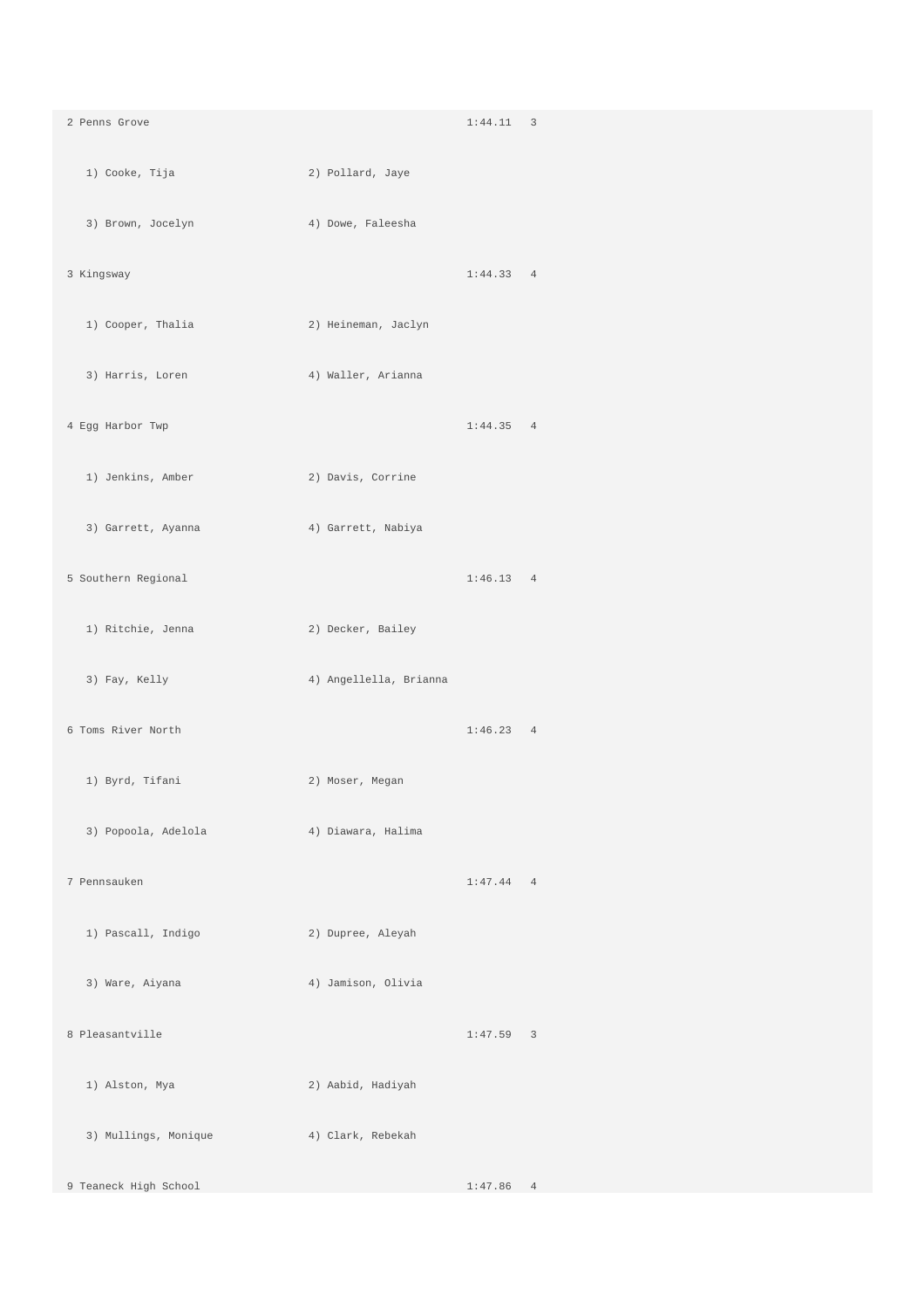```
2 Penns Grove                                        1:44.11   3
   1) Cooke, Tija                2) Pollard, Jaye
   3) Brown, Jocelyn             4) Dowe, Faleesha
3 Kingsway                                           1:44.33   4
   1) Cooper, Thalia             2) Heineman, Jaclyn
   3) Harris, Loren              4) Waller, Arianna
4 Egg Harbor Twp                                     1:44.35   4
   1) Jenkins, Amber             2) Davis, Corrine
   3) Garrett, Ayanna            4) Garrett, Nabiya
5 Southern Regional                                  1:46.13   4
   1) Ritchie, Jenna             2) Decker, Bailey
   3) Fay, Kelly                 4) Angellella, Brianna
6 Toms River North                                   1:46.23   4
   1) Byrd, Tifani               2) Moser, Megan
   3) Popoola, Adelola           4) Diawara, Halima
7 Pennsauken                                         1:47.44   4
   1) Pascall, Indigo            2) Dupree, Aleyah
   3) Ware, Aiyana               4) Jamison, Olivia
8 Pleasantville                                      1:47.59   3
   1) Alston, Mya                2) Aabid, Hadiyah
   3) Mullings, Monique          4) Clark, Rebekah
9 Teaneck High School                                1:47.86   4
```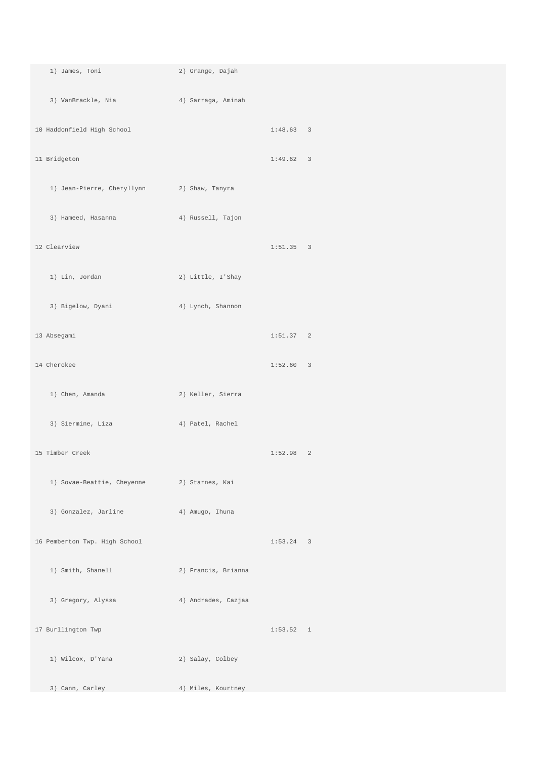```
   1) James, Toni                    2) Grange, Dajah
   3) VanBrackle, Nia                4) Sarraga, Aminah
10 Haddonfield High School                               1:48.63   3
11 Bridgeton                                             1:49.62   3
   1) Jean-Pierre, Cheryllynn        2) Shaw, Tanyra
   3) Hameed, Hasanna                4) Russell, Tajon
12 Clearview                                             1:51.35   3
   1) Lin, Jordan                    2) Little, I'Shay
   3) Bigelow, Dyani                 4) Lynch, Shannon
13 Absegami                                              1:51.37   2
14 Cherokee                                              1:52.60   3
   1) Chen, Amanda                   2) Keller, Sierra
   3) Siermine, Liza                 4) Patel, Rachel
15 Timber Creek                                          1:52.98   2
   1) Sovae-Beattie, Cheyenne        2) Starnes, Kai
   3) Gonzalez, Jarline              4) Amugo, Ihuna
16 Pemberton Twp. High School                            1:53.24   3
   1) Smith, Shanell                 2) Francis, Brianna
   3) Gregory, Alyssa                4) Andrades, Cazjaa
17 Burllington Twp                                       1:53.52   1
   1) Wilcox, D'Yana                 2) Salay, Colbey
   3) Cann, Carley                   4) Miles, Kourtney
```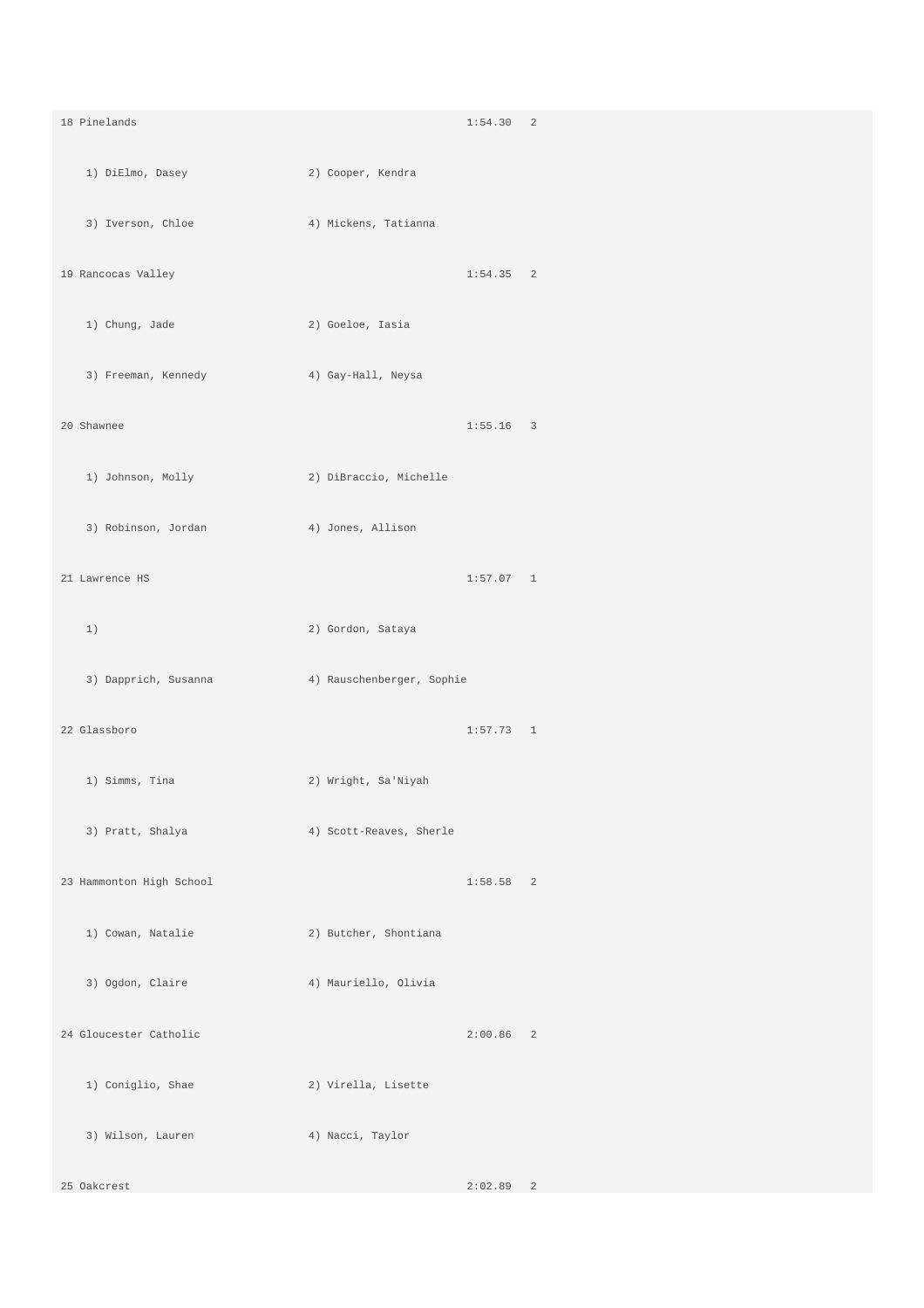```
18 Pinelands                                           1:54.30   2
   1) DiElmo, Dasey                  2) Cooper, Kendra
   3) Iverson, Chloe                 4) Mickens, Tatianna
19 Rancocas Valley                                     1:54.35   2
   1) Chung, Jade                    2) Goeloe, Iasia
   3) Freeman, Kennedy               4) Gay-Hall, Neysa
20 Shawnee                                             1:55.16   3
   1) Johnson, Molly                 2) DiBraccio, Michelle
   3) Robinson, Jordan               4) Jones, Allison
21 Lawrence HS                                         1:57.07   1
   1)                                2) Gordon, Sataya
   3) Dapprich, Susanna              4) Rauschenberger, Sophie
22 Glassboro                                           1:57.73   1
   1) Simms, Tina                    2) Wright, Sa'Niyah
   3) Pratt, Shalya                  4) Scott-Reaves, Sherle
23 Hammonton High School                               1:58.58   2
   1) Cowan, Natalie                 2) Butcher, Shontiana
   3) Ogdon, Claire                  4) Mauriello, Olivia
24 Gloucester Catholic                                 2:00.86   2
   1) Coniglio, Shae                 2) Virella, Lisette
   3) Wilson, Lauren                 4) Nacci, Taylor
25 Oakcrest                                            2:02.89   2
```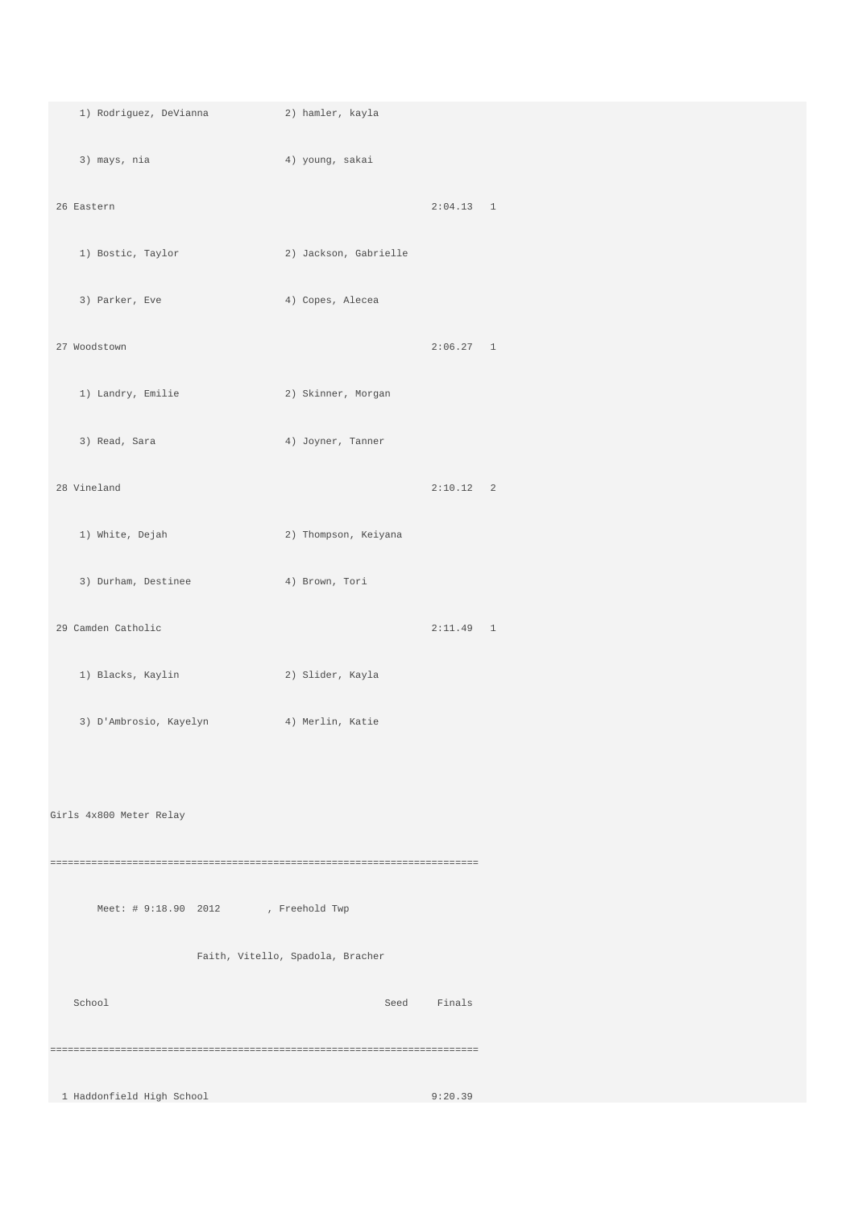```
    1) Rodriguez, DeVianna            2) hamler, kayla
    3) mays, nia                      4) young, sakai
 26 Eastern                                           2:04.13   1
    1) Bostic, Taylor                 2) Jackson, Gabrielle
    3) Parker, Eve                    4) Copes, Alecea
 27 Woodstown                                         2:06.27   1
    1) Landry, Emilie                 2) Skinner, Morgan
    3) Read, Sara                     4) Joyner, Tanner
 28 Vineland                                          2:10.12   2
    1) White, Dejah                   2) Thompson, Keiyana
    3) Durham, Destinee               4) Brown, Tori
 29 Camden Catholic                                   2:11.49   1
    1) Blacks, Kaylin                 2) Slider, Kayla
    3) D'Ambrosio, Kayelyn            4) Merlin, Katie

Girls 4x800 Meter Relay
=========================================================================
        Meet: # 9:18.90  2012        , Freehold Twp
                        Faith, Vitello, Spadola, Bracher
    School                                             Seed     Finals
=========================================================================
  1 Haddonfield High School                                    9:20.39
```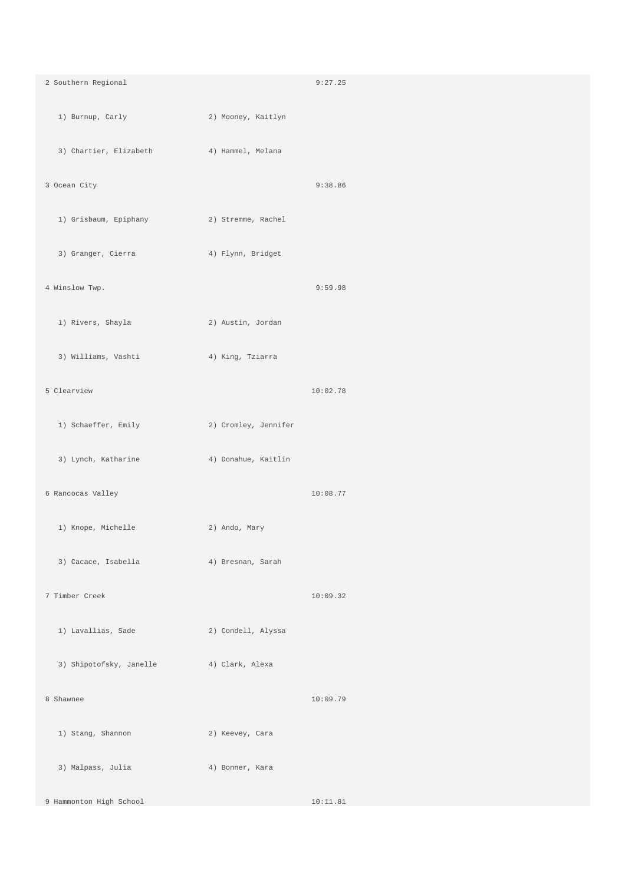```
2 Southern Regional                                9:27.25
   1) Burnup, Carly              2) Mooney, Kaitlyn
   3) Chartier, Elizabeth        4) Hammel, Melana
3 Ocean City                                       9:38.86
   1) Grisbaum, Epiphany         2) Stremme, Rachel
   3) Granger, Cierra            4) Flynn, Bridget
4 Winslow Twp.                                     9:59.98
   1) Rivers, Shayla             2) Austin, Jordan
   3) Williams, Vashti           4) King, Tziarra
5 Clearview                                       10:02.78
   1) Schaeffer, Emily           2) Cromley, Jennifer
   3) Lynch, Katharine           4) Donahue, Kaitlin
6 Rancocas Valley                                 10:08.77
   1) Knope, Michelle            2) Ando, Mary
   3) Cacace, Isabella           4) Bresnan, Sarah
7 Timber Creek                                    10:09.32
   1) Lavallias, Sade            2) Condell, Alyssa
   3) Shipotofsky, Janelle       4) Clark, Alexa
8 Shawnee                                         10:09.79
   1) Stang, Shannon             2) Keevey, Cara
   3) Malpass, Julia             4) Bonner, Kara
9 Hammonton High School                           10:11.81
```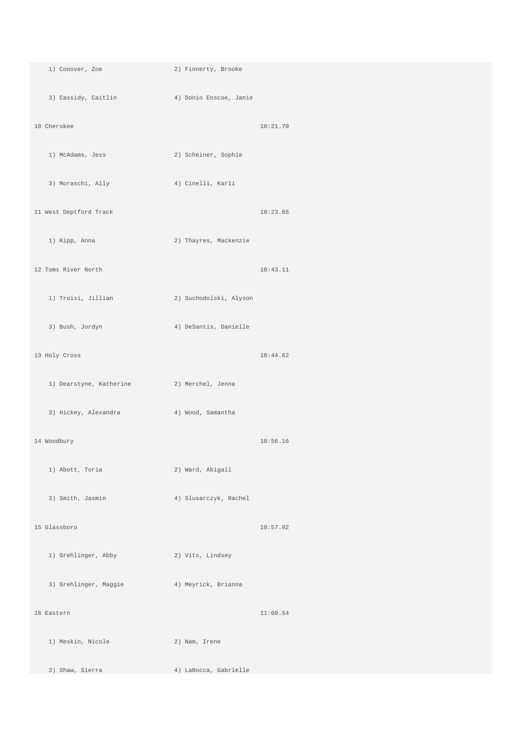```
   1) Conover, Zoe                  2) Finnerty, Brooke
   3) Cassidy, Caitlin              4) Donio Enscoe, Janie
10 Cherokee                                             10:21.70
   1) McAdams, Jess                 2) Scheiner, Sophie
   3) Moraschi, Ally                4) Cinelli, Karli
11 West Deptford Track                                  10:23.65
   1) Kipp, Anna                    2) Thayres, Mackenzie
12 Toms River North                                     10:43.11
   1) Troisi, Jillian               2) Suchodolski, Alyson
   3) Bush, Jordyn                  4) DeSantis, Danielle
13 Holy Cross                                           10:44.62
   1) Dearstyne, Katherine          2) Merchel, Jenna
   3) Hickey, Alexandra             4) Wood, Samantha
14 Woodbury                                             10:56.16
   1) Abott, Toria                  2) Ward, Abigail
   3) Smith, Jasmin                 4) Slusarczyk, Rachel
15 Glassboro                                            10:57.02
   1) Grehlinger, Abby              2) Vito, Lindsey
   3) Grehlinger, Maggie            4) Meyrick, Brianna
16 Eastern                                              11:00.54
   1) Meskin, Nicole                2) Nam, Irene
   3) Shaw, Sierra                  4) LaRocca, Gabrielle
```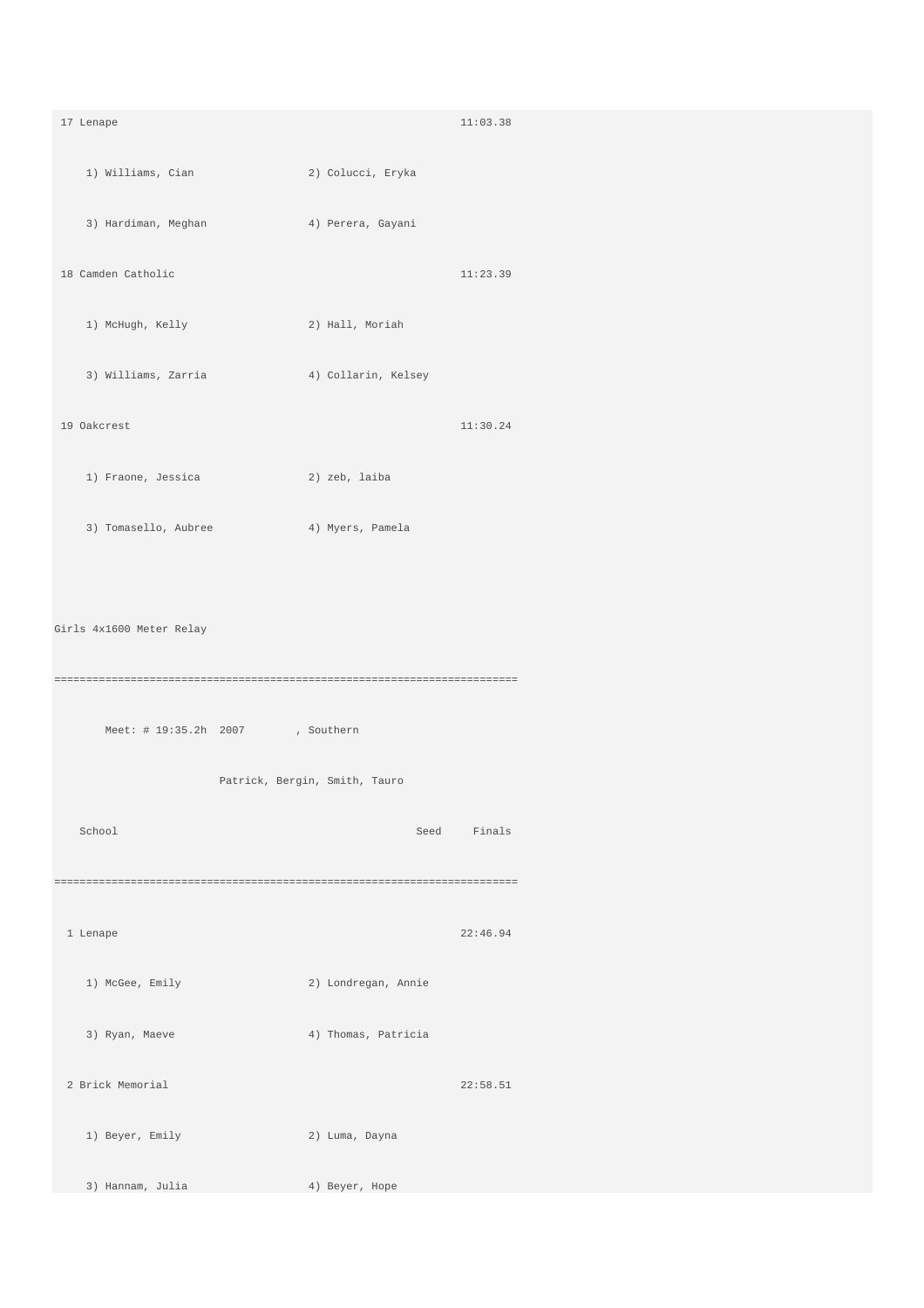```
 17 Lenape                                                11:03.38
    1) Williams, Cian                 2) Colucci, Eryka
    3) Hardiman, Meghan               4) Perera, Gayani
 18 Camden Catholic                                       11:23.39
    1) McHugh, Kelly                  2) Hall, Moriah
    3) Williams, Zarria               4) Collarin, Kelsey
 19 Oakcrest                                              11:30.24
    1) Fraone, Jessica                2) zeb, laiba
    3) Tomasello, Aubree              4) Myers, Pamela
```

Girls 4x1600 Meter Relay

```
=========================================================================
        Meet: # 19:35.2h  2007        , Southern
                          Patrick, Bergin, Smith, Tauro
    School                                           Seed     Finals
=========================================================================
  1 Lenape                                                22:46.94
    1) McGee, Emily                   2) Londregan, Annie
    3) Ryan, Maeve                    4) Thomas, Patricia
  2 Brick Memorial                                        22:58.51
    1) Beyer, Emily                   2) Luma, Dayna
    3) Hannam, Julia                  4) Beyer, Hope
```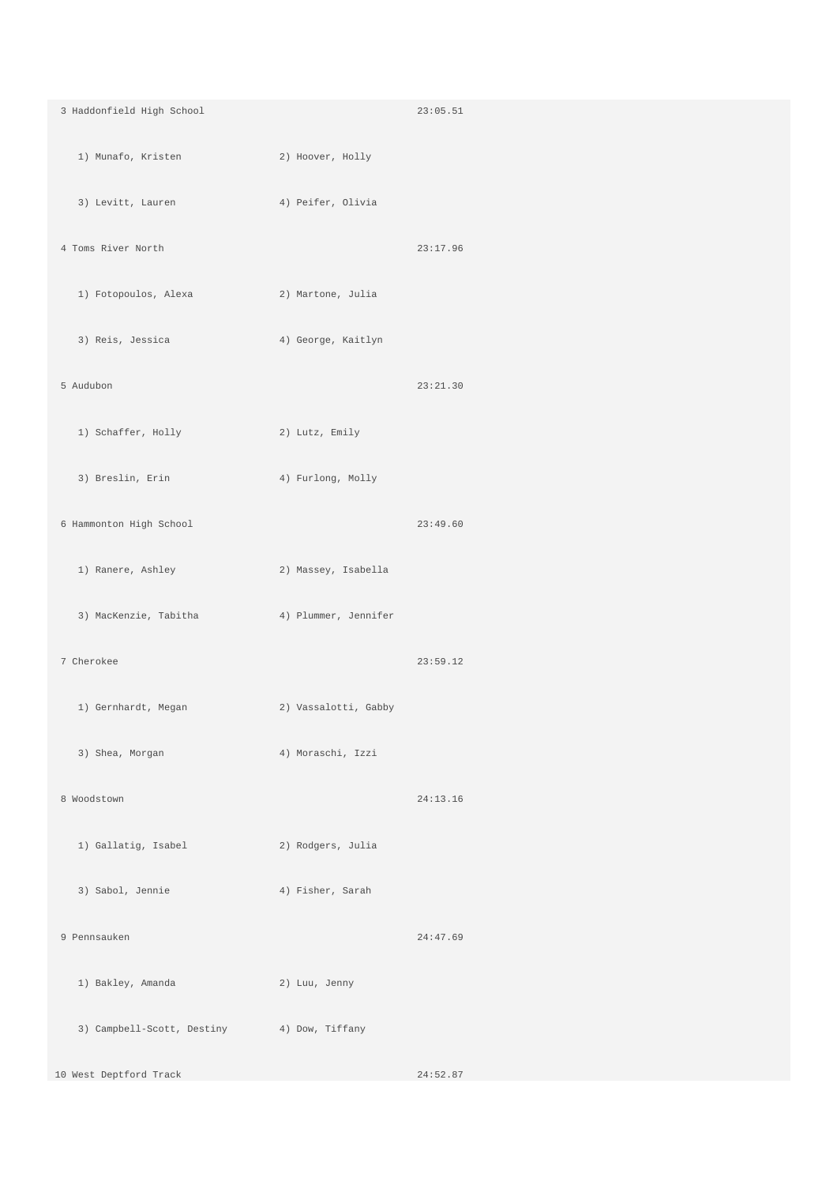```
 3 Haddonfield High School                              23:05.51
    1) Munafo, Kristen               2) Hoover, Holly
    3) Levitt, Lauren                4) Peifer, Olivia
 4 Toms River North                                     23:17.96
    1) Fotopoulos, Alexa             2) Martone, Julia
    3) Reis, Jessica                 4) George, Kaitlyn
 5 Audubon                                              23:21.30
    1) Schaffer, Holly               2) Lutz, Emily
    3) Breslin, Erin                 4) Furlong, Molly
 6 Hammonton High School                                23:49.60
    1) Ranere, Ashley                2) Massey, Isabella
    3) MacKenzie, Tabitha            4) Plummer, Jennifer
 7 Cherokee                                             23:59.12
    1) Gernhardt, Megan              2) Vassalotti, Gabby
    3) Shea, Morgan                  4) Moraschi, Izzi
 8 Woodstown                                            24:13.16
    1) Gallatig, Isabel              2) Rodgers, Julia
    3) Sabol, Jennie                 4) Fisher, Sarah
 9 Pennsauken                                           24:47.69
    1) Bakley, Amanda                2) Luu, Jenny
    3) Campbell-Scott, Destiny       4) Dow, Tiffany
10 West Deptford Track                                  24:52.87
```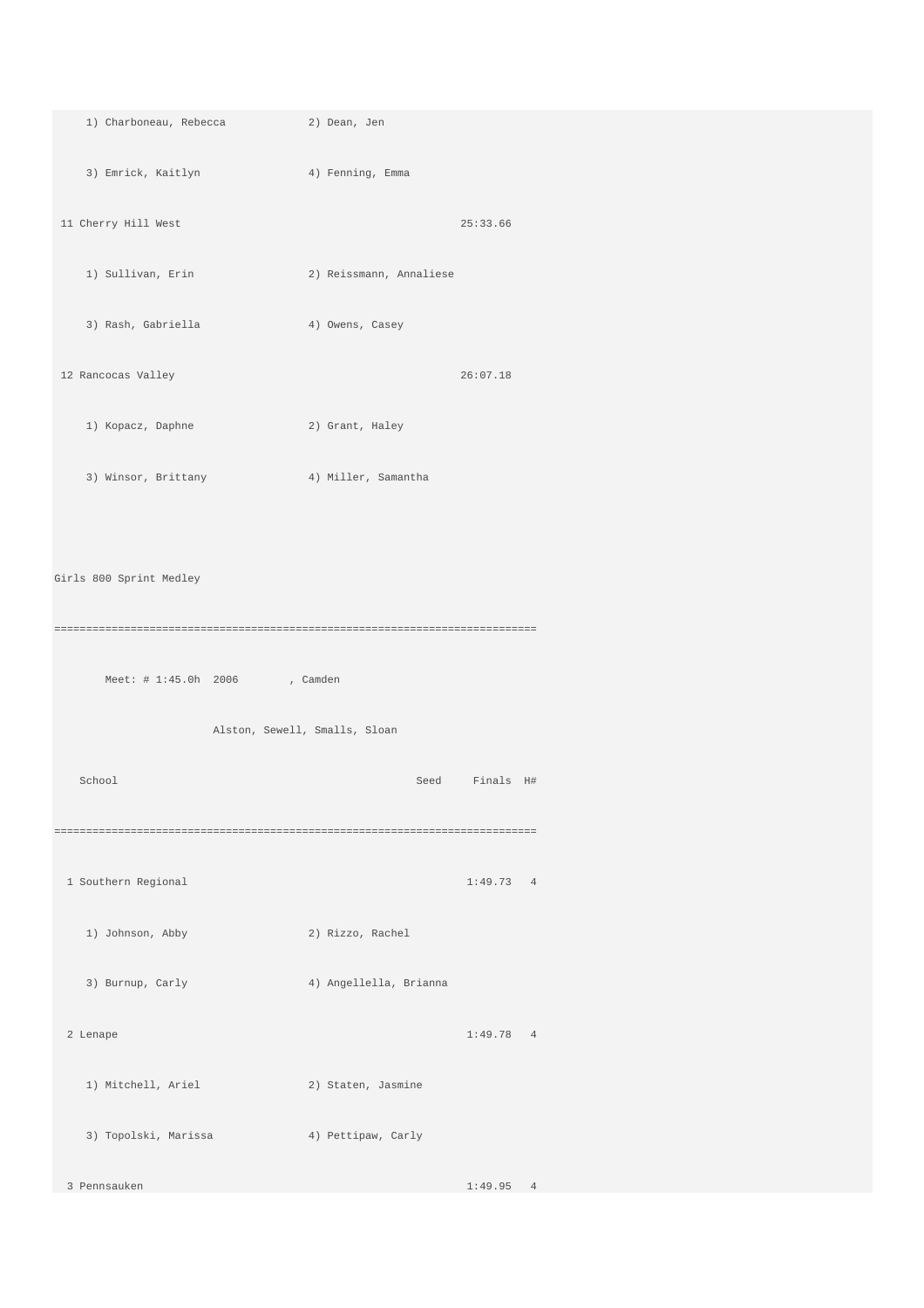```
    1) Charboneau, Rebecca            2) Dean, Jen
    3) Emrick, Kaitlyn                4) Fenning, Emma
 11 Cherry Hill West                                     25:33.66
    1) Sullivan, Erin                 2) Reissmann, Annaliese
    3) Rash, Gabriella                4) Owens, Casey
 12 Rancocas Valley                                      26:07.18
    1) Kopacz, Daphne                 2) Grant, Haley
    3) Winsor, Brittany               4) Miller, Samantha
```

```
Girls 800 Sprint Medley
============================================================================
       Meet: # 1:45.0h  2006        , Camden
                    Alston, Sewell, Smalls, Sloan
    School                                          Seed     Finals  H#
============================================================================
  1 Southern Regional                                       1:49.73   4
    1) Johnson, Abby                  2) Rizzo, Rachel
    3) Burnup, Carly                  4) Angellella, Brianna
  2 Lenape                                                  1:49.78   4
    1) Mitchell, Ariel                2) Staten, Jasmine
    3) Topolski, Marissa              4) Pettipaw, Carly
  3 Pennsauken                                              1:49.95   4
```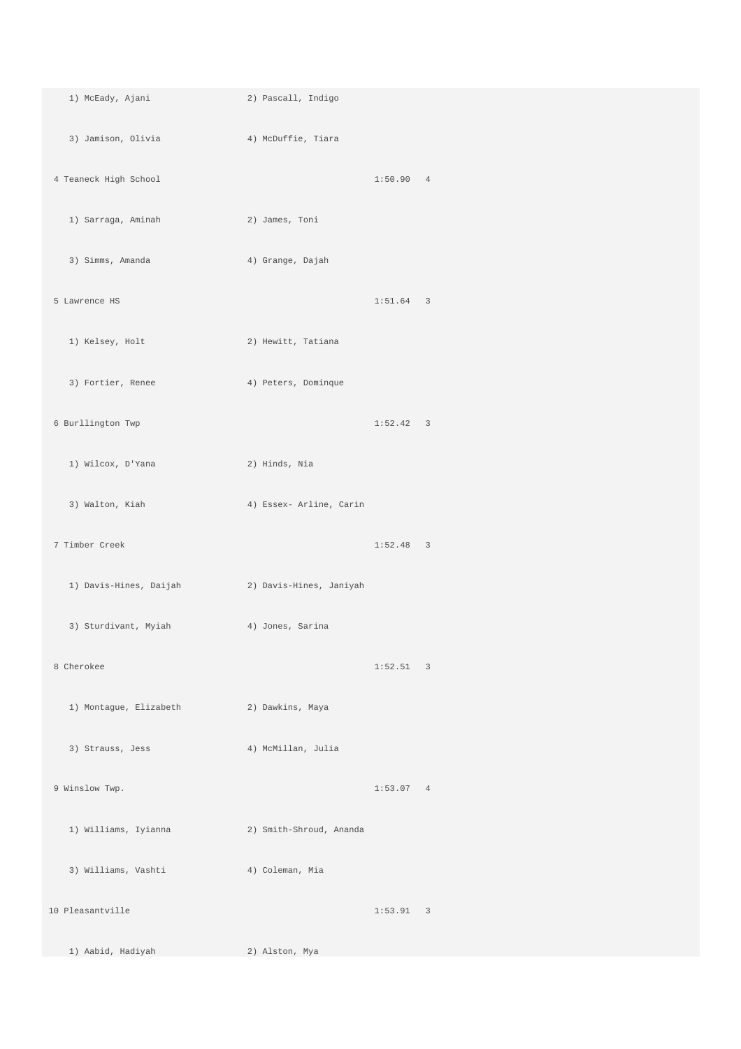```
   1) McEady, Ajani              2) Pascall, Indigo
   3) Jamison, Olivia            4) McDuffie, Tiara
 4 Teaneck High School                              1:50.90   4
   1) Sarraga, Aminah            2) James, Toni
   3) Simms, Amanda              4) Grange, Dajah
 5 Lawrence HS                                      1:51.64   3
   1) Kelsey, Holt               2) Hewitt, Tatiana
   3) Fortier, Renee             4) Peters, Dominque
 6 Burllington Twp                                  1:52.42   3
   1) Wilcox, D'Yana             2) Hinds, Nia
   3) Walton, Kiah               4) Essex- Arline, Carin
 7 Timber Creek                                     1:52.48   3
   1) Davis-Hines, Daijah        2) Davis-Hines, Janiyah
   3) Sturdivant, Myiah          4) Jones, Sarina
 8 Cherokee                                         1:52.51   3
   1) Montague, Elizabeth        2) Dawkins, Maya
   3) Strauss, Jess              4) McMillan, Julia
 9 Winslow Twp.                                     1:53.07   4
   1) Williams, Iyianna          2) Smith-Shroud, Ananda
   3) Williams, Vashti           4) Coleman, Mia
10 Pleasantville                                    1:53.91   3
   1) Aabid, Hadiyah             2) Alston, Mya
```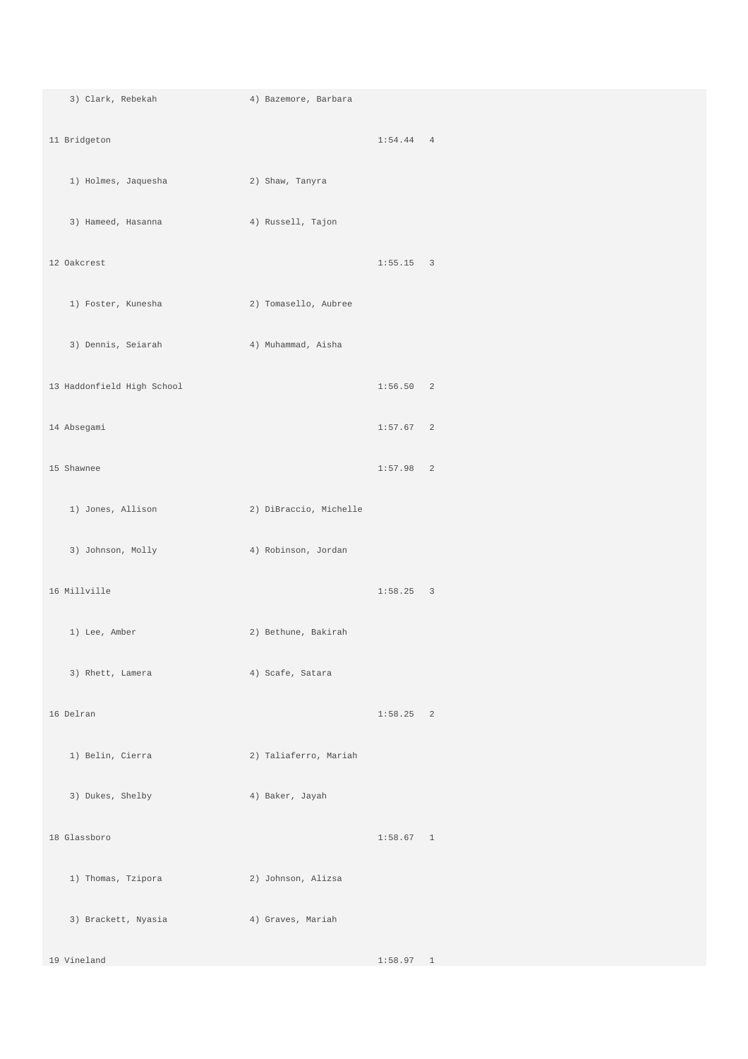```
   3) Clark, Rebekah              4) Bazemore, Barbara

11 Bridgeton                                        1:54.44   4

   1) Holmes, Jaquesha            2) Shaw, Tanyra

   3) Hameed, Hasanna             4) Russell, Tajon

12 Oakcrest                                         1:55.15   3

   1) Foster, Kunesha             2) Tomasello, Aubree

   3) Dennis, Seiarah             4) Muhammad, Aisha

13 Haddonfield High School                          1:56.50   2

14 Absegami                                         1:57.67   2

15 Shawnee                                          1:57.98   2

   1) Jones, Allison              2) DiBraccio, Michelle

   3) Johnson, Molly              4) Robinson, Jordan

16 Millville                                        1:58.25   3

   1) Lee, Amber                  2) Bethune, Bakirah

   3) Rhett, Lamera               4) Scafe, Satara

16 Delran                                           1:58.25   2

   1) Belin, Cierra               2) Taliaferro, Mariah

   3) Dukes, Shelby               4) Baker, Jayah

18 Glassboro                                        1:58.67   1

   1) Thomas, Tzipora             2) Johnson, Alizsa

   3) Brackett, Nyasia            4) Graves, Mariah

19 Vineland                                         1:58.97   1
```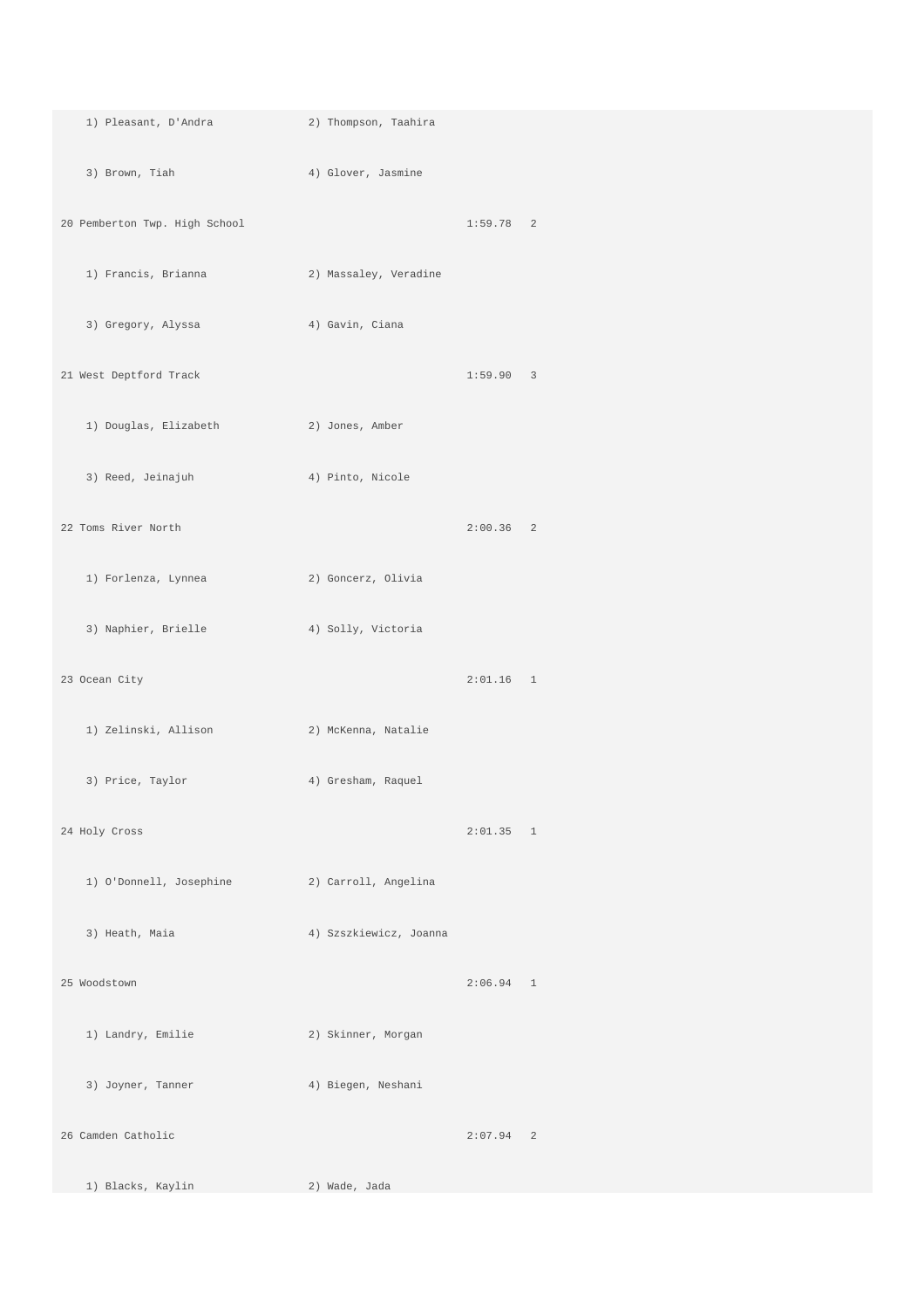```
   1) Pleasant, D'Andra          2) Thompson, Taahira
   3) Brown, Tiah                4) Glover, Jasmine
20 Pemberton Twp. High School                          1:59.78   2
   1) Francis, Brianna           2) Massaley, Veradine
   3) Gregory, Alyssa            4) Gavin, Ciana
21 West Deptford Track                                 1:59.90   3
   1) Douglas, Elizabeth         2) Jones, Amber
   3) Reed, Jeinajuh             4) Pinto, Nicole
22 Toms River North                                    2:00.36   2
   1) Forlenza, Lynnea           2) Goncerz, Olivia
   3) Naphier, Brielle           4) Solly, Victoria
23 Ocean City                                          2:01.16   1
   1) Zelinski, Allison          2) McKenna, Natalie
   3) Price, Taylor              4) Gresham, Raquel
24 Holy Cross                                          2:01.35   1
   1) O'Donnell, Josephine       2) Carroll, Angelina
   3) Heath, Maia                4) Szszkiewicz, Joanna
25 Woodstown                                           2:06.94   1
   1) Landry, Emilie             2) Skinner, Morgan
   3) Joyner, Tanner             4) Biegen, Neshani
26 Camden Catholic                                     2:07.94   2
   1) Blacks, Kaylin             2) Wade, Jada
```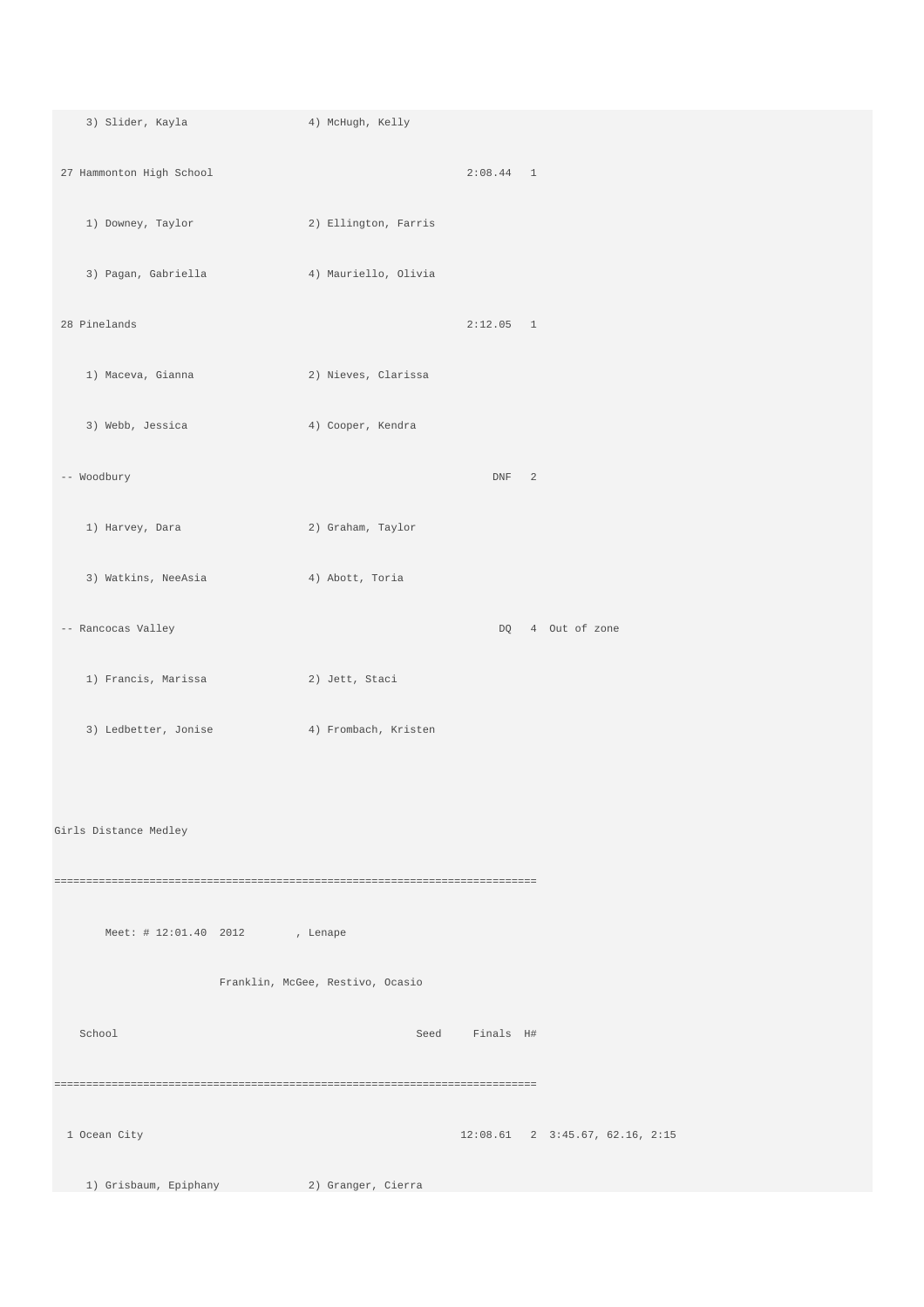```
    3) Slider, Kayla                 4) McHugh, Kelly

 27 Hammonton High School                              2:08.44   1

    1) Downey, Taylor                2) Ellington, Farris

    3) Pagan, Gabriella              4) Mauriello, Olivia

 28 Pinelands                                          2:12.05   1

    1) Maceva, Gianna                2) Nieves, Clarissa

    3) Webb, Jessica                 4) Cooper, Kendra

 -- Woodbury                                               DNF   2

    1) Harvey, Dara                  2) Graham, Taylor

    3) Watkins, NeeAsia              4) Abott, Toria

 -- Rancocas Valley                                         DQ   4  Out of zone

    1) Francis, Marissa              2) Jett, Staci

    3) Ledbetter, Jonise             4) Frombach, Kristen



Girls Distance Medley

==============================================================================

        Meet: # 12:01.40  2012        , Lenape

                          Franklin, McGee, Restivo, Ocasio

    School                                         Seed     Finals  H#

==============================================================================

  1 Ocean City                                        12:08.61   2  3:45.67, 62.16, 2:15

    1) Grisbaum, Epiphany            2) Granger, Cierra
```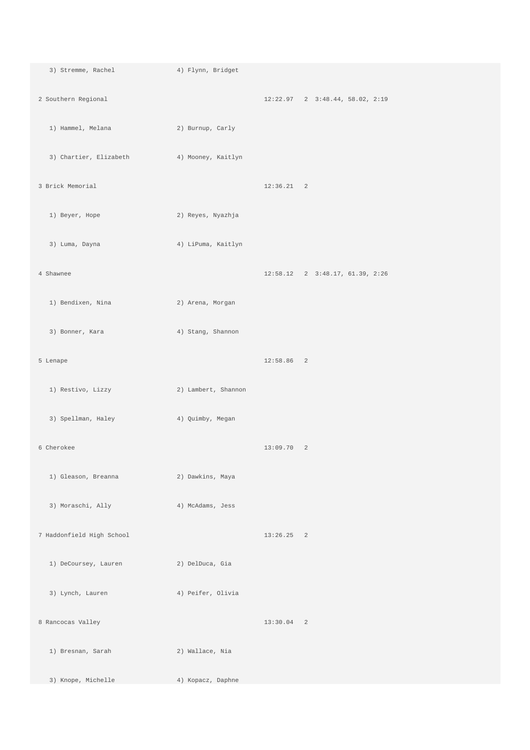```
   3) Stremme, Rachel              4) Flynn, Bridget

2 Southern Regional                                    12:22.97   2  3:48.44, 58.02, 2:19

   1) Hammel, Melana               2) Burnup, Carly

   3) Chartier, Elizabeth          4) Mooney, Kaitlyn

3 Brick Memorial                                       12:36.21   2

   1) Beyer, Hope                  2) Reyes, Nyazhja

   3) Luma, Dayna                  4) LiPuma, Kaitlyn

4 Shawnee                                              12:58.12   2  3:48.17, 61.39, 2:26

   1) Bendixen, Nina               2) Arena, Morgan

   3) Bonner, Kara                 4) Stang, Shannon

5 Lenape                                               12:58.86   2

   1) Restivo, Lizzy               2) Lambert, Shannon

   3) Spellman, Haley              4) Quimby, Megan

6 Cherokee                                             13:09.70   2

   1) Gleason, Breanna             2) Dawkins, Maya

   3) Moraschi, Ally               4) McAdams, Jess

7 Haddonfield High School                              13:26.25   2

   1) DeCoursey, Lauren            2) DelDuca, Gia

   3) Lynch, Lauren                4) Peifer, Olivia

8 Rancocas Valley                                      13:30.04   2

   1) Bresnan, Sarah               2) Wallace, Nia

   3) Knope, Michelle              4) Kopacz, Daphne
```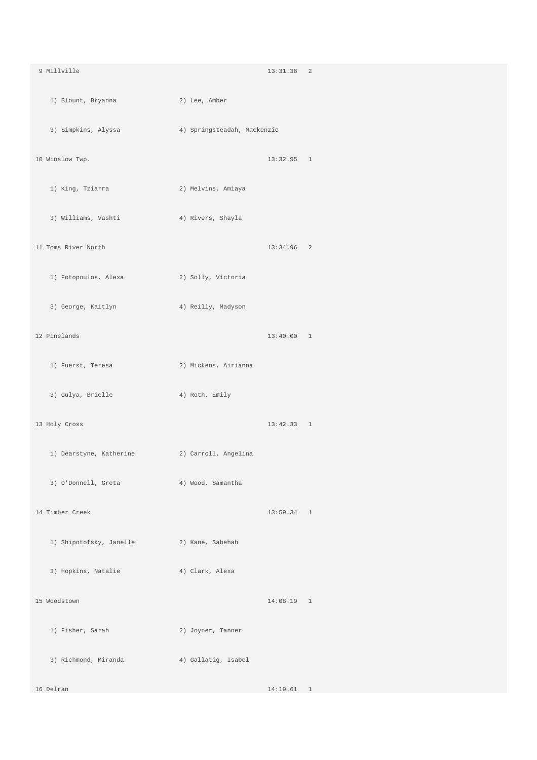```
 9 Millville                                          13:31.38   2
    1) Blount, Bryanna              2) Lee, Amber
    3) Simpkins, Alyssa             4) Springsteadah, Mackenzie
10 Winslow Twp.                                       13:32.95   1
    1) King, Tziarra                2) Melvins, Amiaya
    3) Williams, Vashti             4) Rivers, Shayla
11 Toms River North                                   13:34.96   2
    1) Fotopoulos, Alexa            2) Solly, Victoria
    3) George, Kaitlyn              4) Reilly, Madyson
12 Pinelands                                          13:40.00   1
    1) Fuerst, Teresa               2) Mickens, Airianna
    3) Gulya, Brielle               4) Roth, Emily
13 Holy Cross                                         13:42.33   1
    1) Dearstyne, Katherine         2) Carroll, Angelina
    3) O'Donnell, Greta             4) Wood, Samantha
14 Timber Creek                                       13:59.34   1
    1) Shipotofsky, Janelle         2) Kane, Sabehah
    3) Hopkins, Natalie             4) Clark, Alexa
15 Woodstown                                          14:08.19   1
    1) Fisher, Sarah                2) Joyner, Tanner
    3) Richmond, Miranda            4) Gallatig, Isabel
16 Delran                                             14:19.61   1
```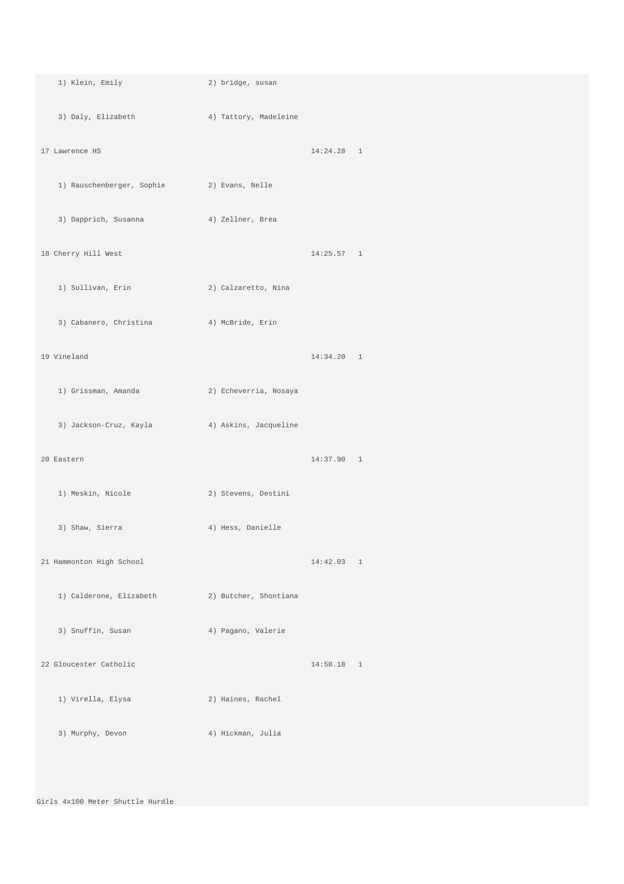```
    1) Klein, Emily                  2) bridge, susan
    3) Daly, Elizabeth               4) Tattory, Madeleine
17 Lawrence HS                                        14:24.28   1
    1) Rauschenberger, Sophie        2) Evans, Nelle
    3) Dapprich, Susanna             4) Zellner, Brea
18 Cherry Hill West                                   14:25.57   1
    1) Sullivan, Erin                2) Calzaretto, Nina
    3) Cabanero, Christina           4) McBride, Erin
19 Vineland                                           14:34.20   1
    1) Grissman, Amanda              2) Echeverria, Nosaya
    3) Jackson-Cruz, Kayla           4) Askins, Jacqueline
20 Eastern                                            14:37.90   1
    1) Meskin, Nicole                2) Stevens, Destini
    3) Shaw, Sierra                  4) Hess, Danielle
21 Hammonton High School                              14:42.03   1
    1) Calderone, Elizabeth          2) Butcher, Shontiana
    3) Snuffin, Susan                4) Pagano, Valerie
22 Gloucester Catholic                                14:58.18   1
    1) Virella, Elysa                2) Haines, Rachel
    3) Murphy, Devon                 4) Hickman, Julia
```

Girls 4x100 Meter Shuttle Hurdle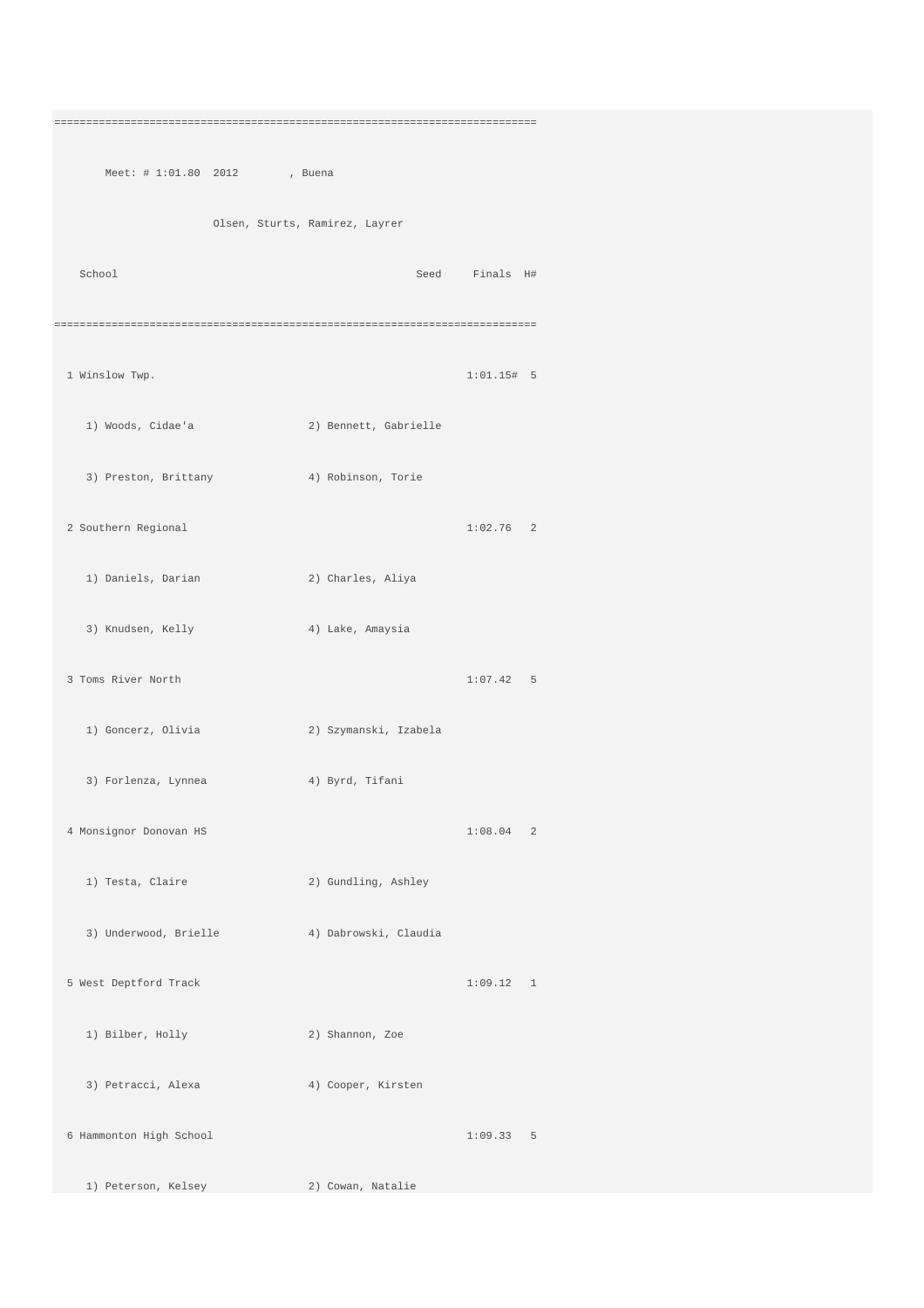```
============================================================================
       Meet: # 1:01.80  2012        , Buena
                      Olsen, Sturts, Ramirez, Layrer
    School                                          Seed     Finals  H#
============================================================================
  1 Winslow Twp.                                           1:01.15#  5
     1) Woods, Cidae'a              2) Bennett, Gabrielle
     3) Preston, Brittany           4) Robinson, Torie
  2 Southern Regional                                      1:02.76   2
     1) Daniels, Darian             2) Charles, Aliya
     3) Knudsen, Kelly              4) Lake, Amaysia
  3 Toms River North                                       1:07.42   5
     1) Goncerz, Olivia             2) Szymanski, Izabela
     3) Forlenza, Lynnea            4) Byrd, Tifani
  4 Monsignor Donovan HS                                   1:08.04   2
     1) Testa, Claire               2) Gundling, Ashley
     3) Underwood, Brielle          4) Dabrowski, Claudia
  5 West Deptford Track                                    1:09.12   1
     1) Bilber, Holly               2) Shannon, Zoe
     3) Petracci, Alexa             4) Cooper, Kirsten
  6 Hammonton High School                                  1:09.33   5
     1) Peterson, Kelsey            2) Cowan, Natalie
```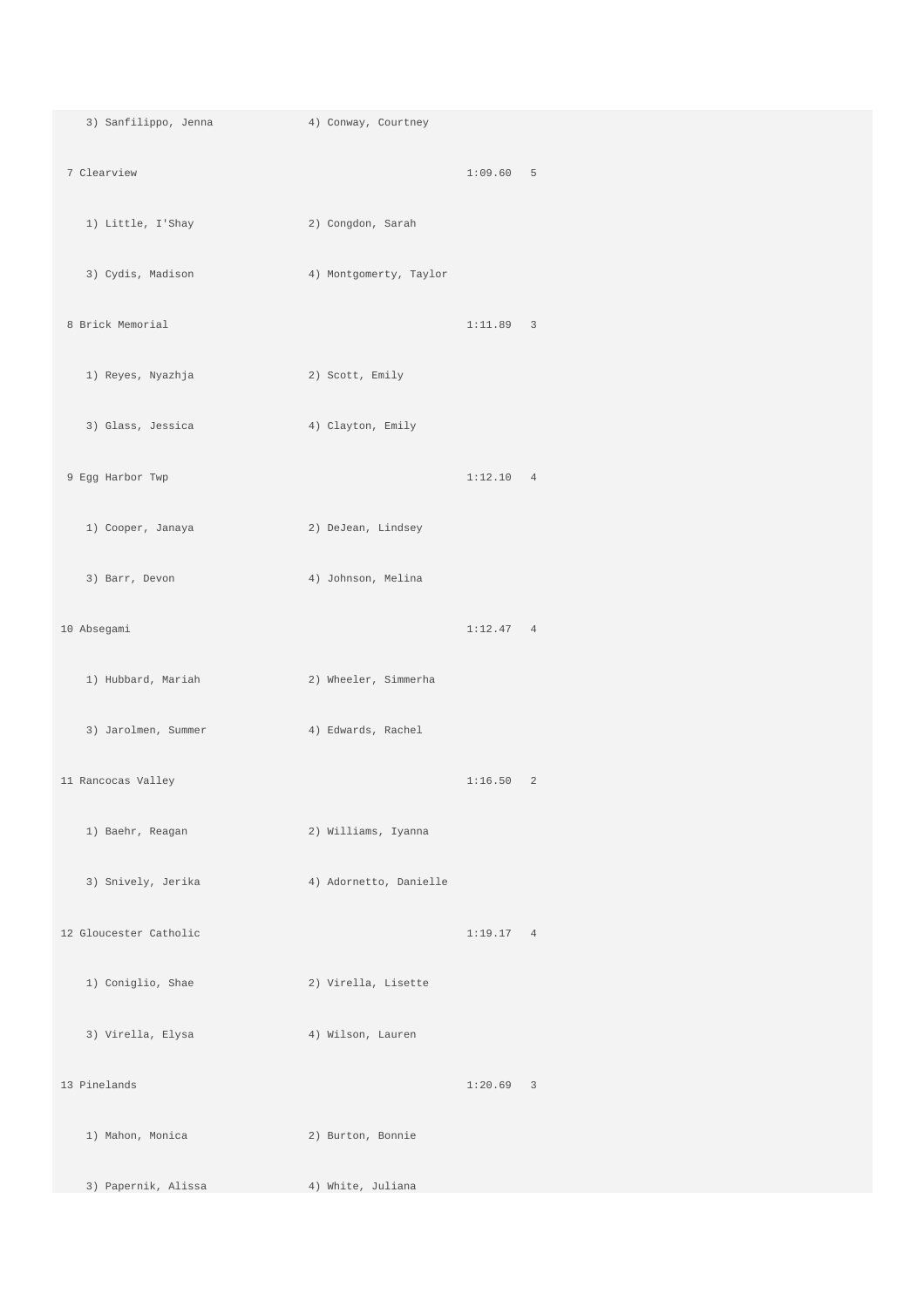```
   3) Sanfilippo, Jenna          4) Conway, Courtney
 7 Clearview                                           1:09.60   5
   1) Little, I'Shay             2) Congdon, Sarah
   3) Cydis, Madison             4) Montgomerty, Taylor
 8 Brick Memorial                                      1:11.89   3
   1) Reyes, Nyazhja             2) Scott, Emily
   3) Glass, Jessica             4) Clayton, Emily
 9 Egg Harbor Twp                                      1:12.10   4
   1) Cooper, Janaya             2) DeJean, Lindsey
   3) Barr, Devon                4) Johnson, Melina
10 Absegami                                            1:12.47   4
   1) Hubbard, Mariah            2) Wheeler, Simmerha
   3) Jarolmen, Summer           4) Edwards, Rachel
11 Rancocas Valley                                     1:16.50   2
   1) Baehr, Reagan              2) Williams, Iyanna
   3) Snively, Jerika            4) Adornetto, Danielle
12 Gloucester Catholic                                 1:19.17   4
   1) Coniglio, Shae             2) Virella, Lisette
   3) Virella, Elysa             4) Wilson, Lauren
13 Pinelands                                           1:20.69   3
   1) Mahon, Monica              2) Burton, Bonnie
   3) Papernik, Alissa           4) White, Juliana
```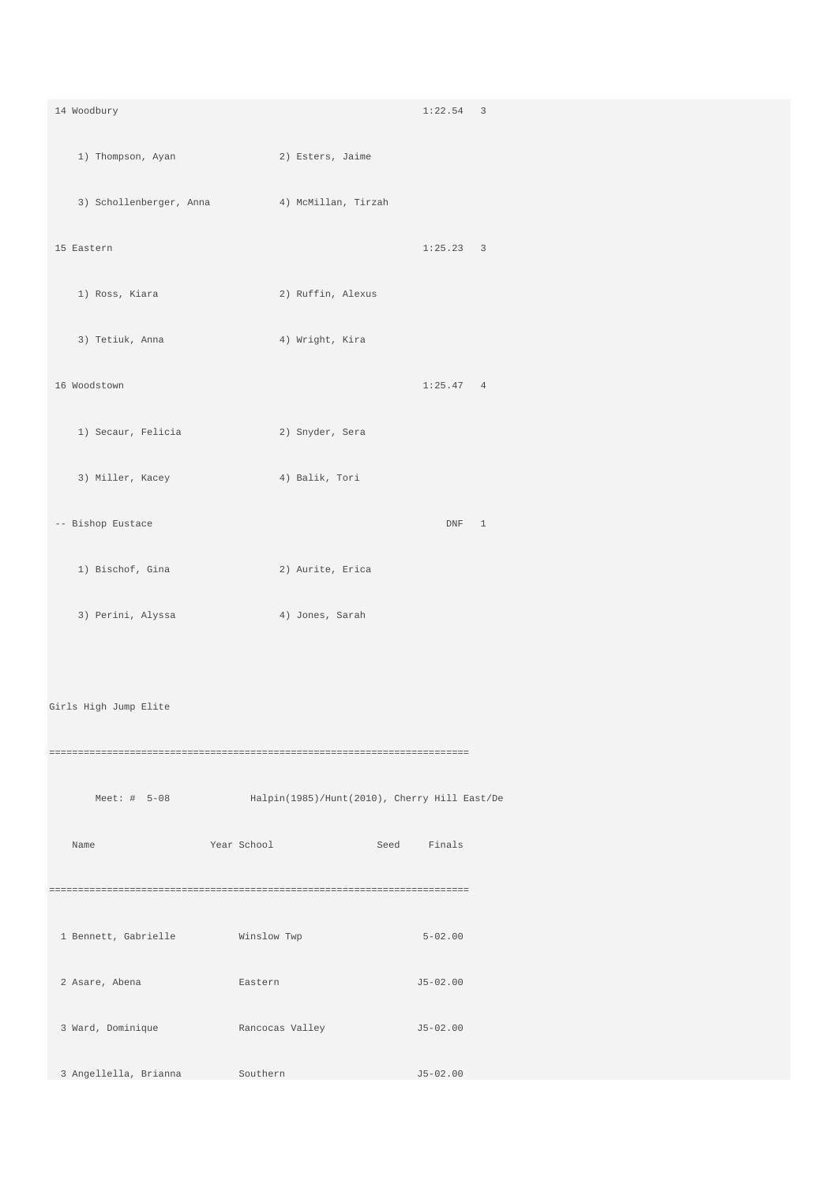```
 14 Woodbury                                           1:22.54   3
    1) Thompson, Ayan                 2) Esters, Jaime
    3) Schollenberger, Anna           4) McMillan, Tirzah
 15 Eastern                                            1:25.23   3
    1) Ross, Kiara                    2) Ruffin, Alexus
    3) Tetiuk, Anna                   4) Wright, Kira
 16 Woodstown                                          1:25.47   4
    1) Secaur, Felicia                2) Snyder, Sera
    3) Miller, Kacey                  4) Balik, Tori
 -- Bishop Eustace                                         DNF   1
    1) Bischof, Gina                  2) Aurite, Erica
    3) Perini, Alyssa                 4) Jones, Sarah
```

Girls High Jump Elite

```
=========================================================================
        Meet: #  5-08             Halpin(1985)/Hunt(2010), Cherry Hill East/De
    Name                    Year School                 Seed     Finals
=========================================================================
  1 Bennett, Gabrielle          Winslow Twp                     5-02.00
  2 Asare, Abena                Eastern                        J5-02.00
  3 Ward, Dominique             Rancocas Valley                J5-02.00
  3 Angellella, Brianna         Southern                       J5-02.00
```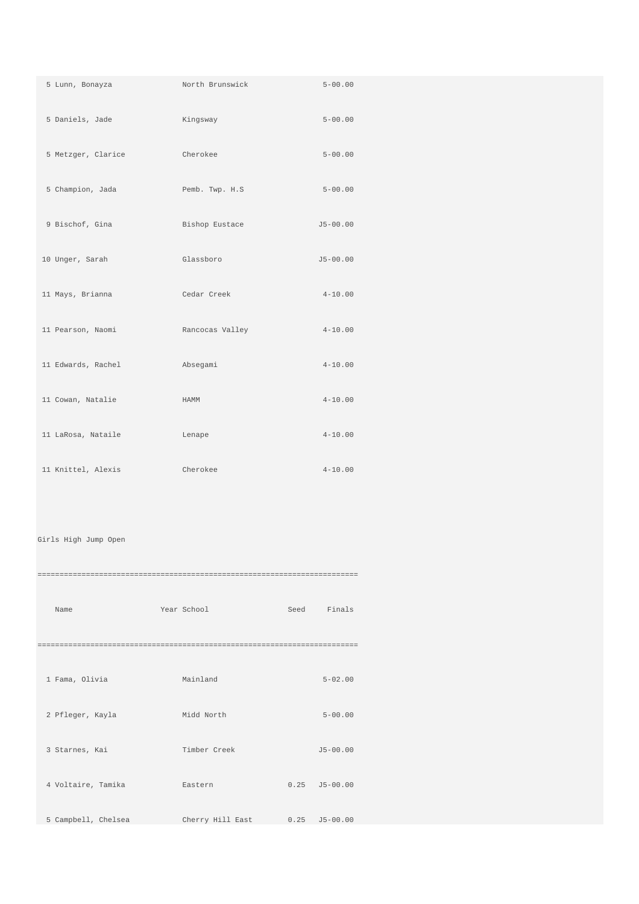| | | | | |
|---|---|---|---|---|
| 5 | Lunn, Bonayza | North Brunswick | | 5-00.00 |
| 5 | Daniels, Jade | Kingsway | | 5-00.00 |
| 5 | Metzger, Clarice | Cherokee | | 5-00.00 |
| 5 | Champion, Jada | Pemb. Twp. H.S | | 5-00.00 |
| 9 | Bischof, Gina | Bishop Eustace | | J5-00.00 |
| 10 | Unger, Sarah | Glassboro | | J5-00.00 |
| 11 | Mays, Brianna | Cedar Creek | | 4-10.00 |
| 11 | Pearson, Naomi | Rancocas Valley | | 4-10.00 |
| 11 | Edwards, Rachel | Absegami | | 4-10.00 |
| 11 | Cowan, Natalie | HAMM | | 4-10.00 |
| 11 | LaRosa, Nataile | Lenape | | 4-10.00 |
| 11 | Knittel, Alexis | Cherokee | | 4-10.00 |

Girls High Jump Open

| | Name | Year School | Seed | Finals |
|---|---|---|---|---|
| 1 | Fama, Olivia | Mainland | | 5-02.00 |
| 2 | Pfleger, Kayla | Midd North | | 5-00.00 |
| 3 | Starnes, Kai | Timber Creek | | J5-00.00 |
| 4 | Voltaire, Tamika | Eastern | 0.25 | J5-00.00 |
| 5 | Campbell, Chelsea | Cherry Hill East | 0.25 | J5-00.00 |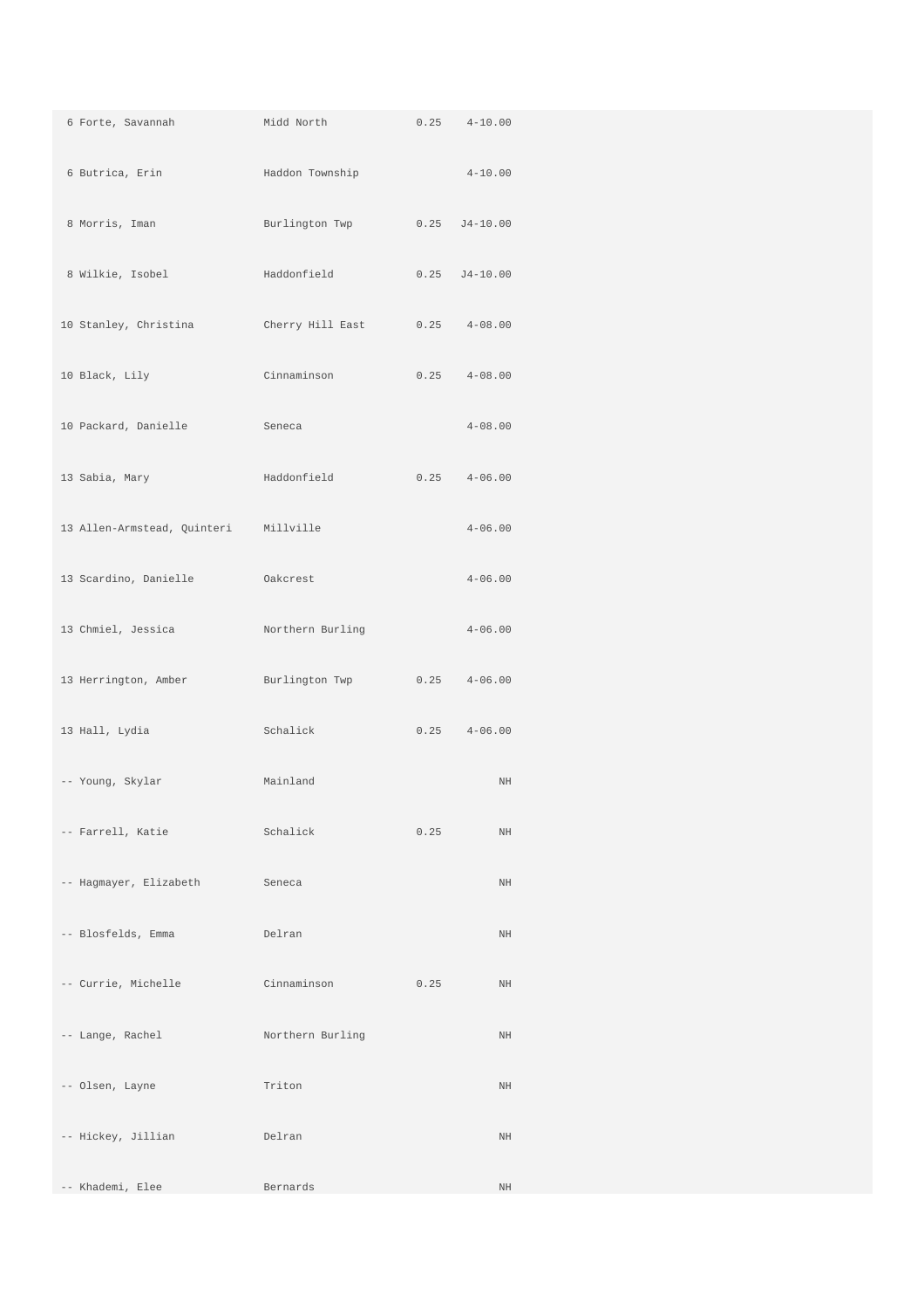| | | | |
|---|---|---|---|
| 6 Forte, Savannah | Midd North | 0.25 | 4-10.00 |
| 6 Butrica, Erin | Haddon Township | | 4-10.00 |
| 8 Morris, Iman | Burlington Twp | 0.25 | J4-10.00 |
| 8 Wilkie, Isobel | Haddonfield | 0.25 | J4-10.00 |
| 10 Stanley, Christina | Cherry Hill East | 0.25 | 4-08.00 |
| 10 Black, Lily | Cinnaminson | 0.25 | 4-08.00 |
| 10 Packard, Danielle | Seneca | | 4-08.00 |
| 13 Sabia, Mary | Haddonfield | 0.25 | 4-06.00 |
| 13 Allen-Armstead, Quinteri | Millville | | 4-06.00 |
| 13 Scardino, Danielle | Oakcrest | | 4-06.00 |
| 13 Chmiel, Jessica | Northern Burling | | 4-06.00 |
| 13 Herrington, Amber | Burlington Twp | 0.25 | 4-06.00 |
| 13 Hall, Lydia | Schalick | 0.25 | 4-06.00 |
| -- Young, Skylar | Mainland | | NH |
| -- Farrell, Katie | Schalick | 0.25 | NH |
| -- Hagmayer, Elizabeth | Seneca | | NH |
| -- Blosfelds, Emma | Delran | | NH |
| -- Currie, Michelle | Cinnaminson | 0.25 | NH |
| -- Lange, Rachel | Northern Burling | | NH |
| -- Olsen, Layne | Triton | | NH |
| -- Hickey, Jillian | Delran | | NH |
| -- Khademi, Elee | Bernards | | NH |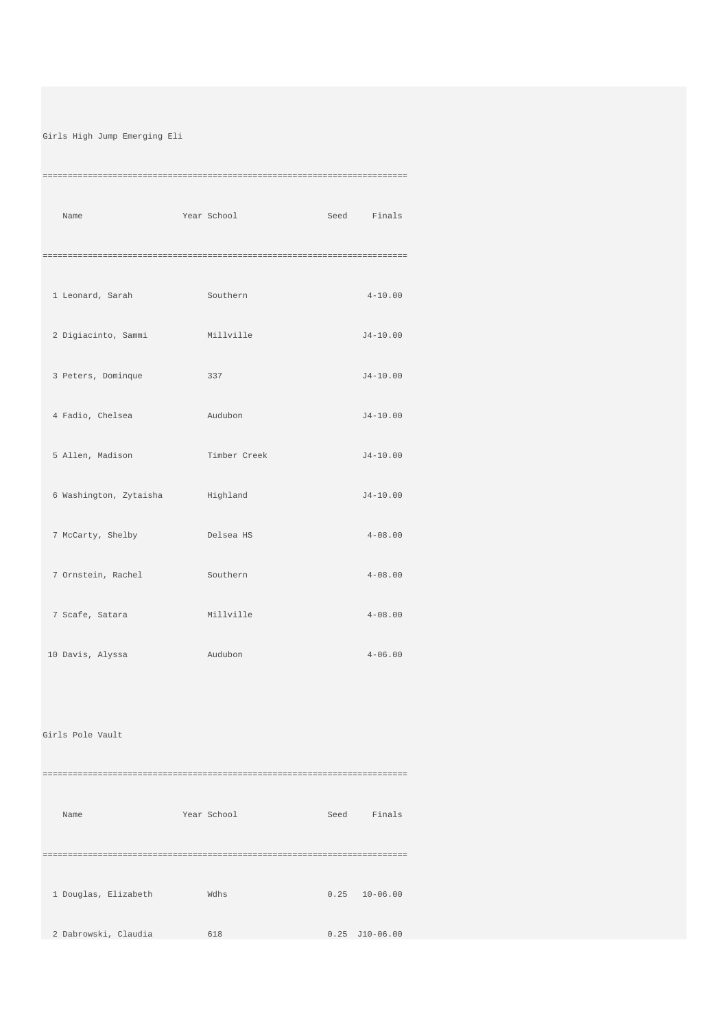## Girls High Jump Emerging Eli

| Place | Name | Year | School | Seed | Finals |
|---|---|---|---|---|---|
| 1 | Leonard, Sarah | | Southern | | 4-10.00 |
| 2 | Digiacinto, Sammi | | Millville | | J4-10.00 |
| 3 | Peters, Dominque | | 337 | | J4-10.00 |
| 4 | Fadio, Chelsea | | Audubon | | J4-10.00 |
| 5 | Allen, Madison | | Timber Creek | | J4-10.00 |
| 6 | Washington, Zytaisha | | Highland | | J4-10.00 |
| 7 | McCarty, Shelby | | Delsea HS | | 4-08.00 |
| 7 | Ornstein, Rachel | | Southern | | 4-08.00 |
| 7 | Scafe, Satara | | Millville | | 4-08.00 |
| 10 | Davis, Alyssa | | Audubon | | 4-06.00 |

## Girls Pole Vault

| Place | Name | Year | School | Seed | Finals |
|---|---|---|---|---|---|
| 1 | Douglas, Elizabeth | | Wdhs | 0.25 | 10-06.00 |
| 2 | Dabrowski, Claudia | | 618 | 0.25 | J10-06.00 |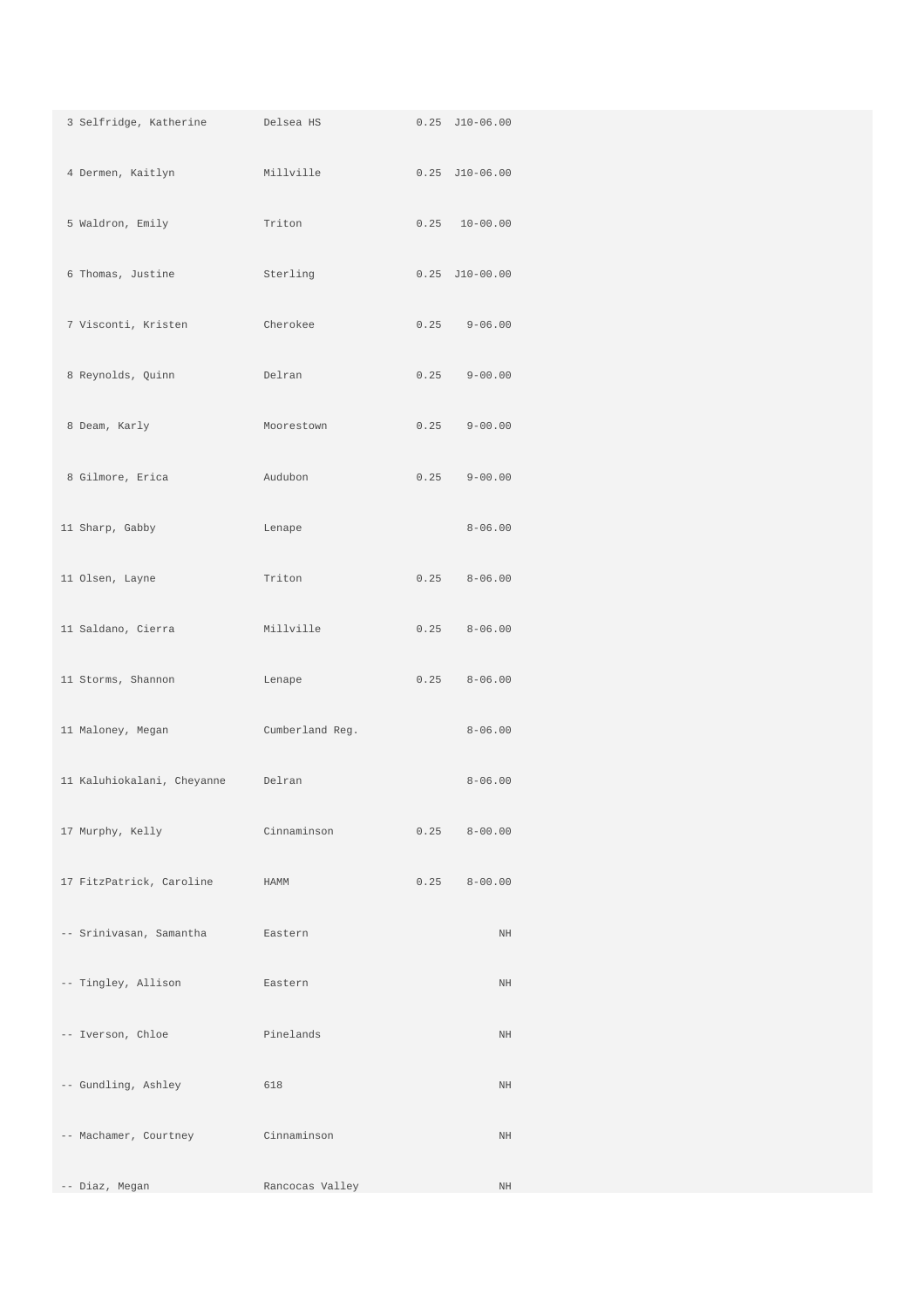| | | | | |
|---|---|---|---|---|
| 3 | Selfridge, Katherine | Delsea HS | 0.25 | J10-06.00 |
| 4 | Dermen, Kaitlyn | Millville | 0.25 | J10-06.00 |
| 5 | Waldron, Emily | Triton | 0.25 | 10-00.00 |
| 6 | Thomas, Justine | Sterling | 0.25 | J10-00.00 |
| 7 | Visconti, Kristen | Cherokee | 0.25 | 9-06.00 |
| 8 | Reynolds, Quinn | Delran | 0.25 | 9-00.00 |
| 8 | Deam, Karly | Moorestown | 0.25 | 9-00.00 |
| 8 | Gilmore, Erica | Audubon | 0.25 | 9-00.00 |
| 11 | Sharp, Gabby | Lenape | | 8-06.00 |
| 11 | Olsen, Layne | Triton | 0.25 | 8-06.00 |
| 11 | Saldano, Cierra | Millville | 0.25 | 8-06.00 |
| 11 | Storms, Shannon | Lenape | 0.25 | 8-06.00 |
| 11 | Maloney, Megan | Cumberland Reg. | | 8-06.00 |
| 11 | Kaluhiokalani, Cheyanne | Delran | | 8-06.00 |
| 17 | Murphy, Kelly | Cinnaminson | 0.25 | 8-00.00 |
| 17 | FitzPatrick, Caroline | HAMM | 0.25 | 8-00.00 |
| -- | Srinivasan, Samantha | Eastern | | NH |
| -- | Tingley, Allison | Eastern | | NH |
| -- | Iverson, Chloe | Pinelands | | NH |
| -- | Gundling, Ashley | 618 | | NH |
| -- | Machamer, Courtney | Cinnaminson | | NH |
| -- | Diaz, Megan | Rancocas Valley | | NH |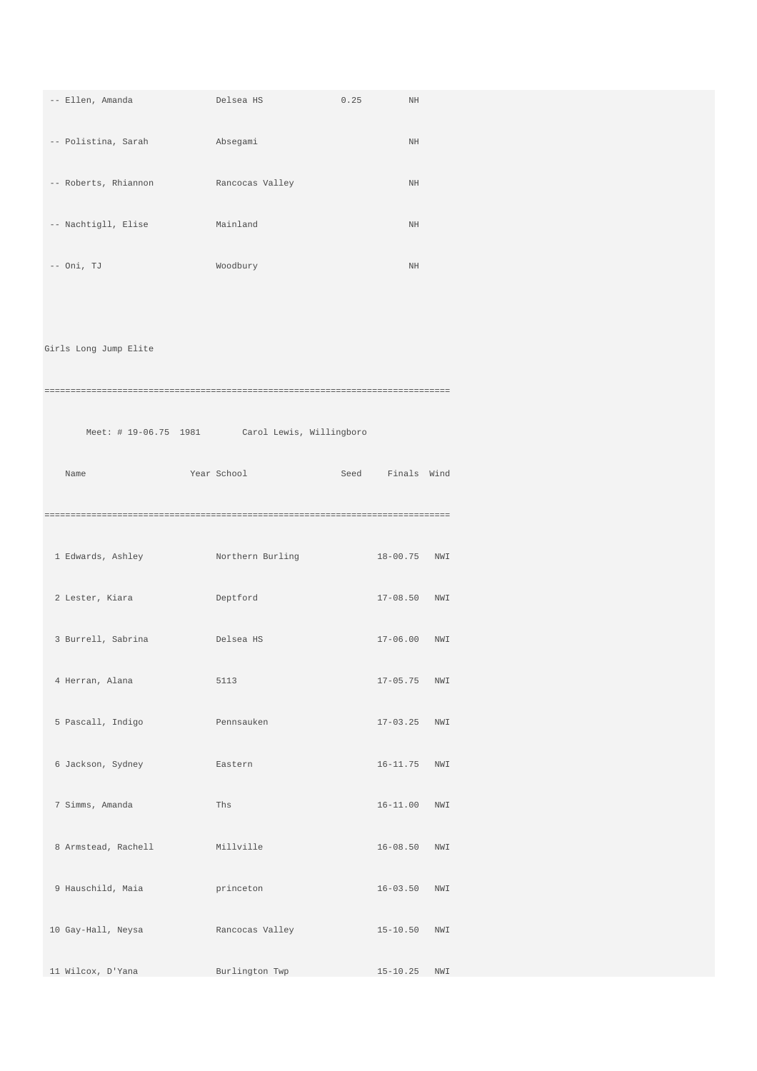| | Name | Year | School | Seed | Finals | Wind |
|---|---|---|---|---|---|---|
| -- | Ellen, Amanda | | Delsea HS | 0.25 | NH | |
| -- | Polistina, Sarah | | Absegami | | NH | |
| -- | Roberts, Rhiannon | | Rancocas Valley | | NH | |
| -- | Nachtigll, Elise | | Mainland | | NH | |
| -- | Oni, TJ | | Woodbury | | NH | |

## Girls Long Jump Elite

```
===============================================================================
       Meet: # 19-06.75  1981        Carol Lewis, Willingboro
    Name                    Year School                  Seed     Finals  Wind
===============================================================================
```

| | Name | Year | School | Seed | Finals | Wind |
|---|---|---|---|---|---|---|
| 1 | Edwards, Ashley | | Northern Burling | | 18-00.75 | NWI |
| 2 | Lester, Kiara | | Deptford | | 17-08.50 | NWI |
| 3 | Burrell, Sabrina | | Delsea HS | | 17-06.00 | NWI |
| 4 | Herran, Alana | | 5113 | | 17-05.75 | NWI |
| 5 | Pascall, Indigo | | Pennsauken | | 17-03.25 | NWI |
| 6 | Jackson, Sydney | | Eastern | | 16-11.75 | NWI |
| 7 | Simms, Amanda | | Ths | | 16-11.00 | NWI |
| 8 | Armstead, Rachell | | Millville | | 16-08.50 | NWI |
| 9 | Hauschild, Maia | | princeton | | 16-03.50 | NWI |
| 10 | Gay-Hall, Neysa | | Rancocas Valley | | 15-10.50 | NWI |
| 11 | Wilcox, D'Yana | | Burlington Twp | | 15-10.25 | NWI |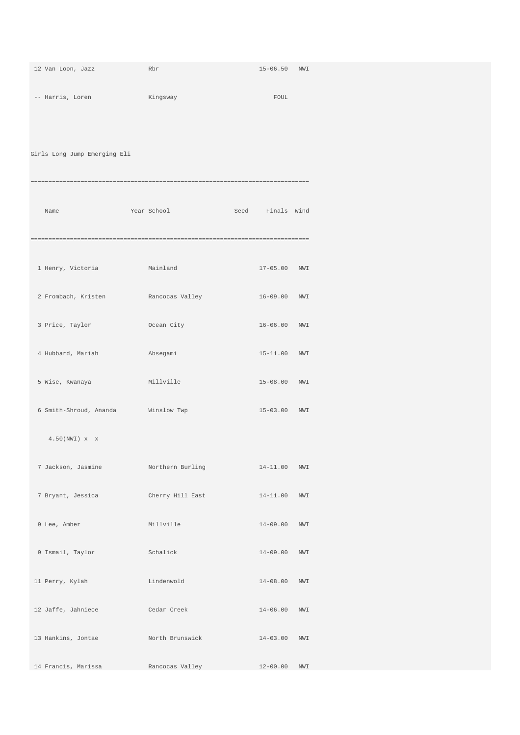```
 12 Van Loon, Jazz              Rbr                         15-06.50   NWI
 -- Harris, Loren               Kingsway                        FOUL

Girls Long Jump Emerging Eli
============================================================================
    Name                    Year School                 Seed     Finals  Wind
============================================================================
  1 Henry, Victoria             Mainland                    17-05.00   NWI
  2 Frombach, Kristen           Rancocas Valley             16-09.00   NWI
  3 Price, Taylor               Ocean City                  16-06.00   NWI
  4 Hubbard, Mariah             Absegami                    15-11.00   NWI
  5 Wise, Kwanaya               Millville                   15-08.00   NWI
  6 Smith-Shroud, Ananda        Winslow Twp                 15-03.00   NWI
     4.50(NWI) x  x
  7 Jackson, Jasmine            Northern Burling            14-11.00   NWI
  7 Bryant, Jessica             Cherry Hill East            14-11.00   NWI
  9 Lee, Amber                  Millville                   14-09.00   NWI
  9 Ismail, Taylor              Schalick                    14-09.00   NWI
 11 Perry, Kylah                Lindenwold                  14-08.00   NWI
 12 Jaffe, Jahniece             Cedar Creek                 14-06.00   NWI
 13 Hankins, Jontae             North Brunswick             14-03.00   NWI
 14 Francis, Marissa            Rancocas Valley             12-00.00   NWI
```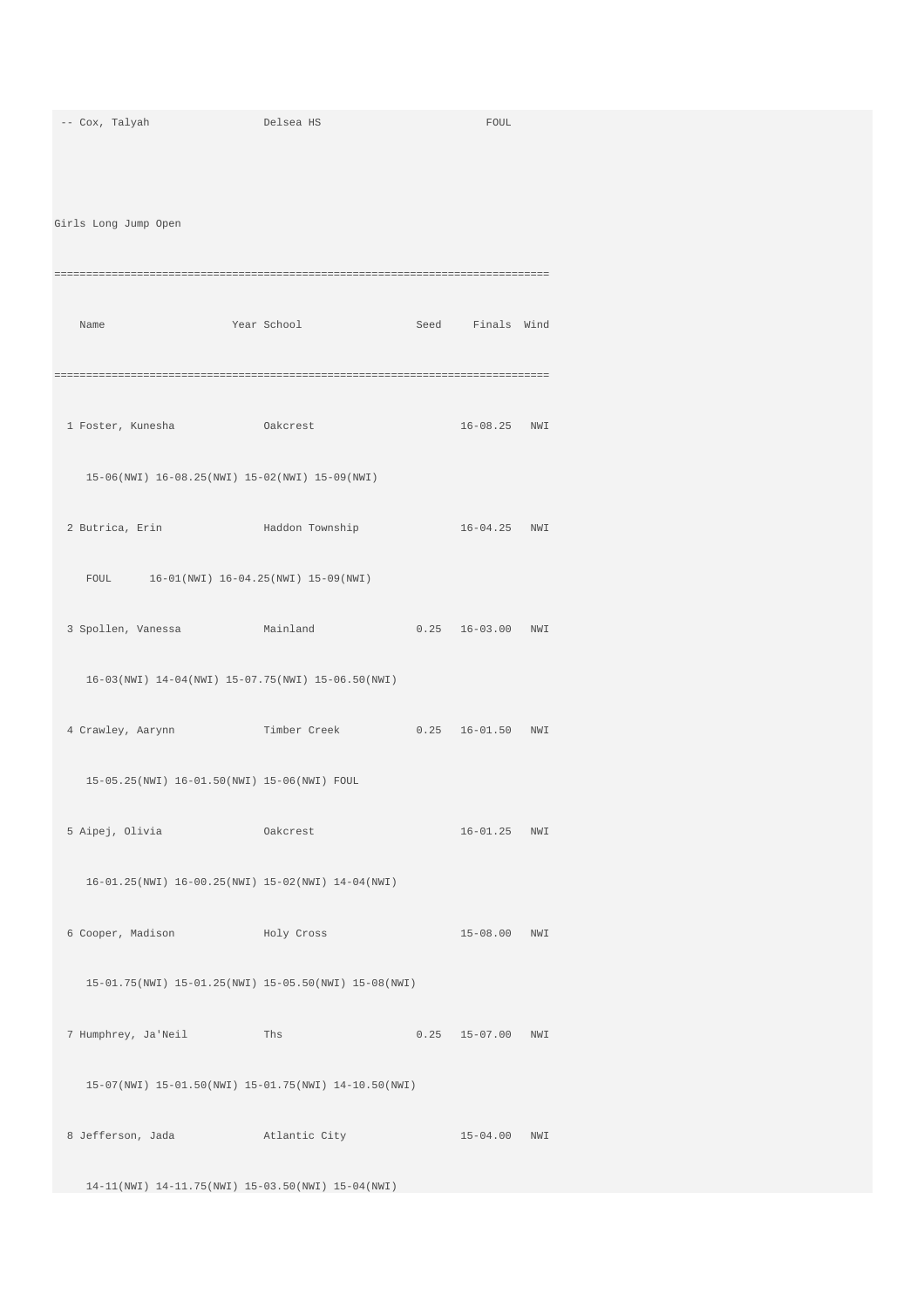```
 -- Cox, Talyah                 Delsea HS                          FOUL
```

Girls Long Jump Open

```
============================================================================
    Name                    Year School                 Seed     Finals  Wind
============================================================================
  1 Foster, Kunesha             Oakcrest                        16-08.25   NWI
     15-06(NWI) 16-08.25(NWI) 15-02(NWI) 15-09(NWI)
  2 Butrica, Erin               Haddon Township                 16-04.25   NWI
     FOUL      16-01(NWI) 16-04.25(NWI) 15-09(NWI)
  3 Spollen, Vanessa            Mainland               0.25   16-03.00   NWI
     16-03(NWI) 14-04(NWI) 15-07.75(NWI) 15-06.50(NWI)
  4 Crawley, Aarynn             Timber Creek           0.25   16-01.50   NWI
     15-05.25(NWI) 16-01.50(NWI) 15-06(NWI) FOUL
  5 Aipej, Olivia               Oakcrest                        16-01.25   NWI
     16-01.25(NWI) 16-00.25(NWI) 15-02(NWI) 14-04(NWI)
  6 Cooper, Madison             Holy Cross                      15-08.00   NWI
     15-01.75(NWI) 15-01.25(NWI) 15-05.50(NWI) 15-08(NWI)
  7 Humphrey, Ja'Neil           Ths                    0.25   15-07.00   NWI
     15-07(NWI) 15-01.50(NWI) 15-01.75(NWI) 14-10.50(NWI)
  8 Jefferson, Jada             Atlantic City                   15-04.00   NWI
     14-11(NWI) 14-11.75(NWI) 15-03.50(NWI) 15-04(NWI)
```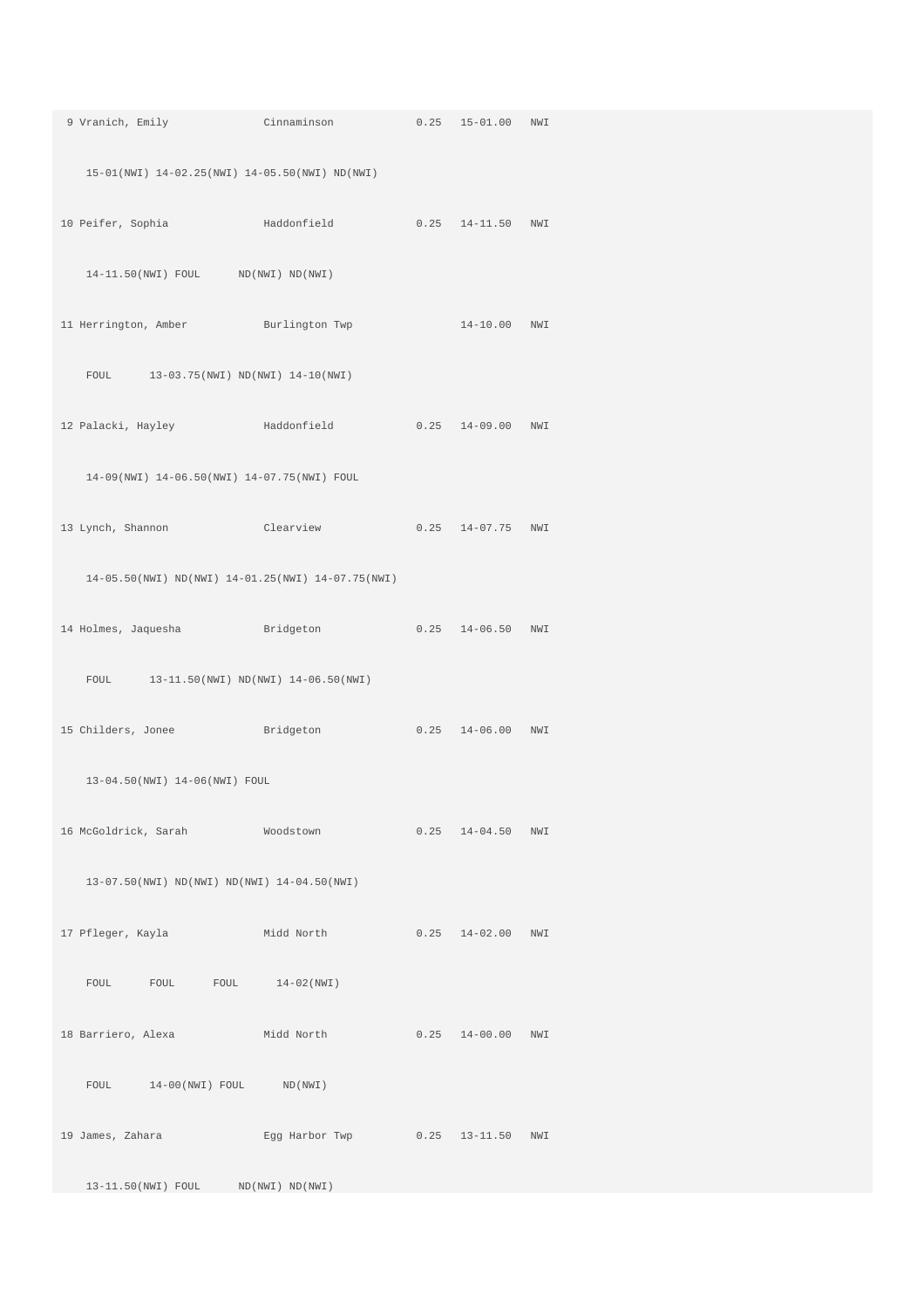```
 9 Vranich, Emily              Cinnaminson            0.25   15-01.00   NWI

    15-01(NWI) 14-02.25(NWI) 14-05.50(NWI) ND(NWI)

10 Peifer, Sophia              Haddonfield            0.25   14-11.50   NWI

    14-11.50(NWI) FOUL      ND(NWI) ND(NWI)

11 Herrington, Amber           Burlington Twp                14-10.00   NWI

    FOUL      13-03.75(NWI) ND(NWI) 14-10(NWI)

12 Palacki, Hayley             Haddonfield            0.25   14-09.00   NWI

    14-09(NWI) 14-06.50(NWI) 14-07.75(NWI) FOUL

13 Lynch, Shannon              Clearview              0.25   14-07.75   NWI

    14-05.50(NWI) ND(NWI) 14-01.25(NWI) 14-07.75(NWI)

14 Holmes, Jaquesha            Bridgeton              0.25   14-06.50   NWI

    FOUL      13-11.50(NWI) ND(NWI) 14-06.50(NWI)

15 Childers, Jonee             Bridgeton              0.25   14-06.00   NWI

    13-04.50(NWI) 14-06(NWI) FOUL

16 McGoldrick, Sarah           Woodstown              0.25   14-04.50   NWI

    13-07.50(NWI) ND(NWI) ND(NWI) 14-04.50(NWI)

17 Pfleger, Kayla              Midd North             0.25   14-02.00   NWI

    FOUL      FOUL      FOUL      14-02(NWI)

18 Barriero, Alexa             Midd North             0.25   14-00.00   NWI

    FOUL      14-00(NWI) FOUL      ND(NWI)

19 James, Zahara               Egg Harbor Twp         0.25   13-11.50   NWI

    13-11.50(NWI) FOUL      ND(NWI) ND(NWI)
```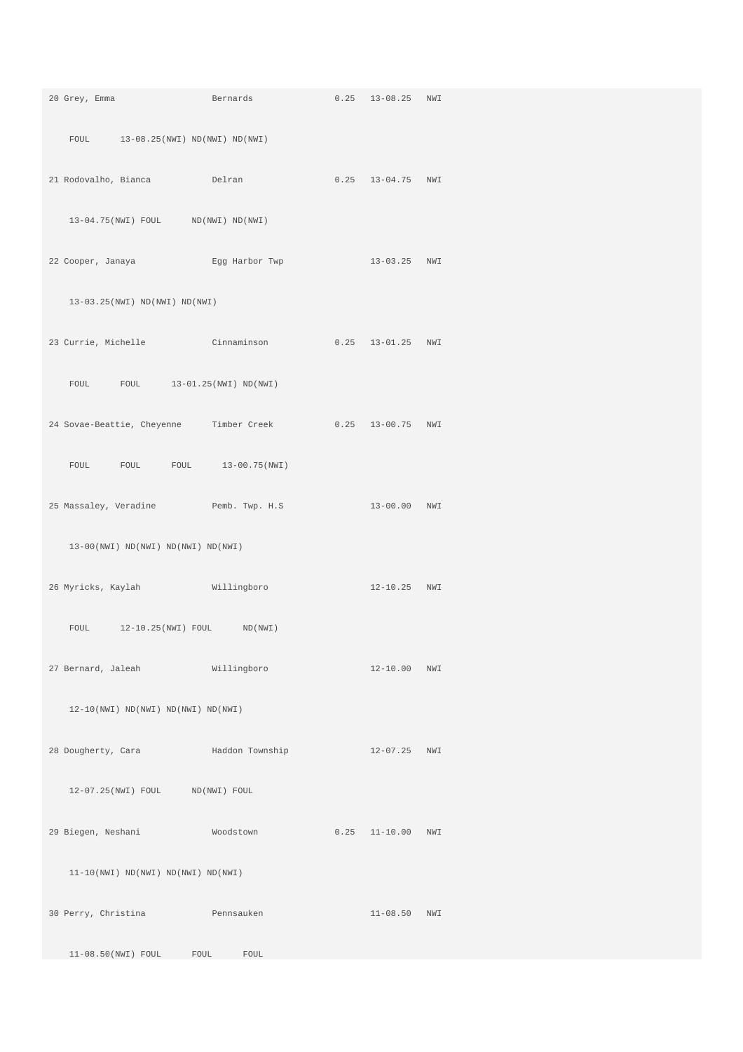```
20 Grey, Emma                  Bernards              0.25   13-08.25   NWI

    FOUL      13-08.25(NWI) ND(NWI) ND(NWI)

21 Rodovalho, Bianca           Delran                0.25   13-04.75   NWI

    13-04.75(NWI) FOUL      ND(NWI) ND(NWI)

22 Cooper, Janaya              Egg Harbor Twp               13-03.25   NWI

    13-03.25(NWI) ND(NWI) ND(NWI)

23 Currie, Michelle            Cinnaminson           0.25   13-01.25   NWI

    FOUL      FOUL      13-01.25(NWI) ND(NWI)

24 Sovae-Beattie, Cheyenne     Timber Creek          0.25   13-00.75   NWI

    FOUL      FOUL      FOUL      13-00.75(NWI)

25 Massaley, Veradine          Pemb. Twp. H.S               13-00.00   NWI

    13-00(NWI) ND(NWI) ND(NWI) ND(NWI)

26 Myricks, Kaylah             Willingboro                  12-10.25   NWI

    FOUL      12-10.25(NWI) FOUL      ND(NWI)

27 Bernard, Jaleah             Willingboro                  12-10.00   NWI

    12-10(NWI) ND(NWI) ND(NWI) ND(NWI)

28 Dougherty, Cara             Haddon Township              12-07.25   NWI

    12-07.25(NWI) FOUL      ND(NWI) FOUL

29 Biegen, Neshani             Woodstown             0.25   11-10.00   NWI

    11-10(NWI) ND(NWI) ND(NWI) ND(NWI)

30 Perry, Christina            Pennsauken                   11-08.50   NWI

    11-08.50(NWI) FOUL      FOUL      FOUL
```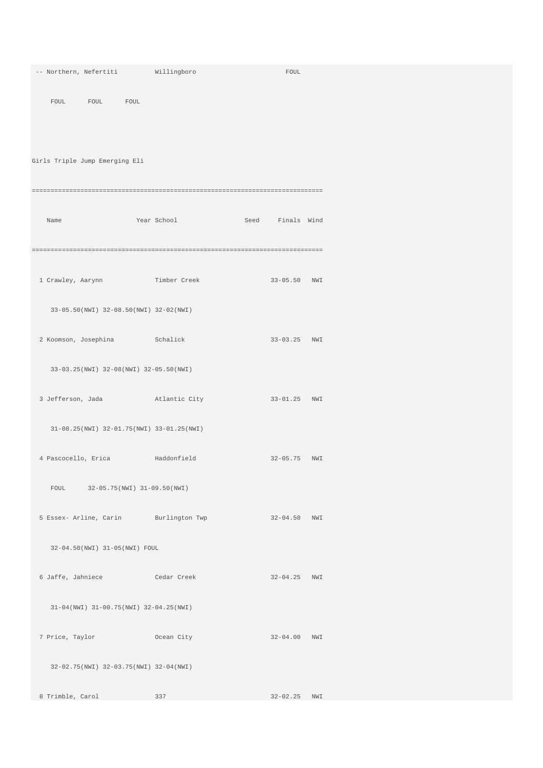```
 -- Northern, Nefertiti          Willingboro                        FOUL
     FOUL      FOUL      FOUL
```

Girls Triple Jump Emerging Eli

```
=============================================================================
    Name                    Year School                 Seed     Finals  Wind
=============================================================================
  1 Crawley, Aarynn              Timber Creek                  33-05.50   NWI
     33-05.50(NWI) 32-08.50(NWI) 32-02(NWI)
  2 Koomson, Josephina           Schalick                      33-03.25   NWI
     33-03.25(NWI) 32-08(NWI) 32-05.50(NWI)
  3 Jefferson, Jada              Atlantic City                 33-01.25   NWI
     31-08.25(NWI) 32-01.75(NWI) 33-01.25(NWI)
  4 Pascocello, Erica            Haddonfield                   32-05.75   NWI
     FOUL      32-05.75(NWI) 31-09.50(NWI)
  5 Essex- Arline, Carin         Burlington Twp                32-04.50   NWI
     32-04.50(NWI) 31-05(NWI) FOUL
  6 Jaffe, Jahniece              Cedar Creek                   32-04.25   NWI
     31-04(NWI) 31-00.75(NWI) 32-04.25(NWI)
  7 Price, Taylor                Ocean City                    32-04.00   NWI
     32-02.75(NWI) 32-03.75(NWI) 32-04(NWI)
  8 Trimble, Carol               337                           32-02.25   NWI
```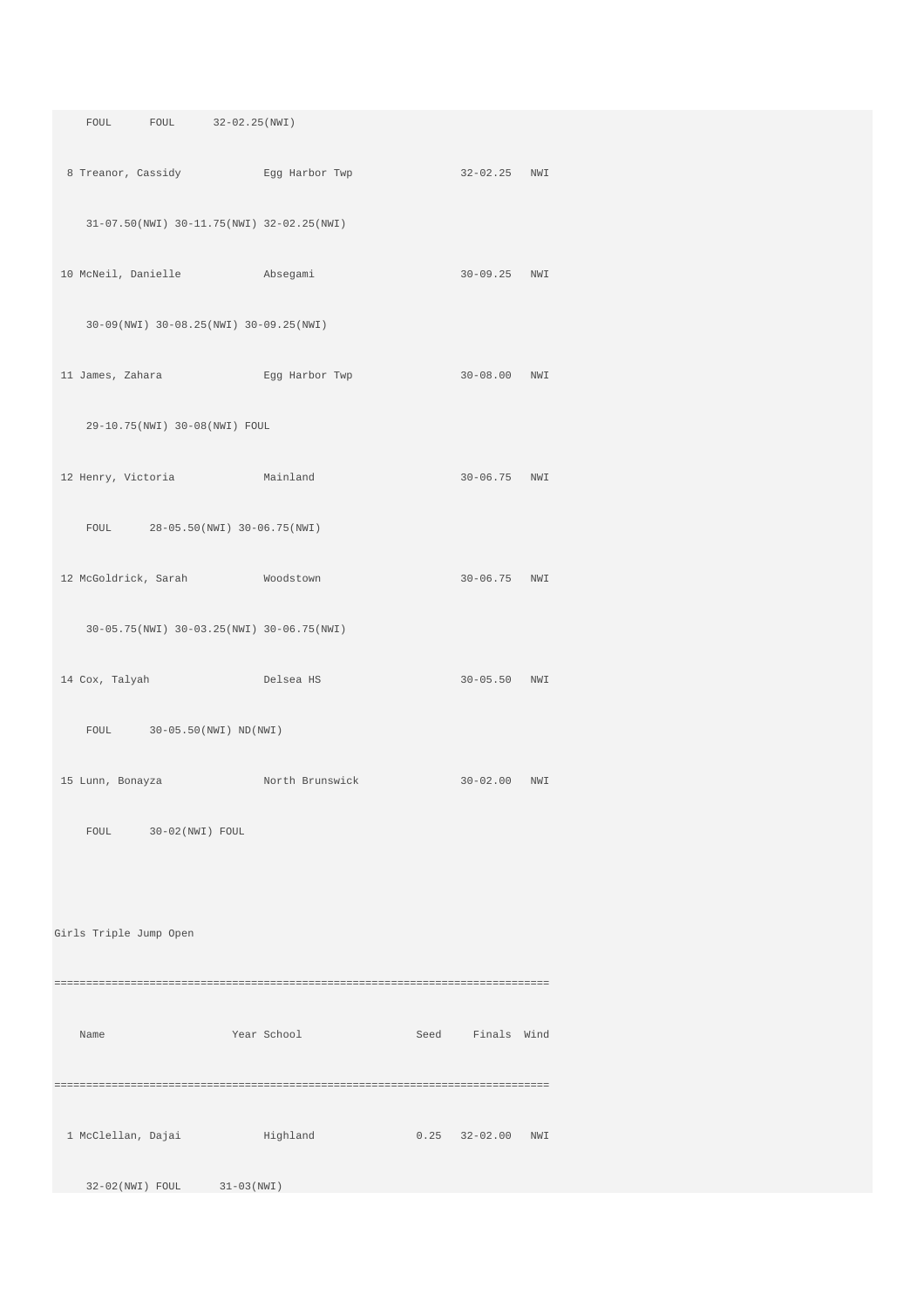```
    FOUL      FOUL      32-02.25(NWI)

  8 Treanor, Cassidy            Egg Harbor Twp                32-02.25   NWI

    31-07.50(NWI) 30-11.75(NWI) 32-02.25(NWI)

 10 McNeil, Danielle            Absegami                      30-09.25   NWI

    30-09(NWI) 30-08.25(NWI) 30-09.25(NWI)

 11 James, Zahara               Egg Harbor Twp                30-08.00   NWI

    29-10.75(NWI) 30-08(NWI) FOUL

 12 Henry, Victoria             Mainland                      30-06.75   NWI

    FOUL      28-05.50(NWI) 30-06.75(NWI)

 12 McGoldrick, Sarah           Woodstown                     30-06.75   NWI

    30-05.75(NWI) 30-03.25(NWI) 30-06.75(NWI)

 14 Cox, Talyah                 Delsea HS                     30-05.50   NWI

    FOUL      30-05.50(NWI) ND(NWI)

 15 Lunn, Bonayza               North Brunswick               30-02.00   NWI

    FOUL      30-02(NWI) FOUL



Girls Triple Jump Open

=============================================================================

    Name                   Year School                 Seed     Finals  Wind

=============================================================================

  1 McClellan, Dajai            Highland               0.25   32-02.00   NWI

    32-02(NWI) FOUL      31-03(NWI)
```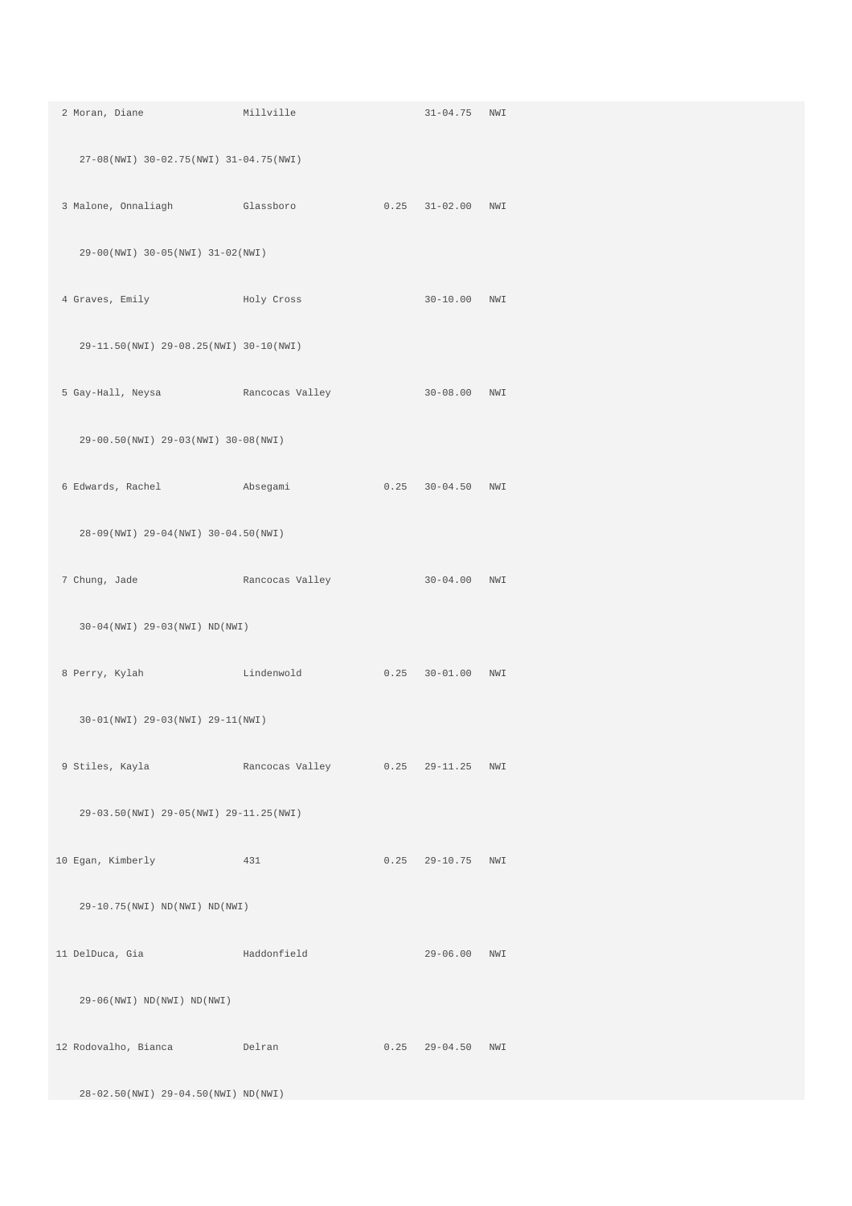```
 2 Moran, Diane                Millville                    31-04.75   NWI

    27-08(NWI) 30-02.75(NWI) 31-04.75(NWI)

 3 Malone, Onnaliagh           Glassboro              0.25   31-02.00   NWI

    29-00(NWI) 30-05(NWI) 31-02(NWI)

 4 Graves, Emily               Holy Cross                   30-10.00   NWI

    29-11.50(NWI) 29-08.25(NWI) 30-10(NWI)

 5 Gay-Hall, Neysa             Rancocas Valley              30-08.00   NWI

    29-00.50(NWI) 29-03(NWI) 30-08(NWI)

 6 Edwards, Rachel             Absegami               0.25   30-04.50   NWI

    28-09(NWI) 29-04(NWI) 30-04.50(NWI)

 7 Chung, Jade                 Rancocas Valley              30-04.00   NWI

    30-04(NWI) 29-03(NWI) ND(NWI)

 8 Perry, Kylah                Lindenwold             0.25   30-01.00   NWI

    30-01(NWI) 29-03(NWI) 29-11(NWI)

 9 Stiles, Kayla               Rancocas Valley        0.25   29-11.25   NWI

    29-03.50(NWI) 29-05(NWI) 29-11.25(NWI)

10 Egan, Kimberly              431                    0.25   29-10.75   NWI

    29-10.75(NWI) ND(NWI) ND(NWI)

11 DelDuca, Gia                Haddonfield                  29-06.00   NWI

    29-06(NWI) ND(NWI) ND(NWI)

12 Rodovalho, Bianca           Delran                 0.25   29-04.50   NWI

    28-02.50(NWI) 29-04.50(NWI) ND(NWI)
```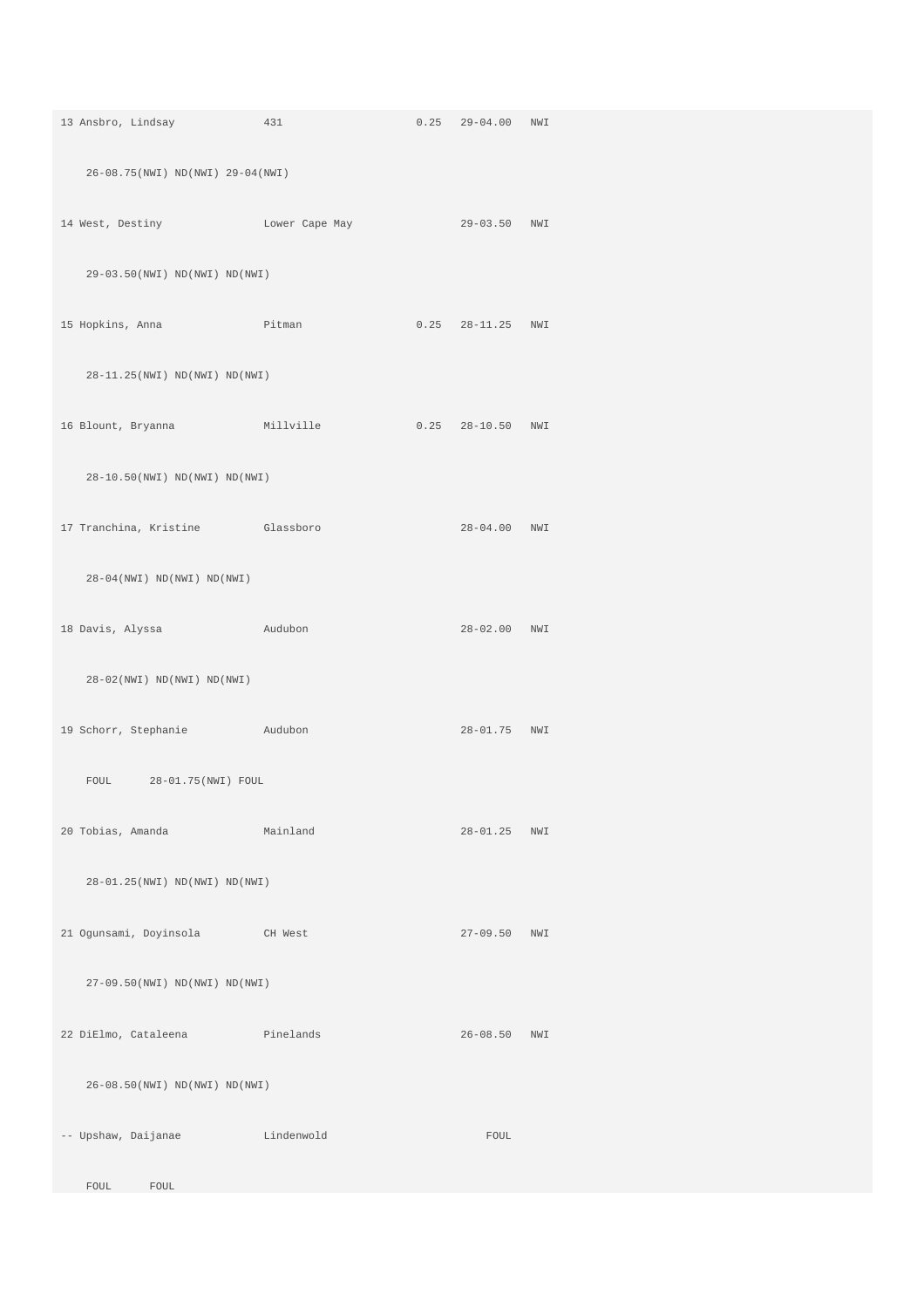```
13 Ansbro, Lindsay            431                  0.25   29-04.00   NWI

    26-08.75(NWI) ND(NWI) 29-04(NWI)

14 West, Destiny              Lower Cape May              29-03.50   NWI

    29-03.50(NWI) ND(NWI) ND(NWI)

15 Hopkins, Anna              Pitman               0.25   28-11.25   NWI

    28-11.25(NWI) ND(NWI) ND(NWI)

16 Blount, Bryanna            Millville            0.25   28-10.50   NWI

    28-10.50(NWI) ND(NWI) ND(NWI)

17 Tranchina, Kristine        Glassboro                   28-04.00   NWI

    28-04(NWI) ND(NWI) ND(NWI)

18 Davis, Alyssa              Audubon                     28-02.00   NWI

    28-02(NWI) ND(NWI) ND(NWI)

19 Schorr, Stephanie          Audubon                     28-01.75   NWI

    FOUL      28-01.75(NWI) FOUL

20 Tobias, Amanda             Mainland                    28-01.25   NWI

    28-01.25(NWI) ND(NWI) ND(NWI)

21 Ogunsami, Doyinsola        CH West                     27-09.50   NWI

    27-09.50(NWI) ND(NWI) ND(NWI)

22 DiElmo, Cataleena          Pinelands                   26-08.50   NWI

    26-08.50(NWI) ND(NWI) ND(NWI)

-- Upshaw, Daijanae           Lindenwold                      FOUL

    FOUL      FOUL
```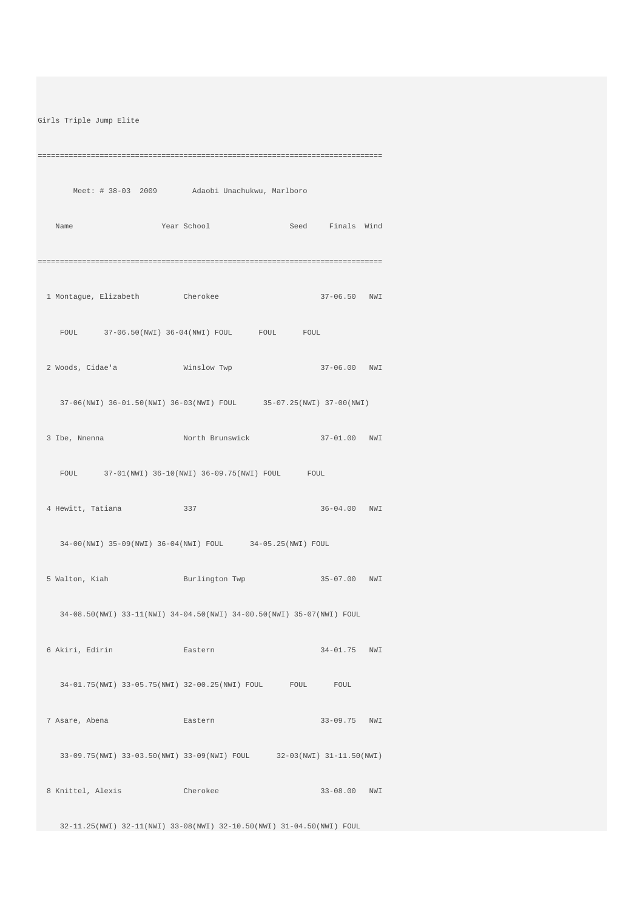```
Girls Triple Jump Elite
===============================================================================
       Meet: # 38-03  2009        Adaobi Unachukwu, Marlboro
    Name                    Year School                  Seed     Finals  Wind
===============================================================================
  1 Montague, Elizabeth          Cherokee                       37-06.50   NWI
     FOUL      37-06.50(NWI) 36-04(NWI) FOUL      FOUL      FOUL
  2 Woods, Cidae'a               Winslow Twp                    37-06.00   NWI
     37-06(NWI) 36-01.50(NWI) 36-03(NWI) FOUL      35-07.25(NWI) 37-00(NWI)
  3 Ibe, Nnenna                  North Brunswick                37-01.00   NWI
     FOUL      37-01(NWI) 36-10(NWI) 36-09.75(NWI) FOUL      FOUL
  4 Hewitt, Tatiana              337                            36-04.00   NWI
     34-00(NWI) 35-09(NWI) 36-04(NWI) FOUL      34-05.25(NWI) FOUL
  5 Walton, Kiah                 Burlington Twp                 35-07.00   NWI
     34-08.50(NWI) 33-11(NWI) 34-04.50(NWI) 34-00.50(NWI) 35-07(NWI) FOUL
  6 Akiri, Edirin                Eastern                        34-01.75   NWI
     34-01.75(NWI) 33-05.75(NWI) 32-00.25(NWI) FOUL      FOUL      FOUL
  7 Asare, Abena                 Eastern                        33-09.75   NWI
     33-09.75(NWI) 33-03.50(NWI) 33-09(NWI) FOUL      32-03(NWI) 31-11.50(NWI)
  8 Knittel, Alexis              Cherokee                       33-08.00   NWI
     32-11.25(NWI) 32-11(NWI) 33-08(NWI) 32-10.50(NWI) 31-04.50(NWI) FOUL
```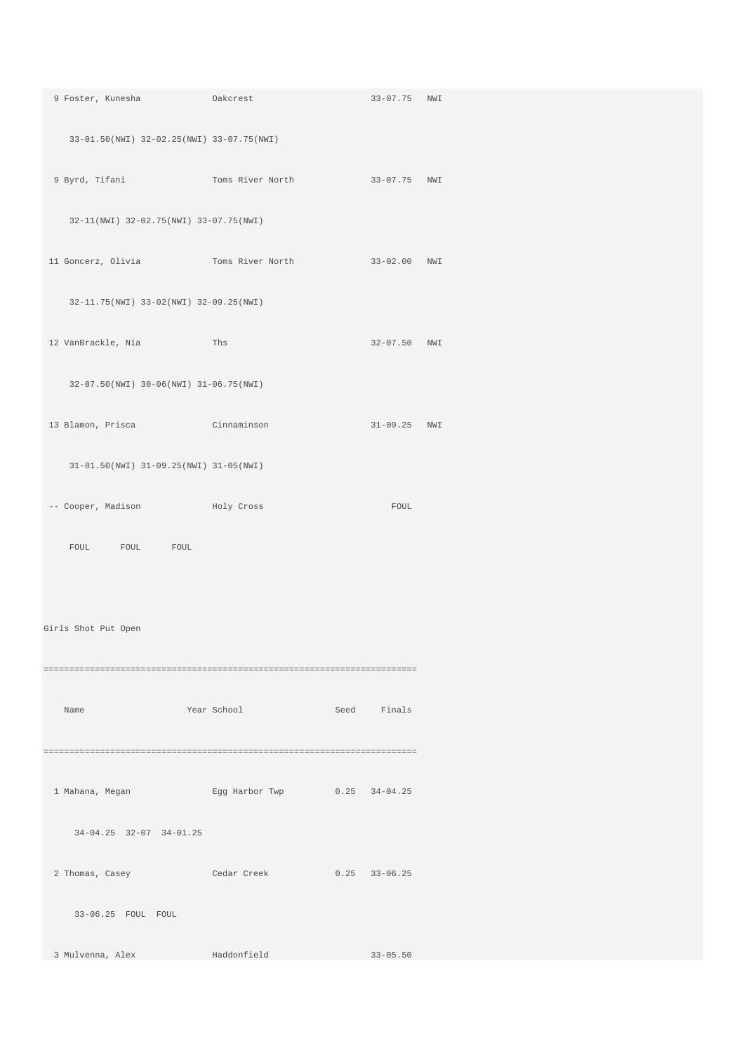```
  9 Foster, Kunesha             Oakcrest                     33-07.75   NWI
     33-01.50(NWI) 32-02.25(NWI) 33-07.75(NWI)
  9 Byrd, Tifani                Toms River North             33-07.75   NWI
     32-11(NWI) 32-02.75(NWI) 33-07.75(NWI)
 11 Goncerz, Olivia             Toms River North             33-02.00   NWI
     32-11.75(NWI) 33-02(NWI) 32-09.25(NWI)
 12 VanBrackle, Nia             Ths                          32-07.50   NWI
     32-07.50(NWI) 30-06(NWI) 31-06.75(NWI)
 13 Blamon, Prisca              Cinnaminson                  31-09.25   NWI
     31-01.50(NWI) 31-09.25(NWI) 31-05(NWI)
 -- Cooper, Madison             Holy Cross                       FOUL
     FOUL      FOUL      FOUL
```

Girls Shot Put Open

```
=========================================================================
    Name                    Year School                 Seed     Finals
=========================================================================
  1 Mahana, Megan               Egg Harbor Twp          0.25   34-04.25
      34-04.25  32-07  34-01.25
  2 Thomas, Casey               Cedar Creek             0.25   33-06.25
      33-06.25  FOUL  FOUL
  3 Mulvenna, Alex              Haddonfield                    33-05.50
```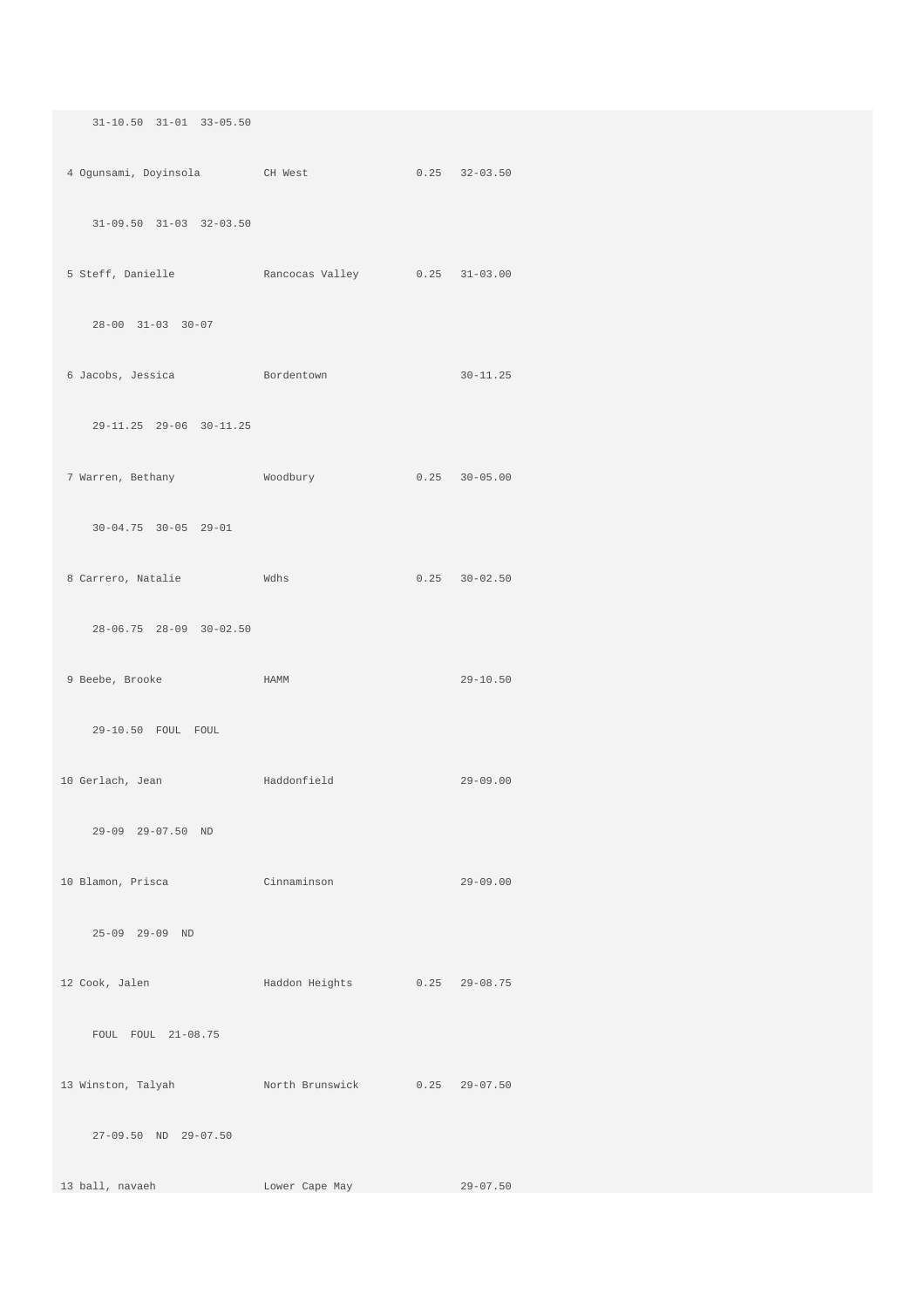```
    31-10.50  31-01  33-05.50

 4 Ogunsami, Doyinsola         CH West                0.25   32-03.50

    31-09.50  31-03  32-03.50

 5 Steff, Danielle             Rancocas Valley        0.25   31-03.00

    28-00  31-03  30-07

 6 Jacobs, Jessica             Bordentown                    30-11.25

    29-11.25  29-06  30-11.25

 7 Warren, Bethany             Woodbury               0.25   30-05.00

    30-04.75  30-05  29-01

 8 Carrero, Natalie            Wdhs                   0.25   30-02.50

    28-06.75  28-09  30-02.50

 9 Beebe, Brooke               HAMM                          29-10.50

    29-10.50  FOUL  FOUL

10 Gerlach, Jean               Haddonfield                   29-09.00

    29-09  29-07.50  ND

10 Blamon, Prisca              Cinnaminson                   29-09.00

    25-09  29-09  ND

12 Cook, Jalen                 Haddon Heights         0.25   29-08.75

    FOUL  FOUL  21-08.75

13 Winston, Talyah             North Brunswick        0.25   29-07.50

    27-09.50  ND  29-07.50

13 ball, navaeh                Lower Cape May                29-07.50
```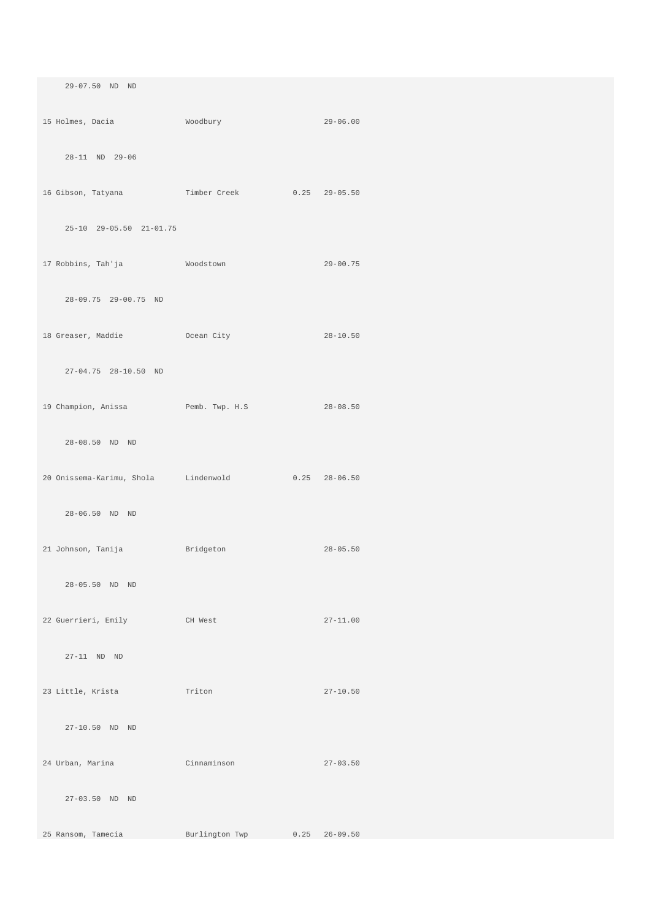```
     29-07.50  ND  ND

15 Holmes, Dacia               Woodbury                      29-06.00

     28-11  ND  29-06

16 Gibson, Tatyana             Timber Creek           0.25   29-05.50

     25-10  29-05.50  21-01.75

17 Robbins, Tah'ja             Woodstown                     29-00.75

     28-09.75  29-00.75  ND

18 Greaser, Maddie             Ocean City                    28-10.50

     27-04.75  28-10.50  ND

19 Champion, Anissa            Pemb. Twp. H.S                28-08.50

     28-08.50  ND  ND

20 Onissema-Karimu, Shola      Lindenwold             0.25   28-06.50

     28-06.50  ND  ND

21 Johnson, Tanija             Bridgeton                     28-05.50

     28-05.50  ND  ND

22 Guerrieri, Emily            CH West                       27-11.00

     27-11  ND  ND

23 Little, Krista              Triton                        27-10.50

     27-10.50  ND  ND

24 Urban, Marina               Cinnaminson                   27-03.50

     27-03.50  ND  ND

25 Ransom, Tamecia             Burlington Twp         0.25   26-09.50
```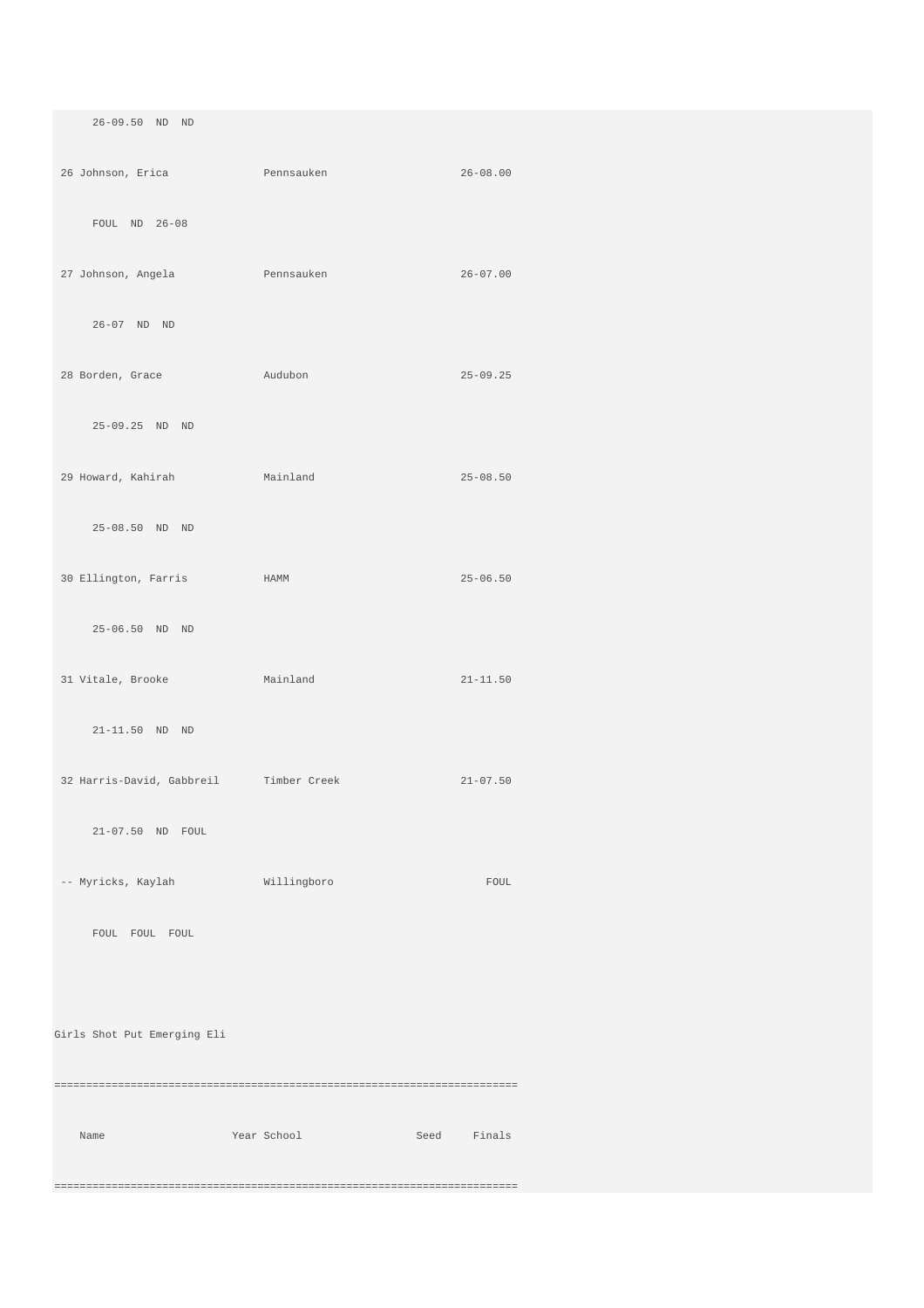```
     26-09.50  ND  ND

 26 Johnson, Erica              Pennsauken                    26-08.00

     FOUL  ND  26-08

 27 Johnson, Angela             Pennsauken                    26-07.00

     26-07  ND  ND

 28 Borden, Grace               Audubon                       25-09.25

     25-09.25  ND  ND

 29 Howard, Kahirah             Mainland                      25-08.50

     25-08.50  ND  ND

 30 Ellington, Farris           HAMM                          25-06.50

     25-06.50  ND  ND

 31 Vitale, Brooke              Mainland                      21-11.50

     21-11.50  ND  ND

 32 Harris-David, Gabbreil      Timber Creek                  21-07.50

     21-07.50  ND  FOUL

 -- Myricks, Kaylah             Willingboro                       FOUL

     FOUL  FOUL  FOUL



Girls Shot Put Emerging Eli

=========================================================================

    Name                    Year School                 Seed     Finals

=========================================================================
```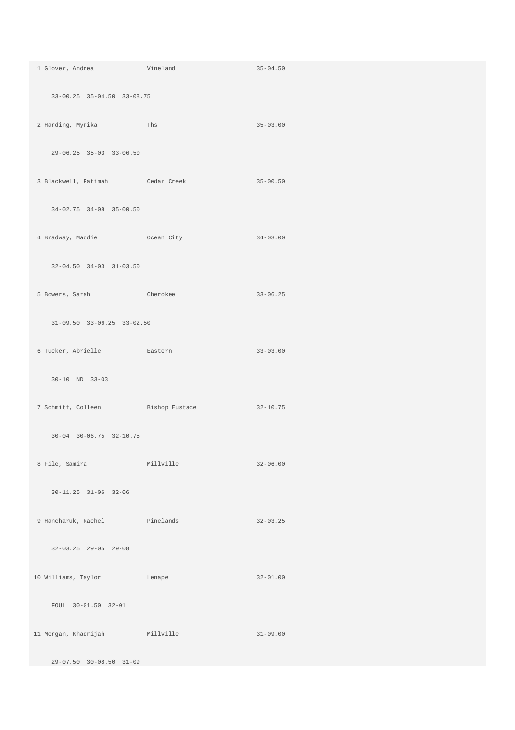```
 1 Glover, Andrea              Vineland                      35-04.50

     33-00.25  35-04.50  33-08.75

 2 Harding, Myrika             Ths                           35-03.00

     29-06.25  35-03  33-06.50

 3 Blackwell, Fatimah          Cedar Creek                   35-00.50

     34-02.75  34-08  35-00.50

 4 Bradway, Maddie             Ocean City                    34-03.00

     32-04.50  34-03  31-03.50

 5 Bowers, Sarah               Cherokee                      33-06.25

     31-09.50  33-06.25  33-02.50

 6 Tucker, Abrielle            Eastern                       33-03.00

     30-10  ND  33-03

 7 Schmitt, Colleen            Bishop Eustace                32-10.75

     30-04  30-06.75  32-10.75

 8 File, Samira                Millville                     32-06.00

     30-11.25  31-06  32-06

 9 Hancharuk, Rachel           Pinelands                     32-03.25

     32-03.25  29-05  29-08

10 Williams, Taylor            Lenape                        32-01.00

     FOUL  30-01.50  32-01

11 Morgan, Khadrijah           Millville                     31-09.00

     29-07.50  30-08.50  31-09
```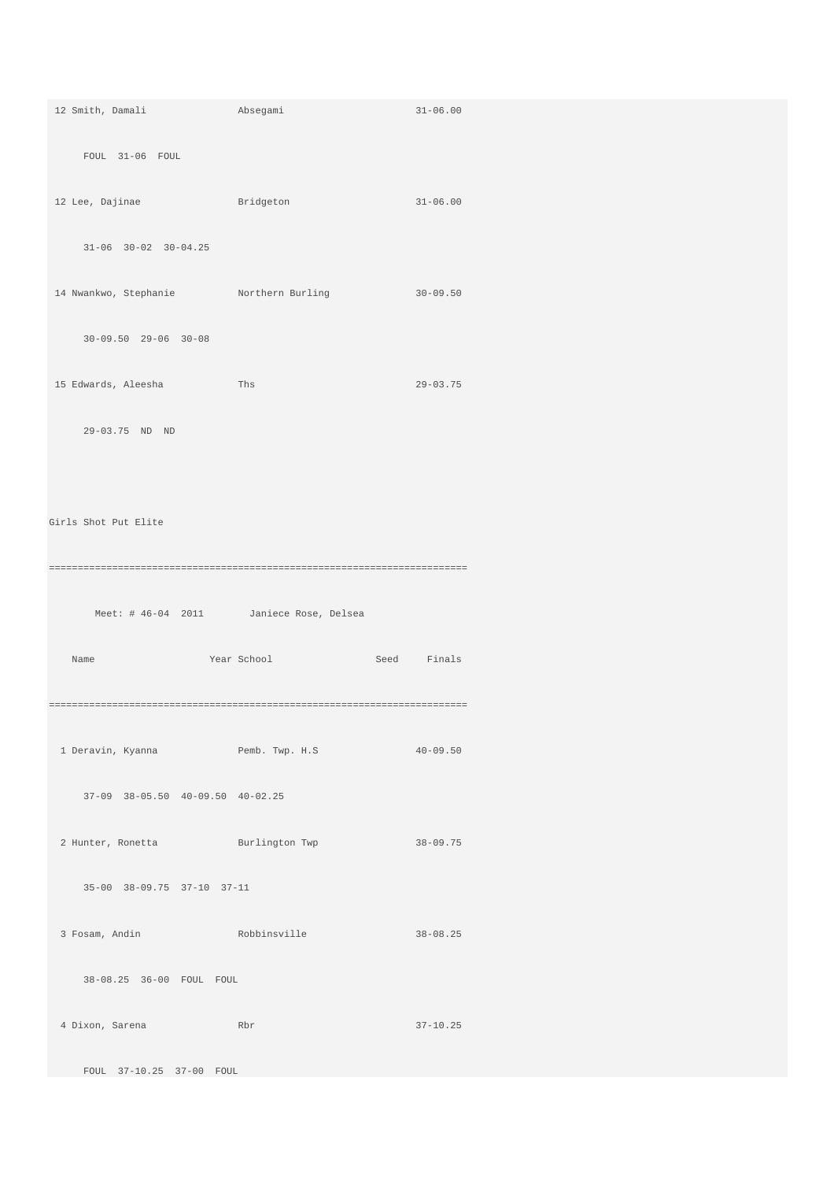```
 12 Smith, Damali               Absegami                     31-06.00
      FOUL  31-06  FOUL
 12 Lee, Dajinae                Bridgeton                    31-06.00
      31-06  30-02  30-04.25
 14 Nwankwo, Stephanie          Northern Burling             30-09.50
      30-09.50  29-06  30-08
 15 Edwards, Aleesha            Ths                          29-03.75
      29-03.75  ND  ND
```

Girls Shot Put Elite

```
=========================================================================
        Meet: # 46-04  2011        Janiece Rose, Delsea
    Name                  Year School                 Seed     Finals
=========================================================================
  1 Deravin, Kyanna             Pemb. Twp. H.S               40-09.50
      37-09  38-05.50  40-09.50  40-02.25
  2 Hunter, Ronetta             Burlington Twp               38-09.75
      35-00  38-09.75  37-10  37-11
  3 Fosam, Andin                Robbinsville                 38-08.25
      38-08.25  36-00  FOUL  FOUL
  4 Dixon, Sarena               Rbr                          37-10.25
      FOUL  37-10.25  37-00  FOUL
```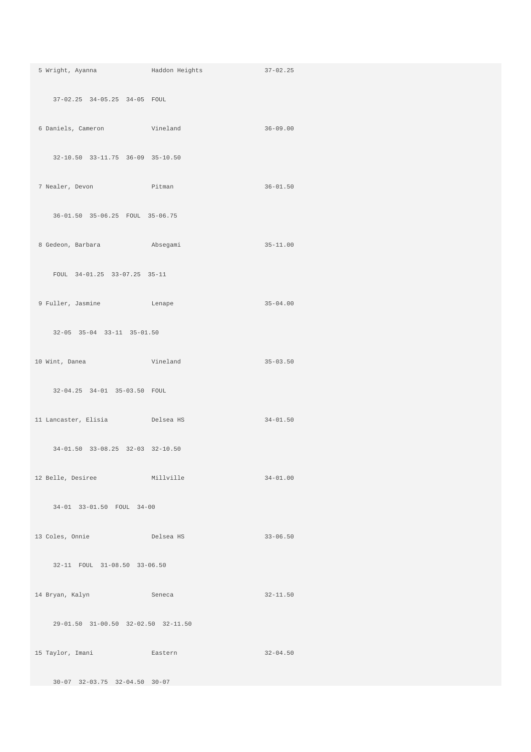```
 5 Wright, Ayanna              Haddon Heights               37-02.25

     37-02.25  34-05.25  34-05  FOUL

 6 Daniels, Cameron            Vineland                     36-09.00

     32-10.50  33-11.75  36-09  35-10.50

 7 Nealer, Devon               Pitman                       36-01.50

     36-01.50  35-06.25  FOUL  35-06.75

 8 Gedeon, Barbara             Absegami                     35-11.00

     FOUL  34-01.25  33-07.25  35-11

 9 Fuller, Jasmine             Lenape                       35-04.00

     32-05  35-04  33-11  35-01.50

10 Wint, Danea                 Vineland                     35-03.50

     32-04.25  34-01  35-03.50  FOUL

11 Lancaster, Elisia           Delsea HS                    34-01.50

     34-01.50  33-08.25  32-03  32-10.50

12 Belle, Desiree              Millville                    34-01.00

     34-01  33-01.50  FOUL  34-00

13 Coles, Onnie                Delsea HS                    33-06.50

     32-11  FOUL  31-08.50  33-06.50

14 Bryan, Kalyn                Seneca                       32-11.50

     29-01.50  31-00.50  32-02.50  32-11.50

15 Taylor, Imani               Eastern                      32-04.50

     30-07  32-03.75  32-04.50  30-07
```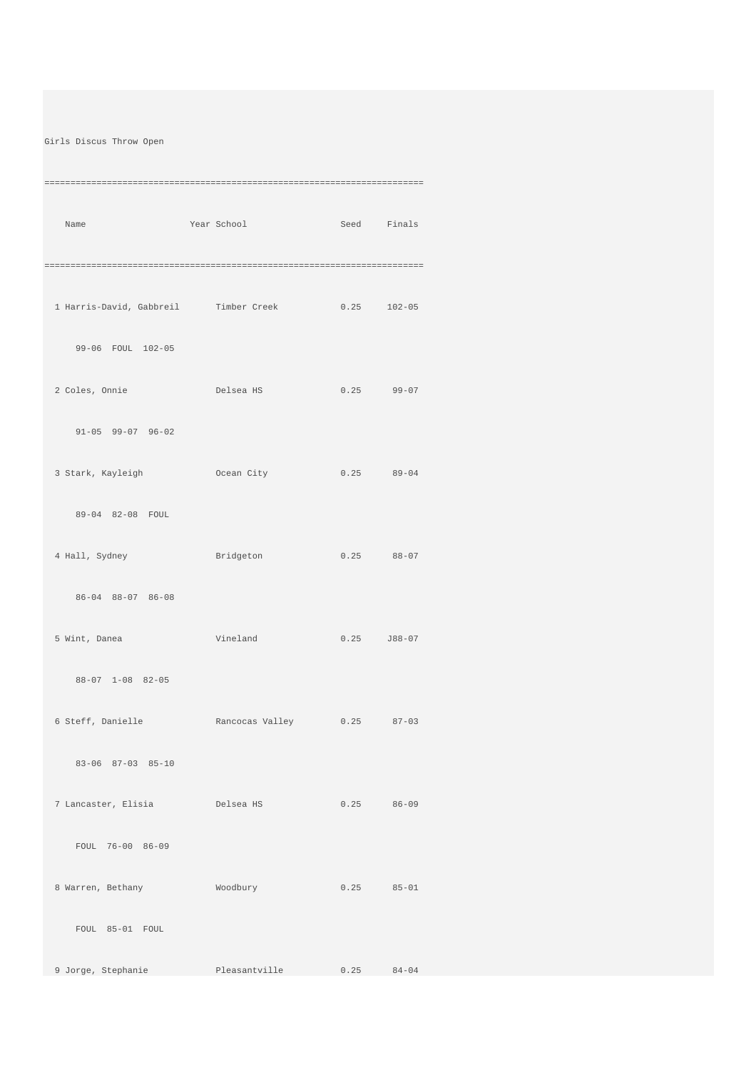Girls Discus Throw Open

```
=========================================================================
    Name                    Year School                 Seed     Finals
=========================================================================
  1 Harris-David, Gabbreil       Timber Creek           0.25     102-05
      99-06  FOUL  102-05
  2 Coles, Onnie                 Delsea HS              0.25      99-07
      91-05  99-07  96-02
  3 Stark, Kayleigh              Ocean City             0.25      89-04
      89-04  82-08  FOUL
  4 Hall, Sydney                 Bridgeton              0.25      88-07
      86-04  88-07  86-08
  5 Wint, Danea                  Vineland               0.25     J88-07
      88-07  1-08  82-05
  6 Steff, Danielle              Rancocas Valley        0.25      87-03
      83-06  87-03  85-10
  7 Lancaster, Elisia            Delsea HS              0.25      86-09
      FOUL  76-00  86-09
  8 Warren, Bethany              Woodbury               0.25      85-01
      FOUL  85-01  FOUL
  9 Jorge, Stephanie             Pleasantville          0.25      84-04
```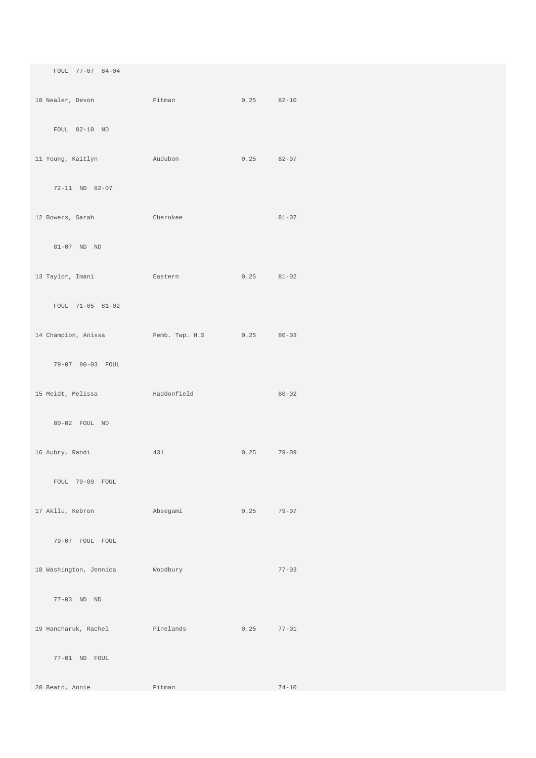```
     FOUL  77-07  84-04

10 Nealer, Devon               Pitman                 0.25      82-10

     FOUL  82-10  ND

11 Young, Kaitlyn              Audubon                0.25      82-07

     72-11  ND  82-07

12 Bowers, Sarah               Cherokee                         81-07

     81-07  ND  ND

13 Taylor, Imani               Eastern                0.25      81-02

     FOUL  71-05  81-02

14 Champion, Anissa            Pemb. Twp. H.S         0.25      80-03

     79-07  80-03  FOUL

15 Meidt, Melissa              Haddonfield                      80-02

     80-02  FOUL  ND

16 Aubry, Randi                431                    0.25      79-09

     FOUL  79-09  FOUL

17 Akllu, Kebron               Absegami               0.25      79-07

     79-07  FOUL  FOUL

18 Washington, Jennica         Woodbury                         77-03

     77-03  ND  ND

19 Hancharuk, Rachel           Pinelands              0.25      77-01

     77-01  ND  FOUL

20 Beato, Annie                Pitman                           74-10
```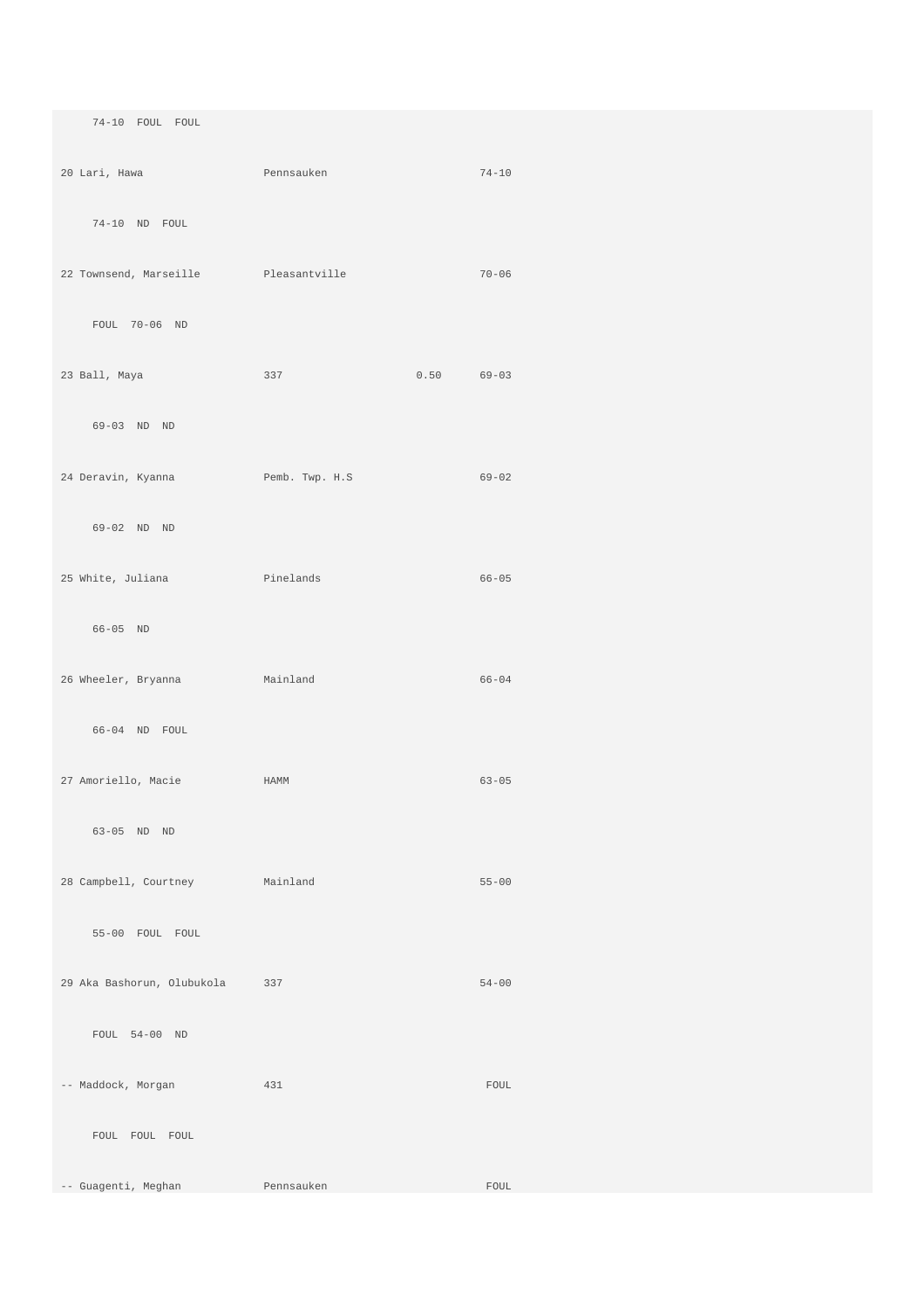```
     74-10  FOUL  FOUL
20 Lari, Hawa                  Pennsauken                        74-10
     74-10  ND  FOUL
22 Townsend, Marseille         Pleasantville                     70-06
     FOUL  70-06  ND
23 Ball, Maya                  337                       0.50    69-03
     69-03  ND  ND
24 Deravin, Kyanna             Pemb. Twp. H.S                    69-02
     69-02  ND  ND
25 White, Juliana              Pinelands                         66-05
     66-05  ND
26 Wheeler, Bryanna            Mainland                          66-04
     66-04  ND  FOUL
27 Amoriello, Macie            HAMM                              63-05
     63-05  ND  ND
28 Campbell, Courtney          Mainland                          55-00
     55-00  FOUL  FOUL
29 Aka Bashorun, Olubukola     337                               54-00
     FOUL  54-00  ND
-- Maddock, Morgan             431                                FOUL
     FOUL  FOUL  FOUL
-- Guagenti, Meghan            Pennsauken                         FOUL
```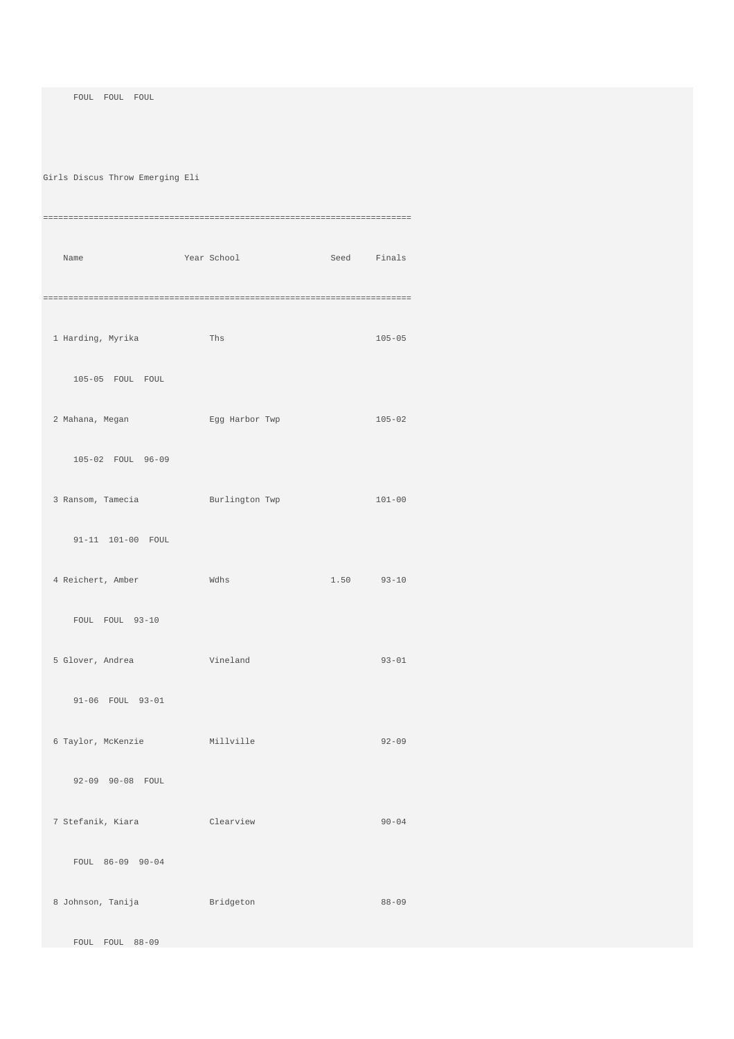```
     FOUL  FOUL  FOUL
```

Girls Discus Throw Emerging Eli

```
=========================================================================
    Name                    Year School                  Seed     Finals
=========================================================================
  1 Harding, Myrika              Ths                              105-05
      105-05  FOUL  FOUL
  2 Mahana, Megan                Egg Harbor Twp                   105-02
      105-02  FOUL  96-09
  3 Ransom, Tamecia              Burlington Twp                   101-00
      91-11  101-00  FOUL
  4 Reichert, Amber              Wdhs                    1.50      93-10
      FOUL  FOUL  93-10
  5 Glover, Andrea               Vineland                          93-01
      91-06  FOUL  93-01
  6 Taylor, McKenzie             Millville                         92-09
      92-09  90-08  FOUL
  7 Stefanik, Kiara              Clearview                         90-04
      FOUL  86-09  90-04
  8 Johnson, Tanija              Bridgeton                         88-09
      FOUL  FOUL  88-09
```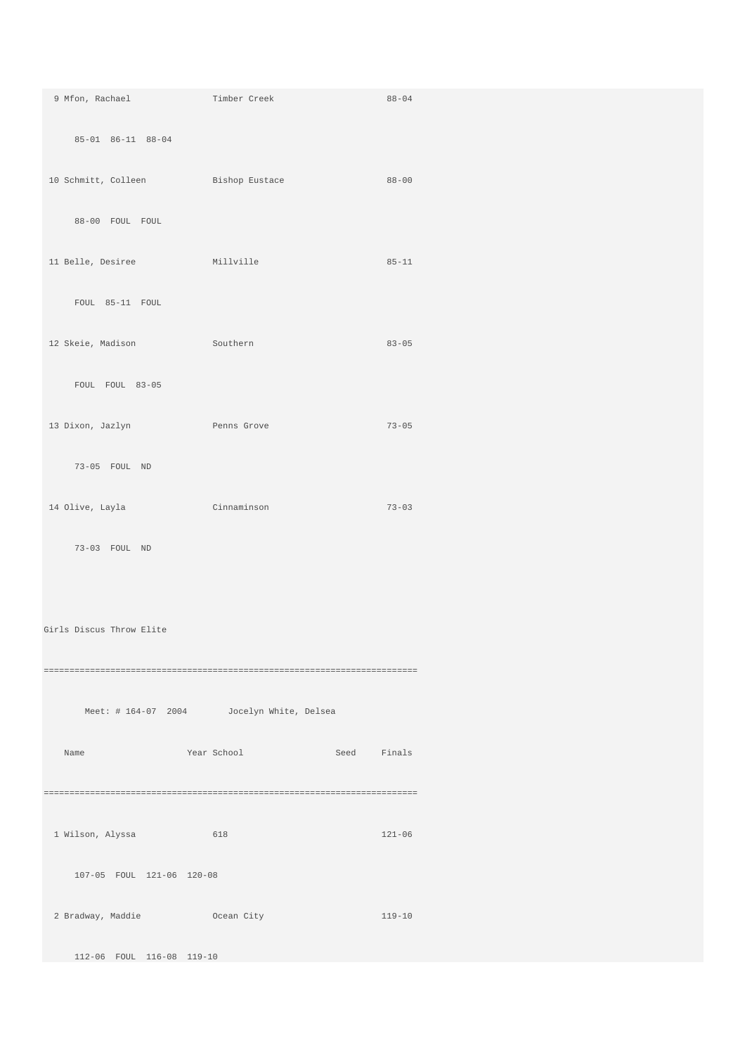```
  9 Mfon, Rachael               Timber Creek                     88-04
      85-01  86-11  88-04
 10 Schmitt, Colleen            Bishop Eustace                   88-00
      88-00  FOUL  FOUL
 11 Belle, Desiree              Millville                        85-11
      FOUL  85-11  FOUL
 12 Skeie, Madison              Southern                         83-05
      FOUL  FOUL  83-05
 13 Dixon, Jazlyn               Penns Grove                      73-05
      73-05  FOUL  ND
 14 Olive, Layla                Cinnaminson                      73-03
      73-03  FOUL  ND
```

Girls Discus Throw Elite

```
=========================================================================
        Meet: # 164-07  2004        Jocelyn White, Delsea
    Name                    Year School                 Seed     Finals
=========================================================================
  1 Wilson, Alyssa              618                             121-06
      107-05  FOUL  121-06  120-08
  2 Bradway, Maddie             Ocean City                      119-10
      112-06  FOUL  116-08  119-10
```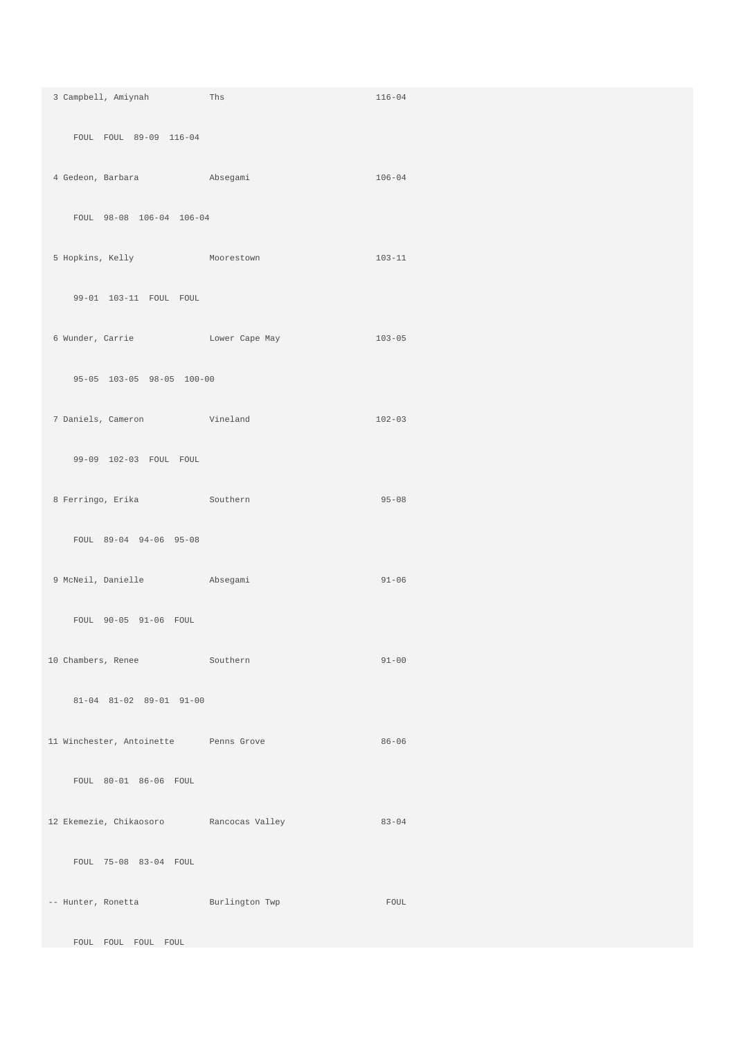```
 3 Campbell, Amiynah           Ths                             116-04

     FOUL  FOUL  89-09  116-04

 4 Gedeon, Barbara             Absegami                        106-04

     FOUL  98-08  106-04  106-04

 5 Hopkins, Kelly              Moorestown                      103-11

     99-01  103-11  FOUL  FOUL

 6 Wunder, Carrie              Lower Cape May                  103-05

     95-05  103-05  98-05  100-00

 7 Daniels, Cameron            Vineland                        102-03

     99-09  102-03  FOUL  FOUL

 8 Ferringo, Erika             Southern                         95-08

     FOUL  89-04  94-06  95-08

 9 McNeil, Danielle            Absegami                         91-06

     FOUL  90-05  91-06  FOUL

10 Chambers, Renee             Southern                         91-00

     81-04  81-02  89-01  91-00

11 Winchester, Antoinette      Penns Grove                      86-06

     FOUL  80-01  86-06  FOUL

12 Ekemezie, Chikaosoro        Rancocas Valley                  83-04

     FOUL  75-08  83-04  FOUL

-- Hunter, Ronetta             Burlington Twp                    FOUL

     FOUL  FOUL  FOUL  FOUL
```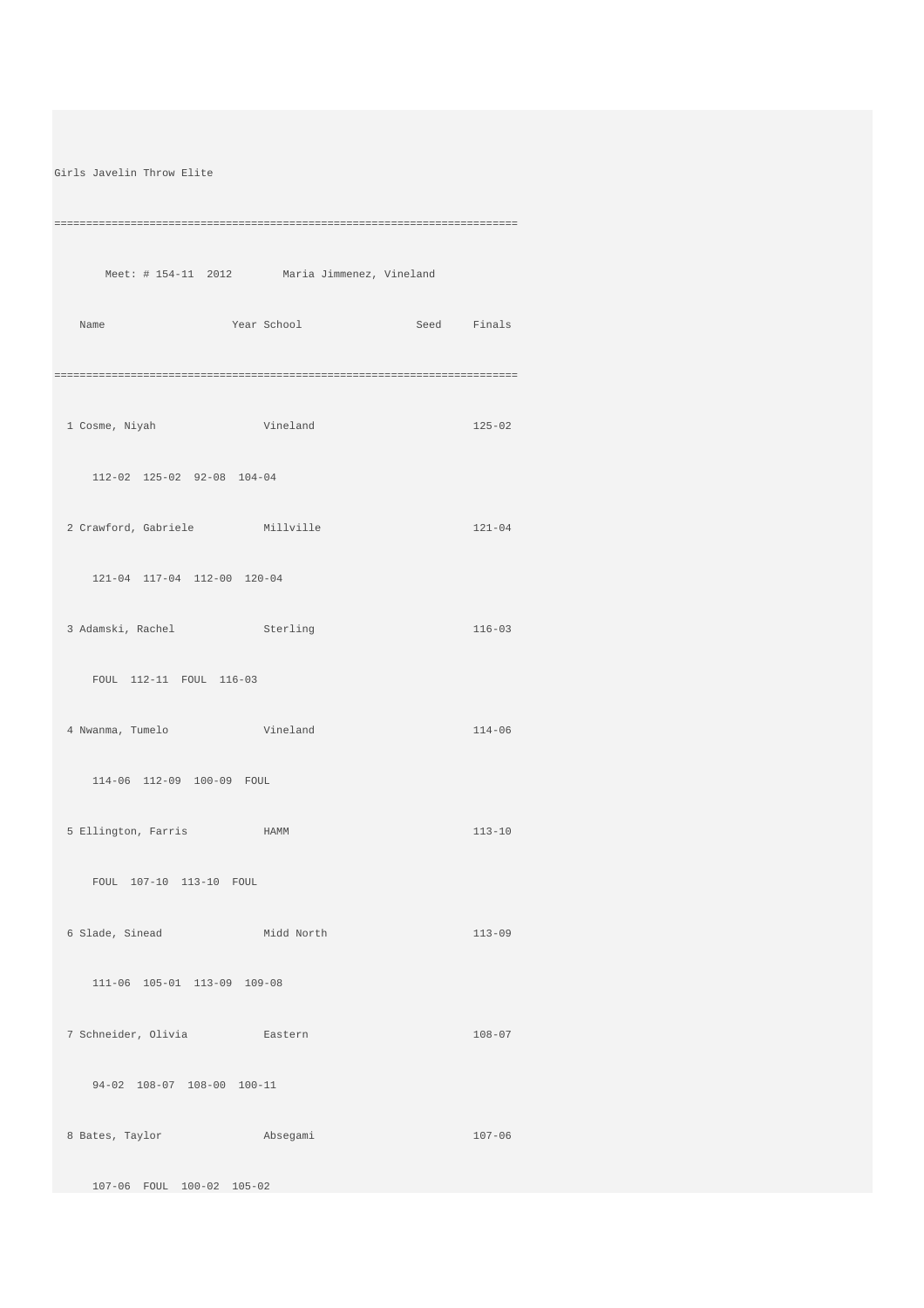```
Girls Javelin Throw Elite
========================================================================
        Meet: # 154-11  2012        Maria Jimmenez, Vineland
    Name                    Year School                 Seed     Finals
========================================================================
  1 Cosme, Niyah                 Vineland                        125-02
      112-02  125-02  92-08  104-04
  2 Crawford, Gabriele           Millville                       121-04
      121-04  117-04  112-00  120-04
  3 Adamski, Rachel              Sterling                        116-03
      FOUL  112-11  FOUL  116-03
  4 Nwanma, Tumelo               Vineland                        114-06
      114-06  112-09  100-09  FOUL
  5 Ellington, Farris            HAMM                            113-10
      FOUL  107-10  113-10  FOUL
  6 Slade, Sinead                Midd North                      113-09
      111-06  105-01  113-09  109-08
  7 Schneider, Olivia            Eastern                         108-07
      94-02  108-07  108-00  100-11
  8 Bates, Taylor                Absegami                        107-06
      107-06  FOUL  100-02  105-02
```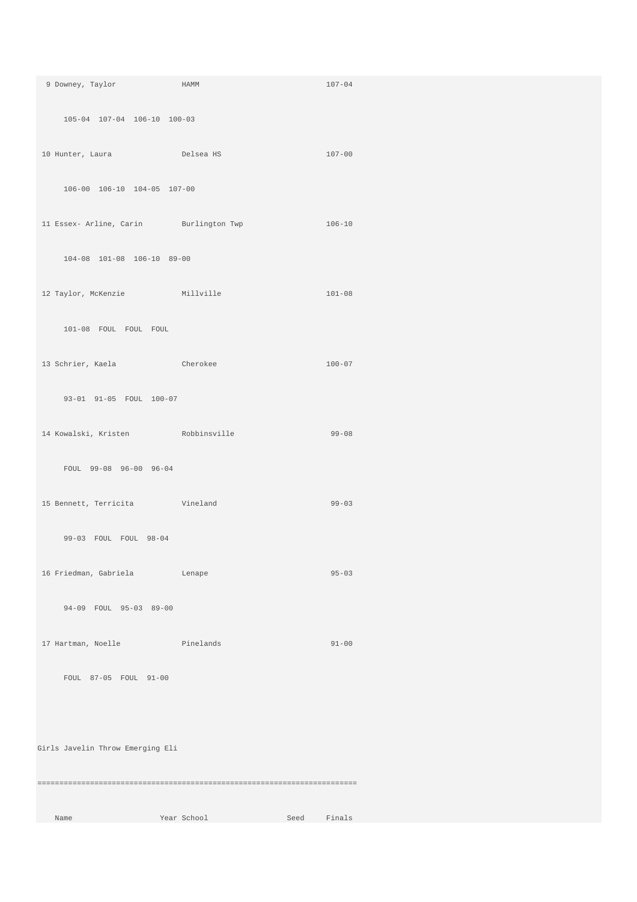```
  9 Downey, Taylor              HAMM                           107-04
       105-04  107-04  106-10  100-03
 10 Hunter, Laura               Delsea HS                      107-00
       106-00  106-10  104-05  107-00
 11 Essex- Arline, Carin        Burlington Twp                 106-10
       104-08  101-08  106-10  89-00
 12 Taylor, McKenzie            Millville                      101-08
       101-08  FOUL  FOUL  FOUL
 13 Schrier, Kaela              Cherokee                       100-07
       93-01  91-05  FOUL  100-07
 14 Kowalski, Kristen           Robbinsville                    99-08
       FOUL  99-08  96-00  96-04
 15 Bennett, Terricita          Vineland                        99-03
       99-03  FOUL  FOUL  98-04
 16 Friedman, Gabriela          Lenape                          95-03
       94-09  FOUL  95-03  89-00
 17 Hartman, Noelle             Pinelands                       91-00
       FOUL  87-05  FOUL  91-00
```

Girls Javelin Throw Emerging Eli

```
=========================================================================
    Name                    Year School                 Seed     Finals
```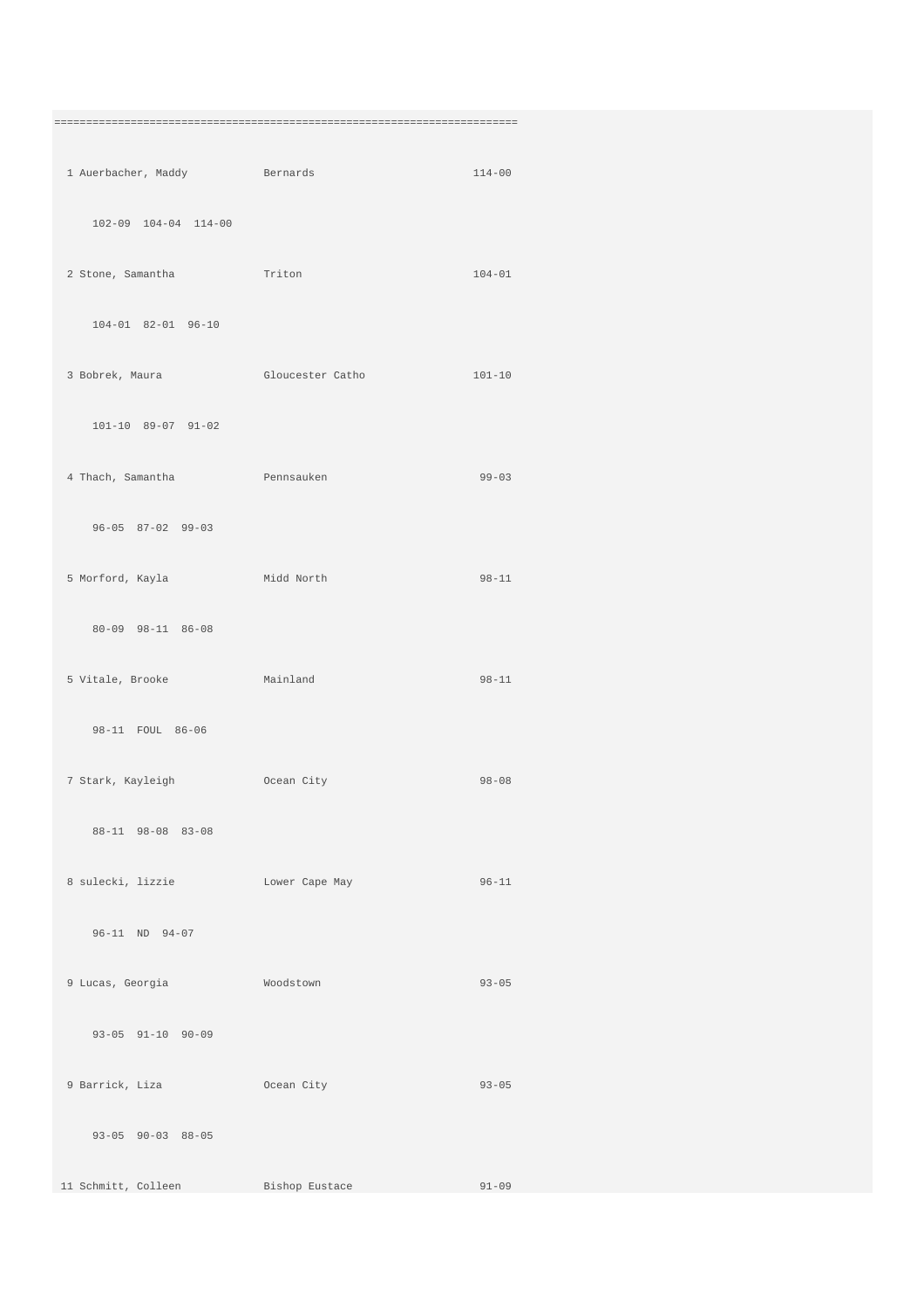```
=========================================================================
  1 Auerbacher, Maddy           Bernards                        114-00
      102-09  104-04  114-00
  2 Stone, Samantha             Triton                          104-01
      104-01  82-01  96-10
  3 Bobrek, Maura               Gloucester Catho                101-10
      101-10  89-07  91-02
  4 Thach, Samantha             Pennsauken                       99-03
      96-05  87-02  99-03
  5 Morford, Kayla              Midd North                       98-11
      80-09  98-11  86-08
  5 Vitale, Brooke              Mainland                         98-11
      98-11  FOUL  86-06
  7 Stark, Kayleigh             Ocean City                       98-08
      88-11  98-08  83-08
  8 sulecki, lizzie             Lower Cape May                   96-11
      96-11  ND  94-07
  9 Lucas, Georgia              Woodstown                        93-05
      93-05  91-10  90-09
  9 Barrick, Liza               Ocean City                       93-05
      93-05  90-03  88-05
 11 Schmitt, Colleen            Bishop Eustace                   91-09
```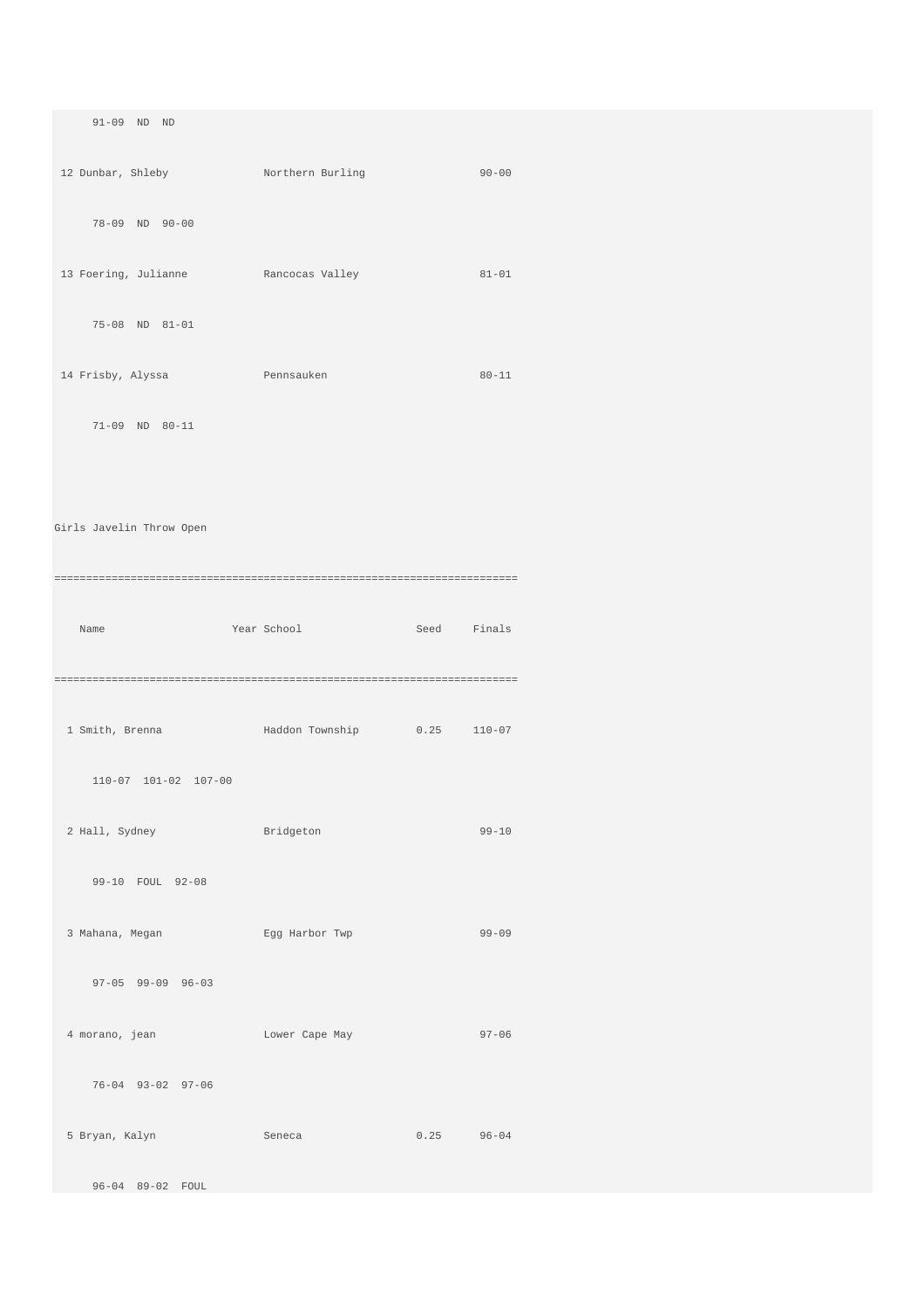```
     91-09  ND  ND

 12 Dunbar, Shleby              Northern Burling                 90-00

     78-09  ND  90-00

 13 Foering, Julianne           Rancocas Valley                  81-01

     75-08  ND  81-01

 14 Frisby, Alyssa              Pennsauken                       80-11

     71-09  ND  80-11
```

Girls Javelin Throw Open

```
=========================================================================
    Name                    Year School                 Seed     Finals
=========================================================================
  1 Smith, Brenna               Haddon Township         0.25     110-07
     110-07  101-02  107-00
  2 Hall, Sydney                Bridgeton                         99-10
     99-10  FOUL  92-08
  3 Mahana, Megan               Egg Harbor Twp                    99-09
     97-05  99-09  96-03
  4 morano, jean                Lower Cape May                    97-06
     76-04  93-02  97-06
  5 Bryan, Kalyn                Seneca                  0.25      96-04
     96-04  89-02  FOUL
```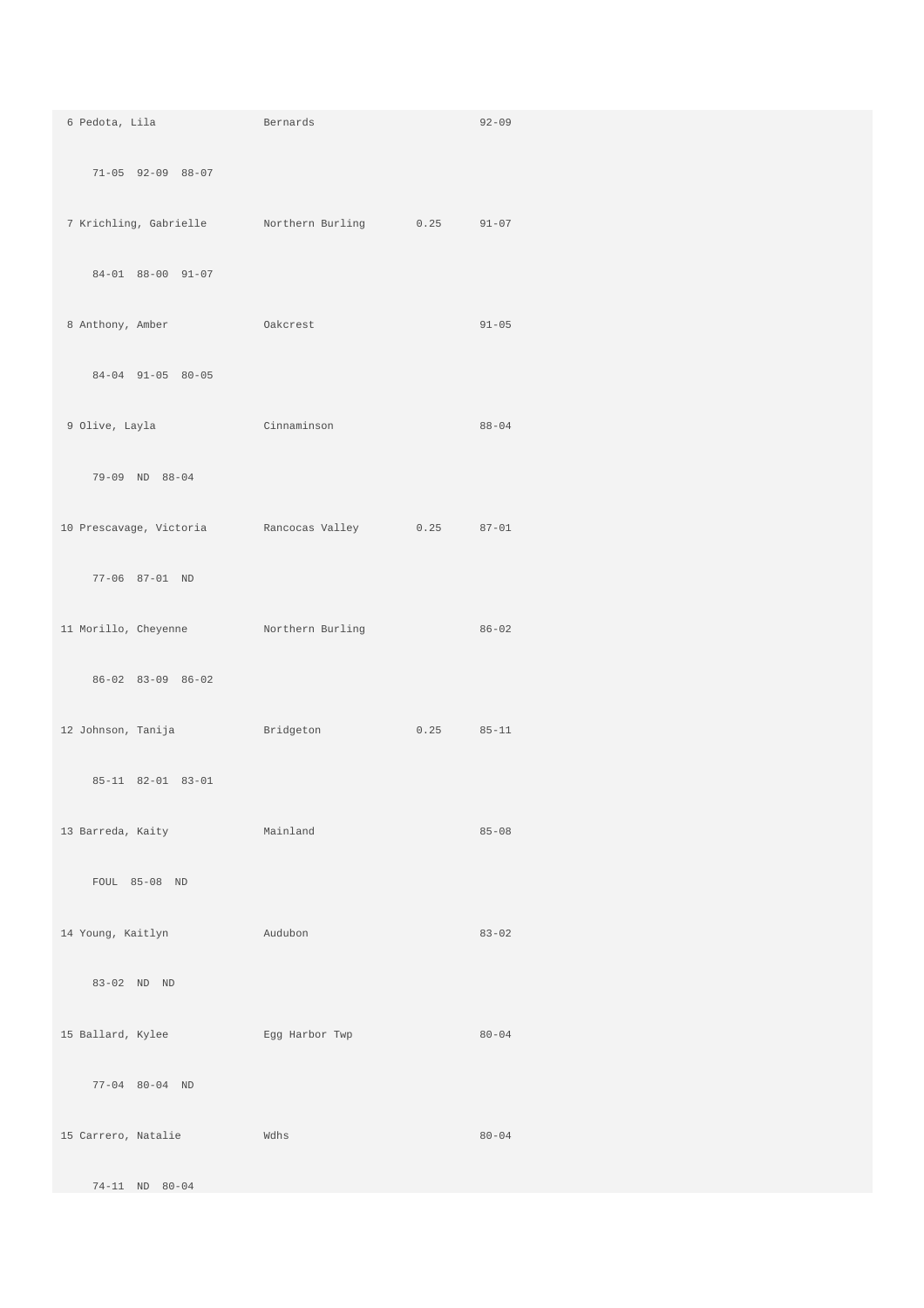```
 6 Pedota, Lila              Bernards                    92-09

     71-05  92-09  88-07

 7 Krichling, Gabrielle      Northern Burling     0.25   91-07

     84-01  88-00  91-07

 8 Anthony, Amber            Oakcrest                    91-05

     84-04  91-05  80-05

 9 Olive, Layla              Cinnaminson                 88-04

     79-09  ND  88-04

10 Prescavage, Victoria      Rancocas Valley      0.25   87-01

     77-06  87-01  ND

11 Morillo, Cheyenne         Northern Burling            86-02

     86-02  83-09  86-02

12 Johnson, Tanija           Bridgeton            0.25   85-11

     85-11  82-01  83-01

13 Barreda, Kaity            Mainland                    85-08

     FOUL  85-08  ND

14 Young, Kaitlyn            Audubon                     83-02

     83-02  ND  ND

15 Ballard, Kylee            Egg Harbor Twp              80-04

     77-04  80-04  ND

15 Carrero, Natalie          Wdhs                        80-04

     74-11  ND  80-04
```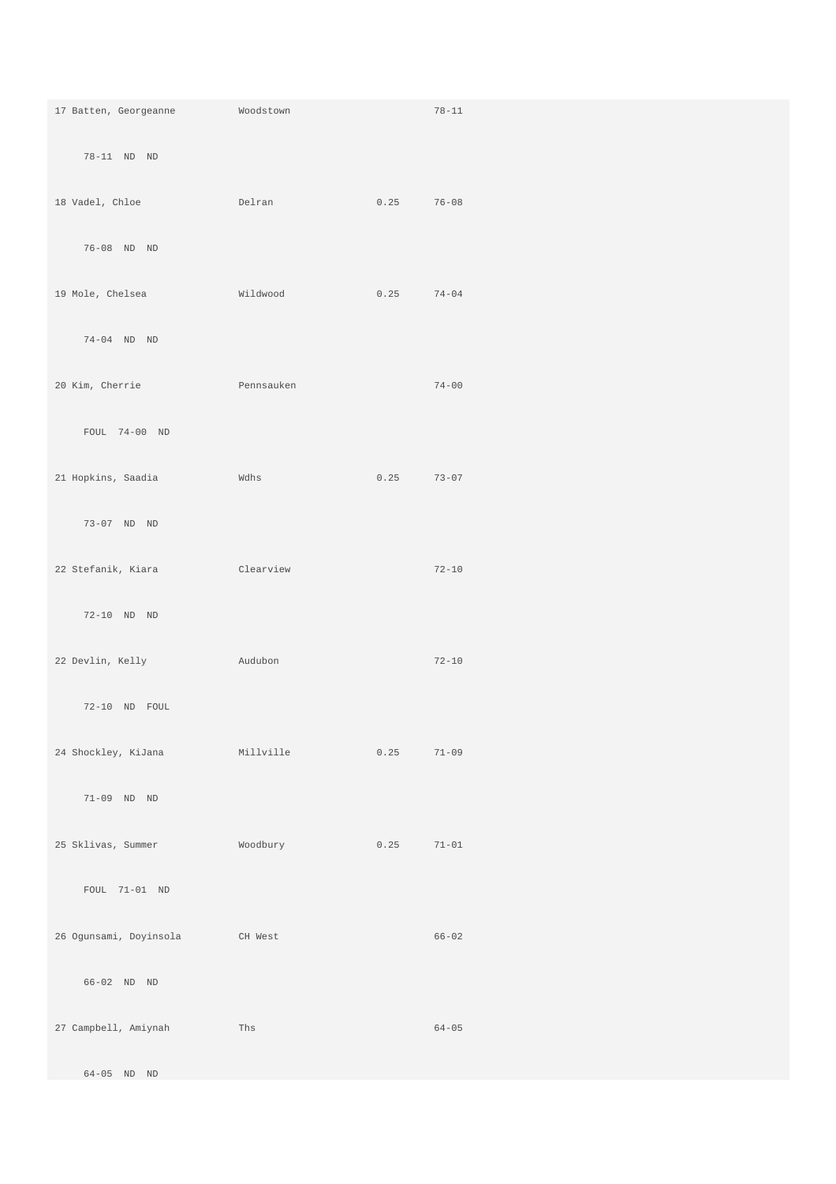17 Batten, Georgeanne Woodstown 78-11

78-11 ND ND

18 Vadel, Chloe Delran 0.25 76-08

76-08 ND ND

19 Mole, Chelsea Wildwood 0.25 74-04

74-04 ND ND

20 Kim, Cherrie Pennsauken 74-00

FOUL 74-00 ND

21 Hopkins, Saadia Wdhs 0.25 73-07

73-07 ND ND

22 Stefanik, Kiara Clearview 72-10

72-10 ND ND

22 Devlin, Kelly Audubon 72-10

72-10 ND FOUL

24 Shockley, KiJana Millville 0.25 71-09

71-09 ND ND

25 Sklivas, Summer Woodbury 0.25 71-01

FOUL 71-01 ND

26 Ogunsami, Doyinsola CH West 66-02

66-02 ND ND

27 Campbell, Amiynah Ths 64-05

64-05 ND ND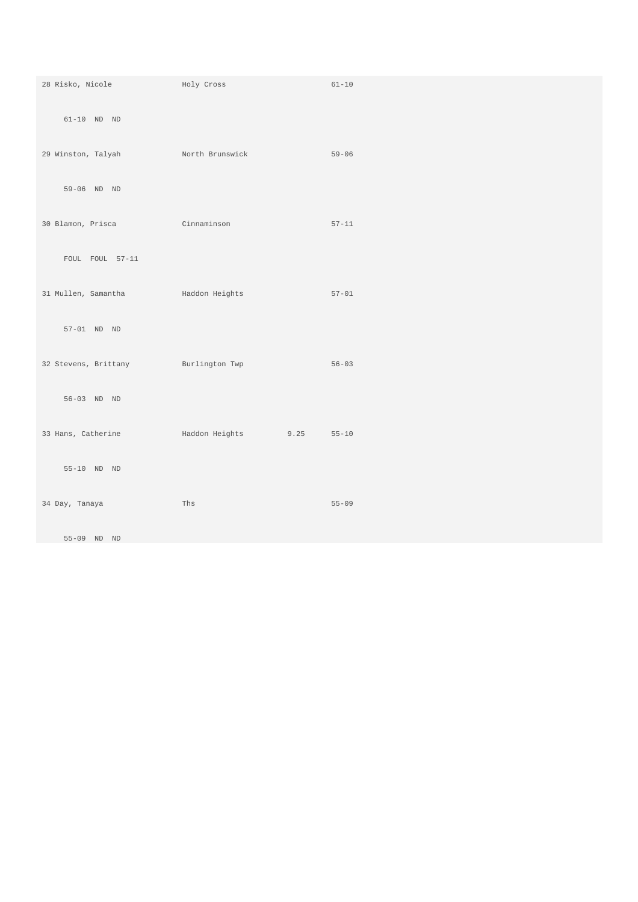```
28 Risko, Nicole               Holy Cross                        61-10

     61-10  ND  ND

29 Winston, Talyah             North Brunswick                   59-06

     59-06  ND  ND

30 Blamon, Prisca              Cinnaminson                       57-11

     FOUL  FOUL  57-11

31 Mullen, Samantha            Haddon Heights                    57-01

     57-01  ND  ND

32 Stevens, Brittany           Burlington Twp                    56-03

     56-03  ND  ND

33 Hans, Catherine             Haddon Heights          9.25      55-10

     55-10  ND  ND

34 Day, Tanaya                 Ths                               55-09

     55-09  ND  ND
```